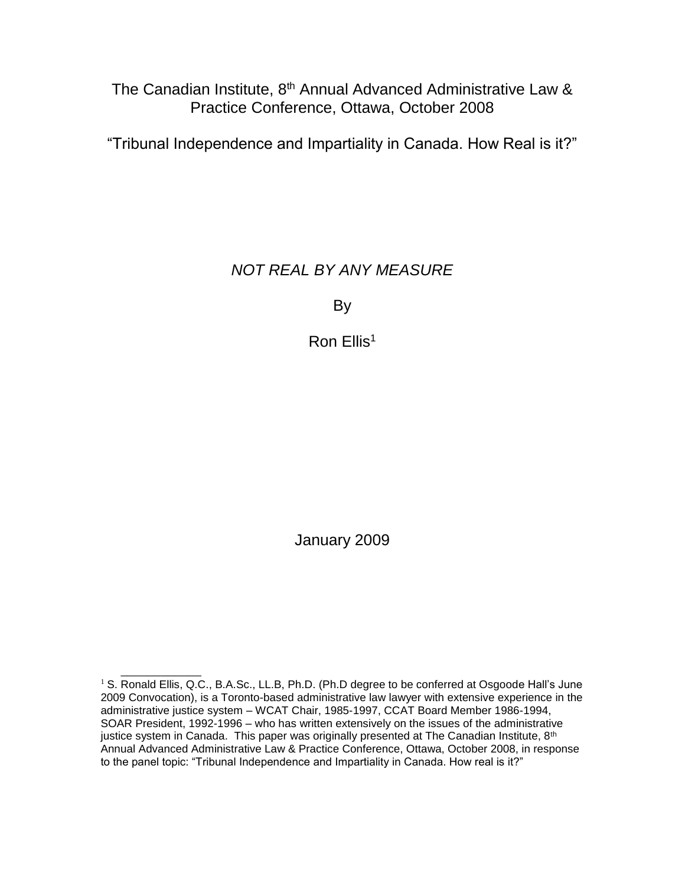The Canadian Institute, 8th Annual Advanced Administrative Law & Practice Conference, Ottawa, October 2008

"Tribunal Independence and Impartiality in Canada. How Real is it?"

# *NOT REAL BY ANY MEASURE*

By

Ron Ellis[1]

January 2009

---

[1] S. Ronald Ellis, Q.C., B.A.Sc., LL.B, Ph.D. (Ph.D degree to be conferred at Osgoode Hall's June 2009 Convocation), is a Toronto-based administrative law lawyer with extensive experience in the administrative justice system – WCAT Chair, 1985-1997, CCAT Board Member 1986-1994, SOAR President, 1992-1996 – who has written extensively on the issues of the administrative justice system in Canada. This paper was originally presented at The Canadian Institute, 8th Annual Advanced Administrative Law & Practice Conference, Ottawa, October 2008, in response to the panel topic: "Tribunal Independence and Impartiality in Canada. How real is it?"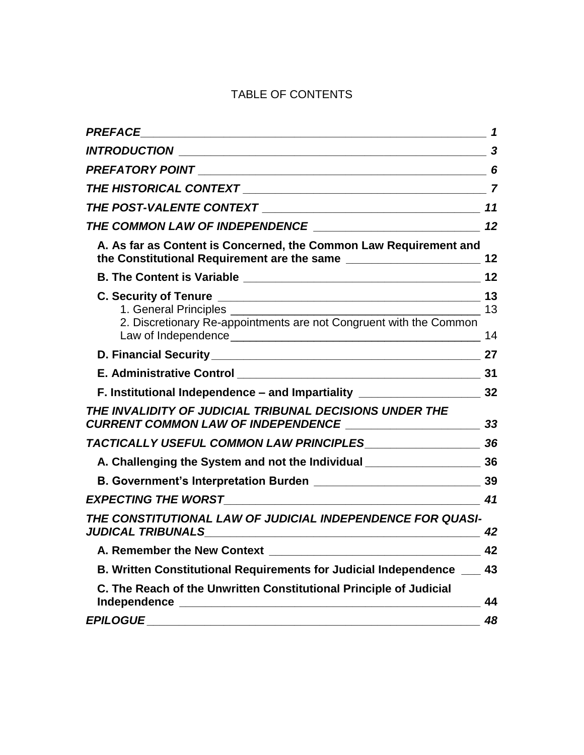# TABLE OF CONTENTS

| | |
|---|---|
| ***PREFACE*** | ***1*** |
| ***INTRODUCTION*** | ***3*** |
| ***PREFATORY POINT*** | ***6*** |
| ***THE HISTORICAL CONTEXT*** | ***7*** |
| ***THE POST-VALENTE CONTEXT*** | ***11*** |
| ***THE COMMON LAW OF INDEPENDENCE*** | ***12*** |
| **A. As far as Content is Concerned, the Common Law Requirement and the Constitutional Requirement are the same** | **12** |
| **B. The Content is Variable** | **12** |
| **C. Security of Tenure** | **13** |
| 1. General Principles | 13 |
| 2. Discretionary Re-appointments are not Congruent with the Common Law of Independence | 14 |
| **D. Financial Security** | **27** |
| **E. Administrative Control** | **31** |
| **F. Institutional Independence – and Impartiality** | **32** |
| ***THE INVALIDITY OF JUDICIAL TRIBUNAL DECISIONS UNDER THE CURRENT COMMON LAW OF INDEPENDENCE*** | ***33*** |
| ***TACTICALLY USEFUL COMMON LAW PRINCIPLES*** | ***36*** |
| **A. Challenging the System and not the Individual** | **36** |
| **B. Government's Interpretation Burden** | **39** |
| ***EXPECTING THE WORST*** | ***41*** |
| ***THE CONSTITUTIONAL LAW OF JUDICIAL INDEPENDENCE FOR QUASI-JUDICAL TRIBUNALS*** | ***42*** |
| **A. Remember the New Context** | **42** |
| **B. Written Constitutional Requirements for Judicial Independence** | **43** |
| **C. The Reach of the Unwritten Constitutional Principle of Judicial Independence** | **44** |
| ***EPILOGUE*** | ***48*** |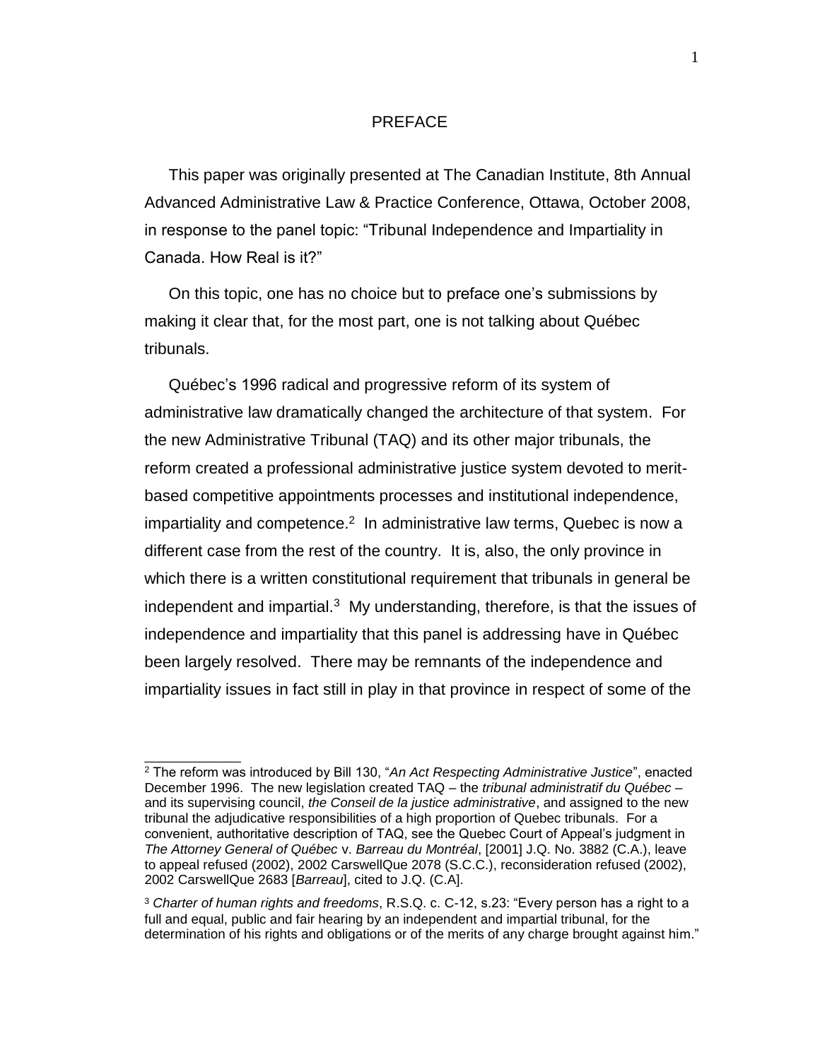## PREFACE

This paper was originally presented at The Canadian Institute, 8th Annual Advanced Administrative Law & Practice Conference, Ottawa, October 2008, in response to the panel topic: "Tribunal Independence and Impartiality in Canada. How Real is it?"

On this topic, one has no choice but to preface one's submissions by making it clear that, for the most part, one is not talking about Québec tribunals.

Québec's 1996 radical and progressive reform of its system of administrative law dramatically changed the architecture of that system. For the new Administrative Tribunal (TAQ) and its other major tribunals, the reform created a professional administrative justice system devoted to merit-based competitive appointments processes and institutional independence, impartiality and competence.[2] In administrative law terms, Quebec is now a different case from the rest of the country. It is, also, the only province in which there is a written constitutional requirement that tribunals in general be independent and impartial.[3] My understanding, therefore, is that the issues of independence and impartiality that this panel is addressing have in Québec been largely resolved. There may be remnants of the independence and impartiality issues in fact still in play in that province in respect of some of the

---

[2] The reform was introduced by Bill 130, "*An Act Respecting Administrative Justice*", enacted December 1996. The new legislation created TAQ – the *tribunal administratif du Québec* – and its supervising council, *the Conseil de la justice administrative*, and assigned to the new tribunal the adjudicative responsibilities of a high proportion of Quebec tribunals. For a convenient, authoritative description of TAQ, see the Quebec Court of Appeal's judgment in *The Attorney General of Québec* v. *Barreau du Montréal*, [2001] J.Q. No. 3882 (C.A.), leave to appeal refused (2002), 2002 CarswellQue 2078 (S.C.C.), reconsideration refused (2002), 2002 CarswellQue 2683 [*Barreau*], cited to J.Q. (C.A].

[3] *Charter of human rights and freedoms*, R.S.Q. c. C-12, s.23: "Every person has a right to a full and equal, public and fair hearing by an independent and impartial tribunal, for the determination of his rights and obligations or of the merits of any charge brought against him."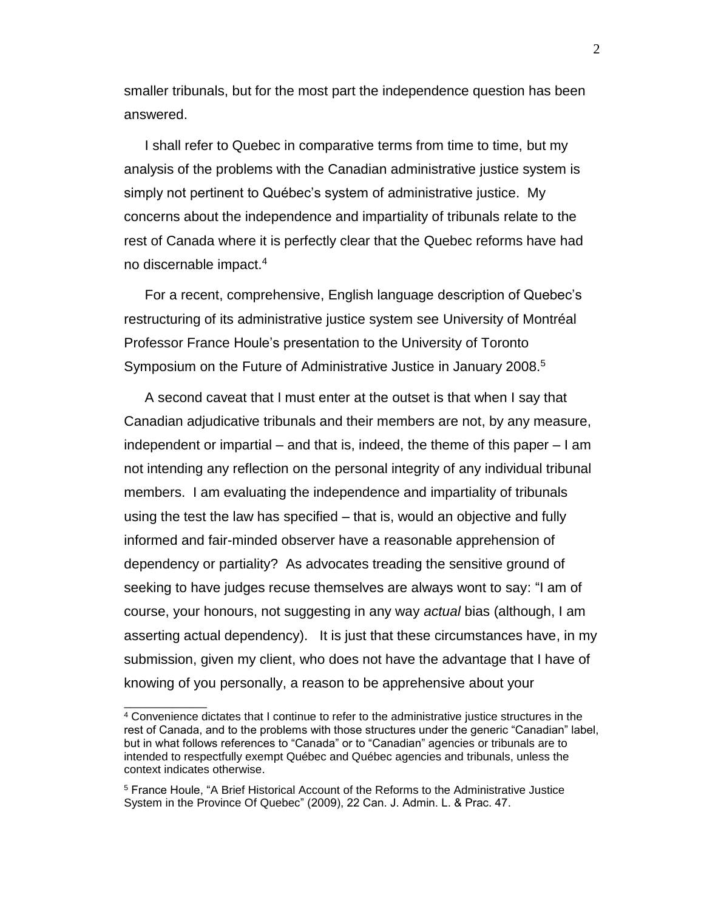smaller tribunals, but for the most part the independence question has been answered.

I shall refer to Quebec in comparative terms from time to time, but my analysis of the problems with the Canadian administrative justice system is simply not pertinent to Québec's system of administrative justice. My concerns about the independence and impartiality of tribunals relate to the rest of Canada where it is perfectly clear that the Quebec reforms have had no discernable impact.[4]

For a recent, comprehensive, English language description of Quebec's restructuring of its administrative justice system see University of Montréal Professor France Houle's presentation to the University of Toronto Symposium on the Future of Administrative Justice in January 2008.[5]

A second caveat that I must enter at the outset is that when I say that Canadian adjudicative tribunals and their members are not, by any measure, independent or impartial – and that is, indeed, the theme of this paper – I am not intending any reflection on the personal integrity of any individual tribunal members. I am evaluating the independence and impartiality of tribunals using the test the law has specified – that is, would an objective and fully informed and fair-minded observer have a reasonable apprehension of dependency or partiality? As advocates treading the sensitive ground of seeking to have judges recuse themselves are always wont to say: "I am of course, your honours, not suggesting in any way *actual* bias (although, I am asserting actual dependency). It is just that these circumstances have, in my submission, given my client, who does not have the advantage that I have of knowing of you personally, a reason to be apprehensive about your

---

[4] Convenience dictates that I continue to refer to the administrative justice structures in the rest of Canada, and to the problems with those structures under the generic "Canadian" label, but in what follows references to "Canada" or to "Canadian" agencies or tribunals are to intended to respectfully exempt Québec and Québec agencies and tribunals, unless the context indicates otherwise.

[5] France Houle, "A Brief Historical Account of the Reforms to the Administrative Justice System in the Province Of Quebec" (2009), 22 Can. J. Admin. L. & Prac. 47.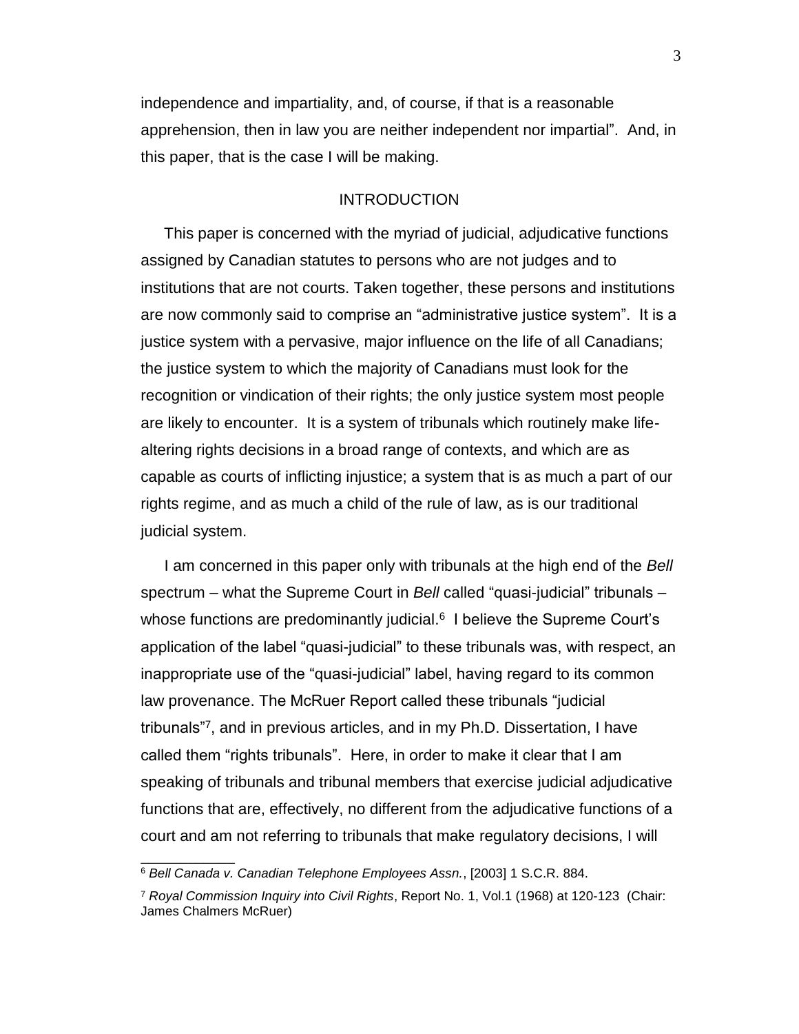independence and impartiality, and, of course, if that is a reasonable apprehension, then in law you are neither independent nor impartial". And, in this paper, that is the case I will be making.

## INTRODUCTION

This paper is concerned with the myriad of judicial, adjudicative functions assigned by Canadian statutes to persons who are not judges and to institutions that are not courts. Taken together, these persons and institutions are now commonly said to comprise an "administrative justice system". It is a justice system with a pervasive, major influence on the life of all Canadians; the justice system to which the majority of Canadians must look for the recognition or vindication of their rights; the only justice system most people are likely to encounter. It is a system of tribunals which routinely make life-altering rights decisions in a broad range of contexts, and which are as capable as courts of inflicting injustice; a system that is as much a part of our rights regime, and as much a child of the rule of law, as is our traditional judicial system.

I am concerned in this paper only with tribunals at the high end of the *Bell* spectrum – what the Supreme Court in *Bell* called "quasi-judicial" tribunals – whose functions are predominantly judicial.[6] I believe the Supreme Court's application of the label "quasi-judicial" to these tribunals was, with respect, an inappropriate use of the "quasi-judicial" label, having regard to its common law provenance. The McRuer Report called these tribunals "judicial tribunals"[7], and in previous articles, and in my Ph.D. Dissertation, I have called them "rights tribunals". Here, in order to make it clear that I am speaking of tribunals and tribunal members that exercise judicial adjudicative functions that are, effectively, no different from the adjudicative functions of a court and am not referring to tribunals that make regulatory decisions, I will

---

[6] *Bell Canada v. Canadian Telephone Employees Assn.*, [2003] 1 S.C.R. 884.

[7] *Royal Commission Inquiry into Civil Rights*, Report No. 1, Vol.1 (1968) at 120-123 (Chair: James Chalmers McRuer)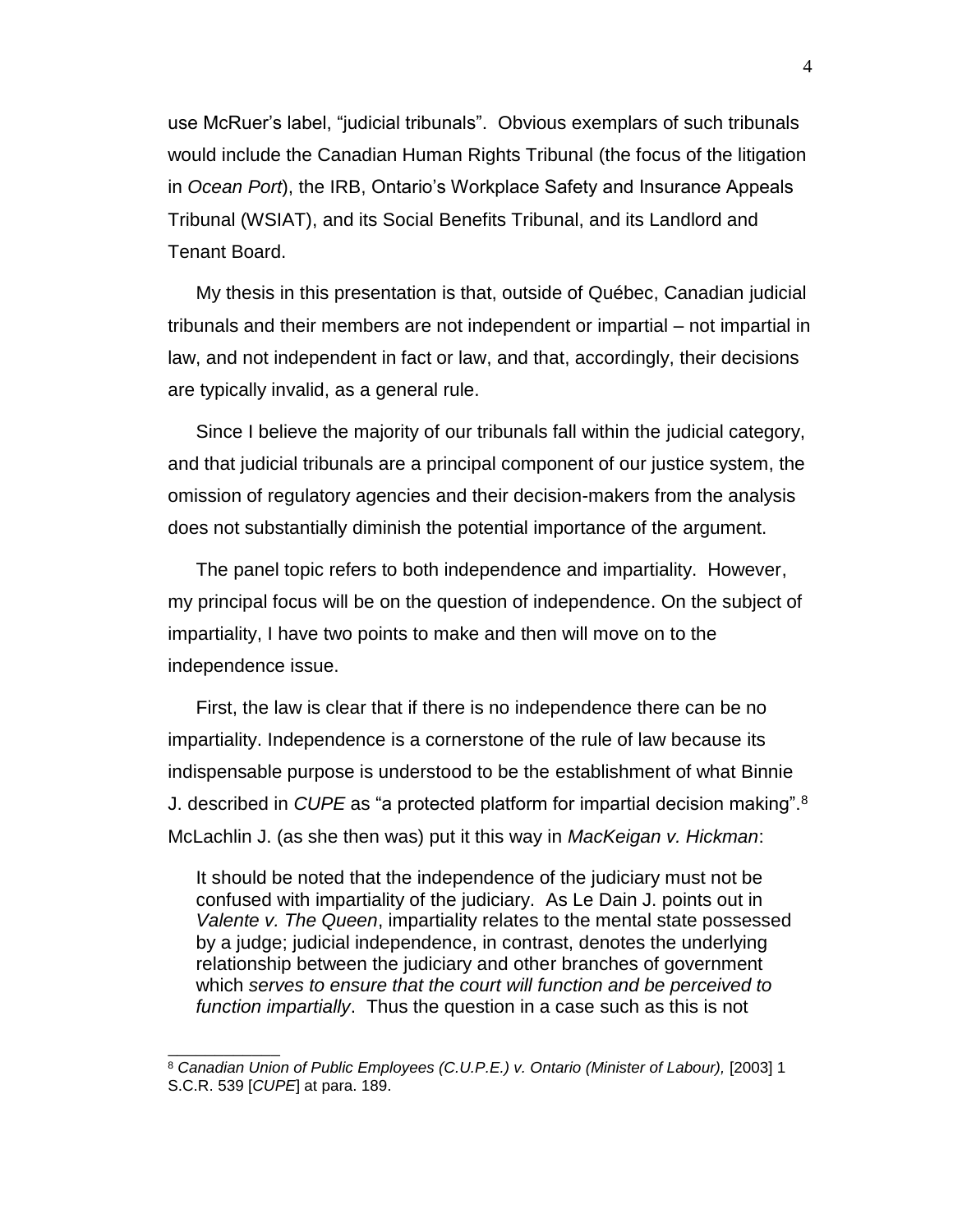use McRuer's label, "judicial tribunals". Obvious exemplars of such tribunals would include the Canadian Human Rights Tribunal (the focus of the litigation in *Ocean Port*), the IRB, Ontario's Workplace Safety and Insurance Appeals Tribunal (WSIAT), and its Social Benefits Tribunal, and its Landlord and Tenant Board.

My thesis in this presentation is that, outside of Québec, Canadian judicial tribunals and their members are not independent or impartial – not impartial in law, and not independent in fact or law, and that, accordingly, their decisions are typically invalid, as a general rule.

Since I believe the majority of our tribunals fall within the judicial category, and that judicial tribunals are a principal component of our justice system, the omission of regulatory agencies and their decision-makers from the analysis does not substantially diminish the potential importance of the argument.

The panel topic refers to both independence and impartiality. However, my principal focus will be on the question of independence. On the subject of impartiality, I have two points to make and then will move on to the independence issue.

First, the law is clear that if there is no independence there can be no impartiality. Independence is a cornerstone of the rule of law because its indispensable purpose is understood to be the establishment of what Binnie J. described in *CUPE* as "a protected platform for impartial decision making".[8] McLachlin J. (as she then was) put it this way in *MacKeigan v. Hickman*:

> It should be noted that the independence of the judiciary must not be confused with impartiality of the judiciary. As Le Dain J. points out in *Valente v. The Queen*, impartiality relates to the mental state possessed by a judge; judicial independence, in contrast, denotes the underlying relationship between the judiciary and other branches of government which *serves to ensure that the court will function and be perceived to function impartially*. Thus the question in a case such as this is not

---

[8] *Canadian Union of Public Employees (C.U.P.E.) v. Ontario (Minister of Labour),* [2003] 1 S.C.R. 539 [*CUPE*] at para. 189.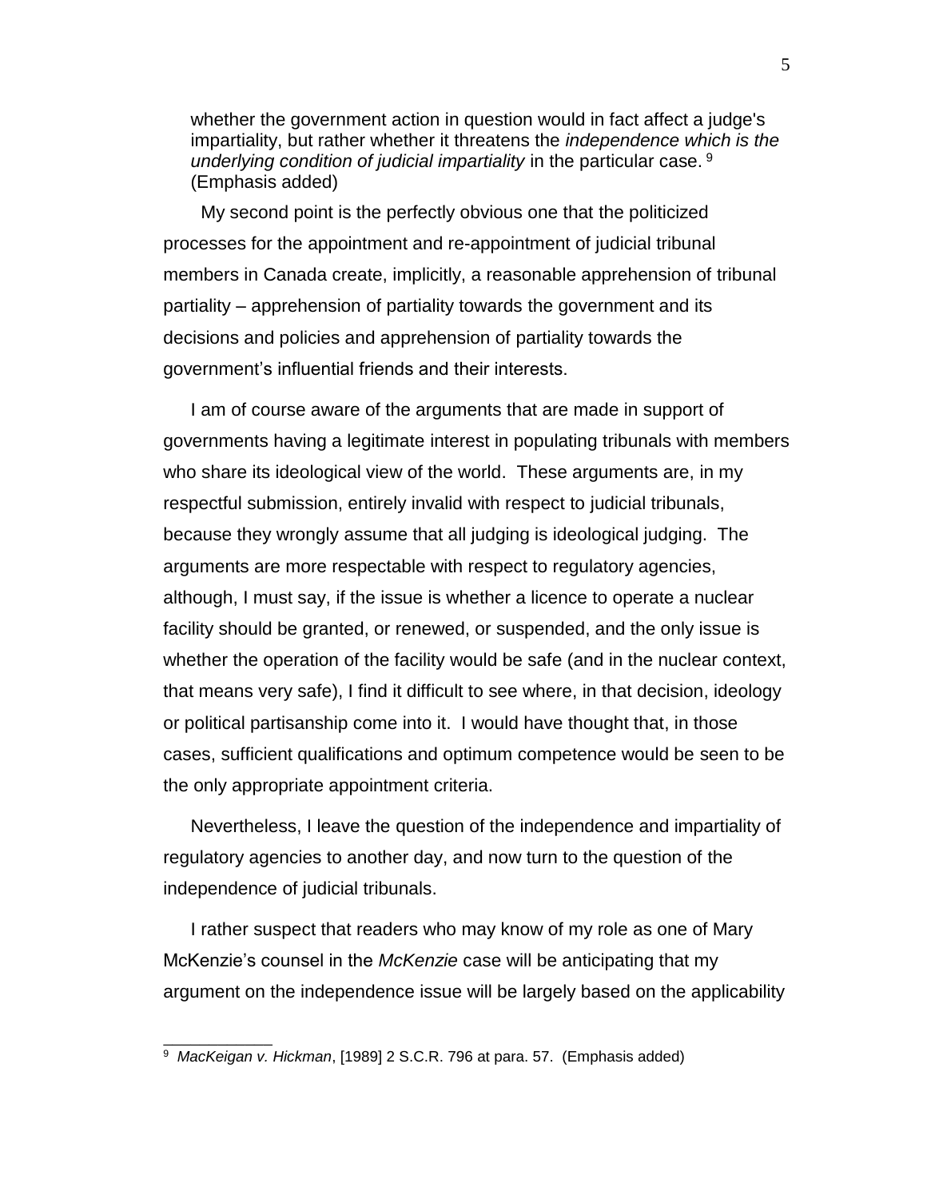> whether the government action in question would in fact affect a judge's impartiality, but rather whether it threatens the *independence which is the underlying condition of judicial impartiality* in the particular case. [9] (Emphasis added)

My second point is the perfectly obvious one that the politicized processes for the appointment and re-appointment of judicial tribunal members in Canada create, implicitly, a reasonable apprehension of tribunal partiality – apprehension of partiality towards the government and its decisions and policies and apprehension of partiality towards the government's influential friends and their interests.

I am of course aware of the arguments that are made in support of governments having a legitimate interest in populating tribunals with members who share its ideological view of the world. These arguments are, in my respectful submission, entirely invalid with respect to judicial tribunals, because they wrongly assume that all judging is ideological judging. The arguments are more respectable with respect to regulatory agencies, although, I must say, if the issue is whether a licence to operate a nuclear facility should be granted, or renewed, or suspended, and the only issue is whether the operation of the facility would be safe (and in the nuclear context, that means very safe), I find it difficult to see where, in that decision, ideology or political partisanship come into it. I would have thought that, in those cases, sufficient qualifications and optimum competence would be seen to be the only appropriate appointment criteria.

Nevertheless, I leave the question of the independence and impartiality of regulatory agencies to another day, and now turn to the question of the independence of judicial tribunals.

I rather suspect that readers who may know of my role as one of Mary McKenzie's counsel in the *McKenzie* case will be anticipating that my argument on the independence issue will be largely based on the applicability

---

[9] *MacKeigan v. Hickman*, [1989] 2 S.C.R. 796 at para. 57. (Emphasis added)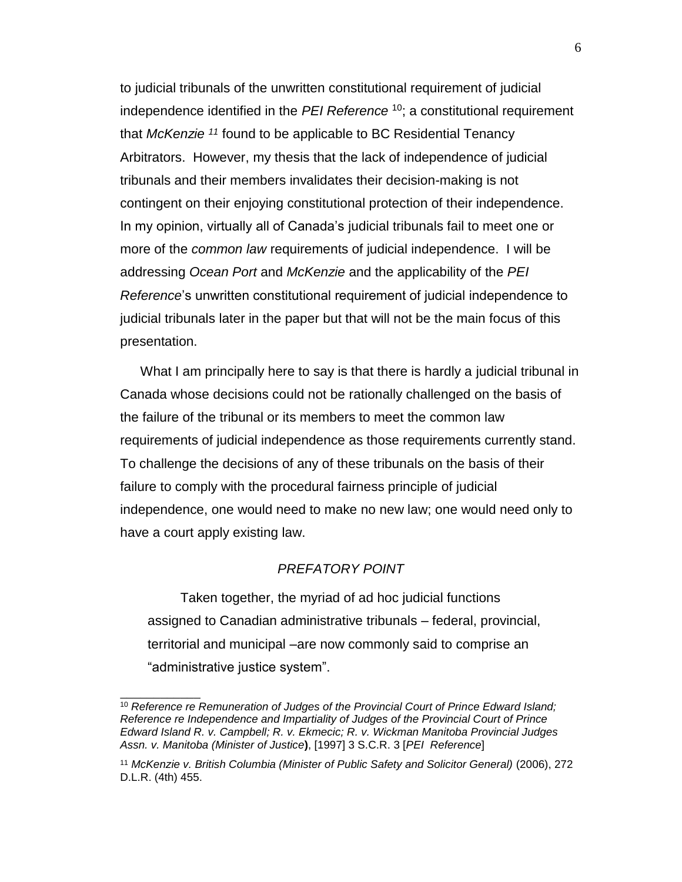to judicial tribunals of the unwritten constitutional requirement of judicial independence identified in the *PEI Reference* [10]; a constitutional requirement that *McKenzie* [11] found to be applicable to BC Residential Tenancy Arbitrators. However, my thesis that the lack of independence of judicial tribunals and their members invalidates their decision-making is not contingent on their enjoying constitutional protection of their independence. In my opinion, virtually all of Canada's judicial tribunals fail to meet one or more of the *common law* requirements of judicial independence. I will be addressing *Ocean Port* and *McKenzie* and the applicability of the *PEI Reference*'s unwritten constitutional requirement of judicial independence to judicial tribunals later in the paper but that will not be the main focus of this presentation.

What I am principally here to say is that there is hardly a judicial tribunal in Canada whose decisions could not be rationally challenged on the basis of the failure of the tribunal or its members to meet the common law requirements of judicial independence as those requirements currently stand. To challenge the decisions of any of these tribunals on the basis of their failure to comply with the procedural fairness principle of judicial independence, one would need to make no new law; one would need only to have a court apply existing law.

## *PREFATORY POINT*

Taken together, the myriad of ad hoc judicial functions assigned to Canadian administrative tribunals – federal, provincial, territorial and municipal –are now commonly said to comprise an "administrative justice system".

---

[10] *Reference re Remuneration of Judges of the Provincial Court of Prince Edward Island; Reference re Independence and Impartiality of Judges of the Provincial Court of Prince Edward Island R. v. Campbell; R. v. Ekmecic; R. v. Wickman Manitoba Provincial Judges Assn. v. Manitoba (Minister of Justice*), [1997] 3 S.C.R. 3 [*PEI Reference*]

[11] *McKenzie v. British Columbia (Minister of Public Safety and Solicitor General)* (2006), 272 D.L.R. (4th) 455.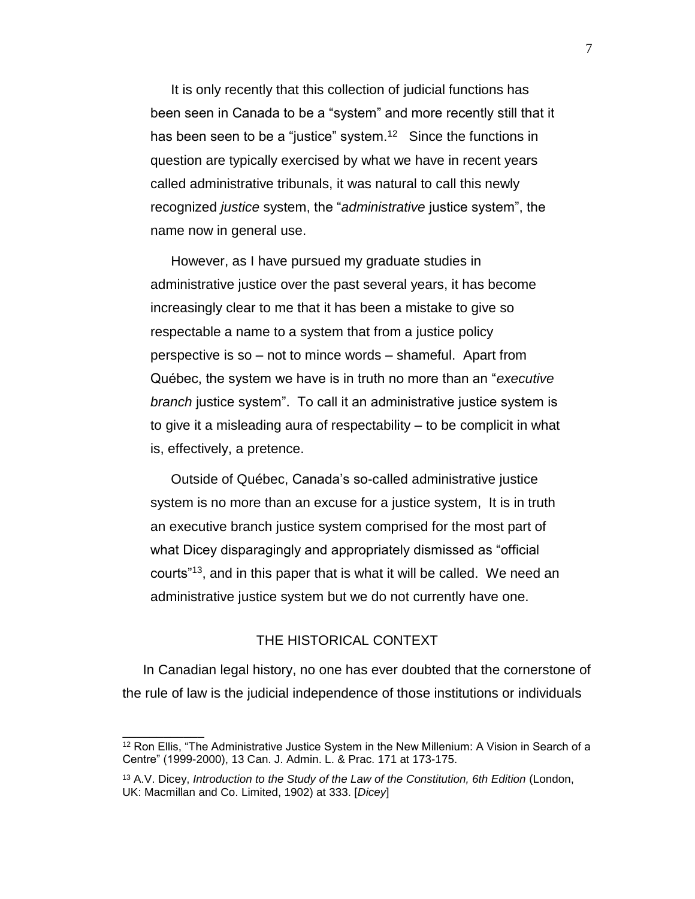It is only recently that this collection of judicial functions has been seen in Canada to be a "system" and more recently still that it has been seen to be a "justice" system.[12] Since the functions in question are typically exercised by what we have in recent years called administrative tribunals, it was natural to call this newly recognized *justice* system, the "*administrative* justice system", the name now in general use.

However, as I have pursued my graduate studies in administrative justice over the past several years, it has become increasingly clear to me that it has been a mistake to give so respectable a name to a system that from a justice policy perspective is so – not to mince words – shameful. Apart from Québec, the system we have is in truth no more than an "*executive branch* justice system". To call it an administrative justice system is to give it a misleading aura of respectability – to be complicit in what is, effectively, a pretence.

Outside of Québec, Canada's so-called administrative justice system is no more than an excuse for a justice system, It is in truth an executive branch justice system comprised for the most part of what Dicey disparagingly and appropriately dismissed as "official courts"[13], and in this paper that is what it will be called. We need an administrative justice system but we do not currently have one.

## THE HISTORICAL CONTEXT

In Canadian legal history, no one has ever doubted that the cornerstone of the rule of law is the judicial independence of those institutions or individuals

---

[12] Ron Ellis, "The Administrative Justice System in the New Millenium: A Vision in Search of a Centre" (1999-2000), 13 Can. J. Admin. L. & Prac. 171 at 173-175.

[13] A.V. Dicey, *Introduction to the Study of the Law of the Constitution, 6th Edition* (London, UK: Macmillan and Co. Limited, 1902) at 333. [*Dicey*]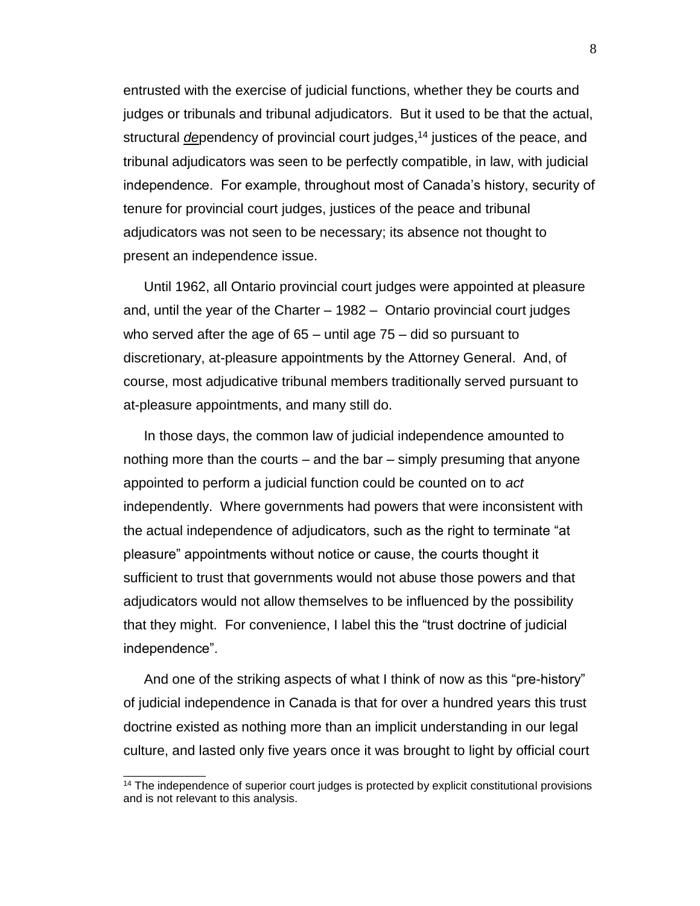entrusted with the exercise of judicial functions, whether they be courts and judges or tribunals and tribunal adjudicators. But it used to be that the actual, structural ***de***pendency of provincial court judges,[14] justices of the peace, and tribunal adjudicators was seen to be perfectly compatible, in law, with judicial independence. For example, throughout most of Canada's history, security of tenure for provincial court judges, justices of the peace and tribunal adjudicators was not seen to be necessary; its absence not thought to present an independence issue.

Until 1962, all Ontario provincial court judges were appointed at pleasure and, until the year of the Charter – 1982 – Ontario provincial court judges who served after the age of 65 – until age 75 – did so pursuant to discretionary, at-pleasure appointments by the Attorney General. And, of course, most adjudicative tribunal members traditionally served pursuant to at-pleasure appointments, and many still do.

In those days, the common law of judicial independence amounted to nothing more than the courts – and the bar – simply presuming that anyone appointed to perform a judicial function could be counted on to *act* independently. Where governments had powers that were inconsistent with the actual independence of adjudicators, such as the right to terminate "at pleasure" appointments without notice or cause, the courts thought it sufficient to trust that governments would not abuse those powers and that adjudicators would not allow themselves to be influenced by the possibility that they might. For convenience, I label this the "trust doctrine of judicial independence".

And one of the striking aspects of what I think of now as this "pre-history" of judicial independence in Canada is that for over a hundred years this trust doctrine existed as nothing more than an implicit understanding in our legal culture, and lasted only five years once it was brought to light by official court

[14] The independence of superior court judges is protected by explicit constitutional provisions and is not relevant to this analysis.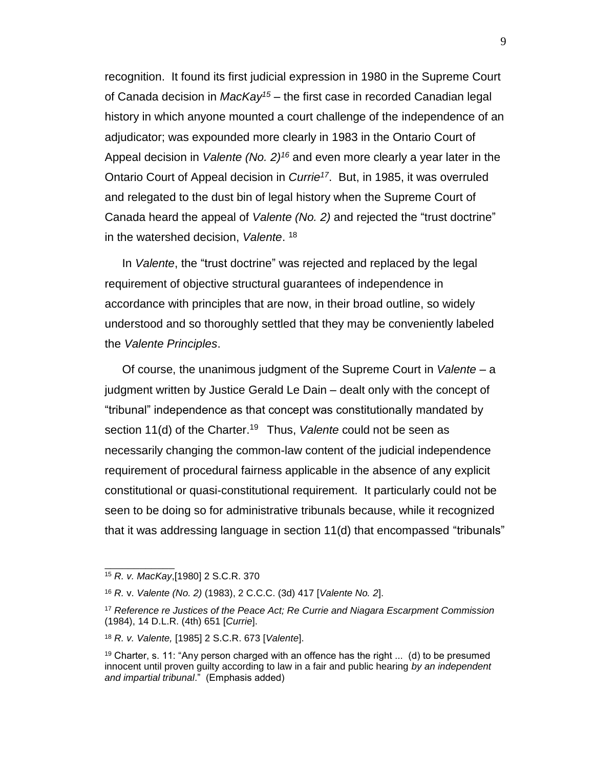recognition. It found its first judicial expression in 1980 in the Supreme Court of Canada decision in *MacKay*[15] – the first case in recorded Canadian legal history in which anyone mounted a court challenge of the independence of an adjudicator; was expounded more clearly in 1983 in the Ontario Court of Appeal decision in *Valente (No. 2)*[16] and even more clearly a year later in the Ontario Court of Appeal decision in *Currie*[17]. But, in 1985, it was overruled and relegated to the dust bin of legal history when the Supreme Court of Canada heard the appeal of *Valente (No. 2)* and rejected the "trust doctrine" in the watershed decision, *Valente*. [18]

In *Valente*, the "trust doctrine" was rejected and replaced by the legal requirement of objective structural guarantees of independence in accordance with principles that are now, in their broad outline, so widely understood and so thoroughly settled that they may be conveniently labeled the *Valente Principles*.

Of course, the unanimous judgment of the Supreme Court in *Valente* – a judgment written by Justice Gerald Le Dain – dealt only with the concept of "tribunal" independence as that concept was constitutionally mandated by section 11(d) of the Charter.[19] Thus, *Valente* could not be seen as necessarily changing the common-law content of the judicial independence requirement of procedural fairness applicable in the absence of any explicit constitutional or quasi-constitutional requirement. It particularly could not be seen to be doing so for administrative tribunals because, while it recognized that it was addressing language in section 11(d) that encompassed "tribunals"

---

[15] *R. v. MacKay*,[1980] 2 S.C.R. 370

[16] *R.* v. *Valente (No. 2)* (1983), 2 C.C.C. (3d) 417 [*Valente No. 2*].

[17] *Reference re Justices of the Peace Act; Re Currie and Niagara Escarpment Commission* (1984), 14 D.L.R. (4th) 651 [*Currie*].

[18] *R. v. Valente,* [1985] 2 S.C.R. 673 [*Valente*].

[19] Charter, s. 11: "Any person charged with an offence has the right ... (d) to be presumed innocent until proven guilty according to law in a fair and public hearing *by an independent and impartial tribunal*." (Emphasis added)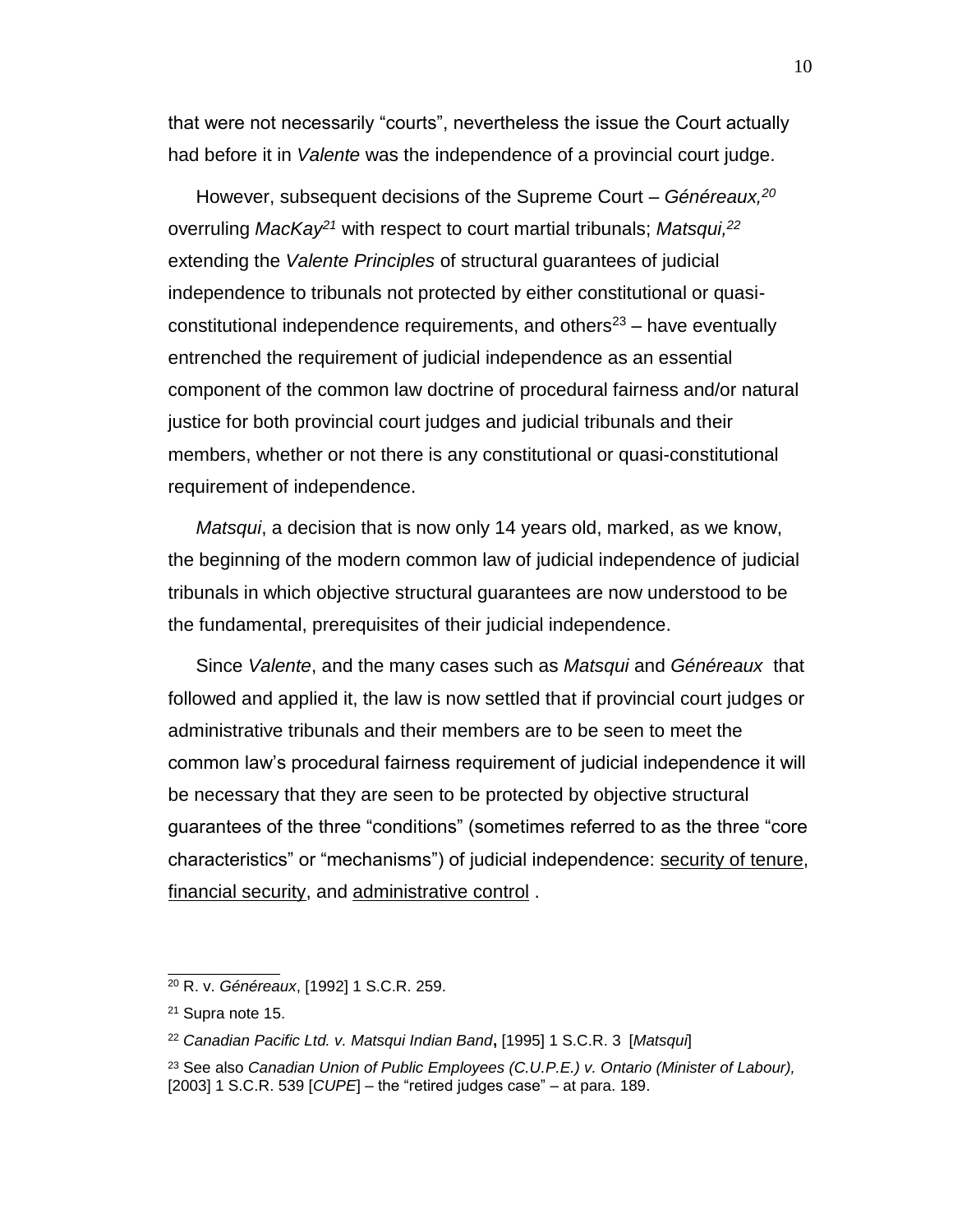that were not necessarily "courts", nevertheless the issue the Court actually had before it in *Valente* was the independence of a provincial court judge.

However, subsequent decisions of the Supreme Court – *Généreaux,*[20] overruling *MacKay*[21] with respect to court martial tribunals; *Matsqui,*[22] extending the *Valente Principles* of structural guarantees of judicial independence to tribunals not protected by either constitutional or quasi-constitutional independence requirements, and others[23] – have eventually entrenched the requirement of judicial independence as an essential component of the common law doctrine of procedural fairness and/or natural justice for both provincial court judges and judicial tribunals and their members, whether or not there is any constitutional or quasi-constitutional requirement of independence.

*Matsqui*, a decision that is now only 14 years old, marked, as we know, the beginning of the modern common law of judicial independence of judicial tribunals in which objective structural guarantees are now understood to be the fundamental, prerequisites of their judicial independence.

Since *Valente*, and the many cases such as *Matsqui* and *Généreaux* that followed and applied it, the law is now settled that if provincial court judges or administrative tribunals and their members are to be seen to meet the common law's procedural fairness requirement of judicial independence it will be necessary that they are seen to be protected by objective structural guarantees of the three "conditions" (sometimes referred to as the three "core characteristics" or "mechanisms") of judicial independence: <u>security of tenure</u>, <u>financial security</u>, and <u>administrative control</u> .

---

[20] R. v. *Généreaux*, [1992] 1 S.C.R. 259.

[21] Supra note 15.

[22] *Canadian Pacific Ltd. v. Matsqui Indian Band*, [1995] 1 S.C.R. 3 [*Matsqui*]

[23] See also *Canadian Union of Public Employees (C.U.P.E.) v. Ontario (Minister of Labour),* [2003] 1 S.C.R. 539 [*CUPE*] – the "retired judges case" – at para. 189.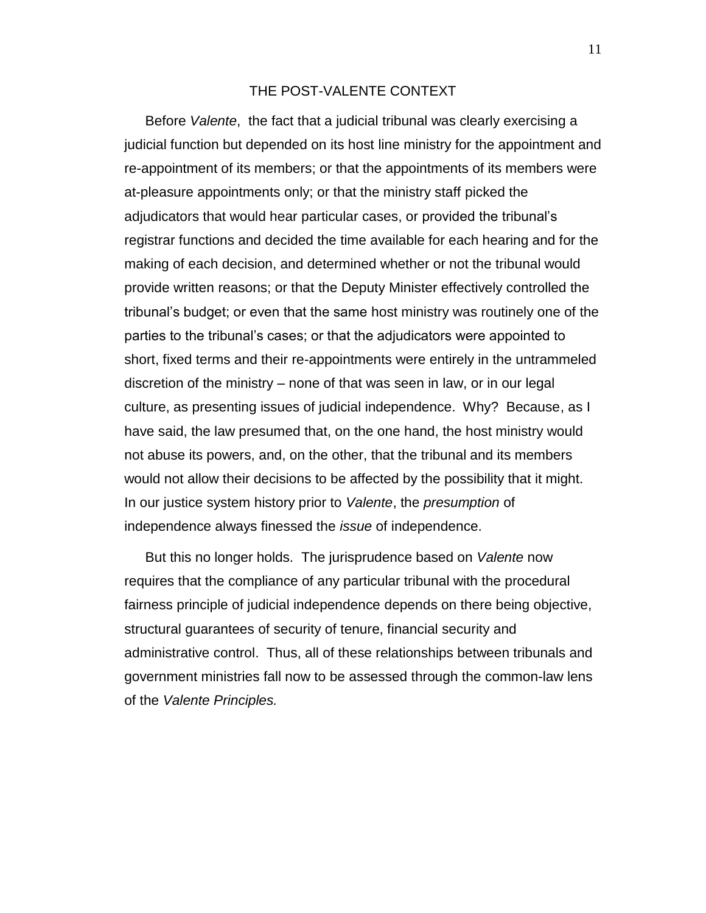## THE POST-VALENTE CONTEXT

Before *Valente*, the fact that a judicial tribunal was clearly exercising a judicial function but depended on its host line ministry for the appointment and re-appointment of its members; or that the appointments of its members were at-pleasure appointments only; or that the ministry staff picked the adjudicators that would hear particular cases, or provided the tribunal's registrar functions and decided the time available for each hearing and for the making of each decision, and determined whether or not the tribunal would provide written reasons; or that the Deputy Minister effectively controlled the tribunal's budget; or even that the same host ministry was routinely one of the parties to the tribunal's cases; or that the adjudicators were appointed to short, fixed terms and their re-appointments were entirely in the untrammeled discretion of the ministry – none of that was seen in law, or in our legal culture, as presenting issues of judicial independence. Why? Because, as I have said, the law presumed that, on the one hand, the host ministry would not abuse its powers, and, on the other, that the tribunal and its members would not allow their decisions to be affected by the possibility that it might. In our justice system history prior to *Valente*, the *presumption* of independence always finessed the *issue* of independence.

But this no longer holds. The jurisprudence based on *Valente* now requires that the compliance of any particular tribunal with the procedural fairness principle of judicial independence depends on there being objective, structural guarantees of security of tenure, financial security and administrative control. Thus, all of these relationships between tribunals and government ministries fall now to be assessed through the common-law lens of the *Valente Principles.*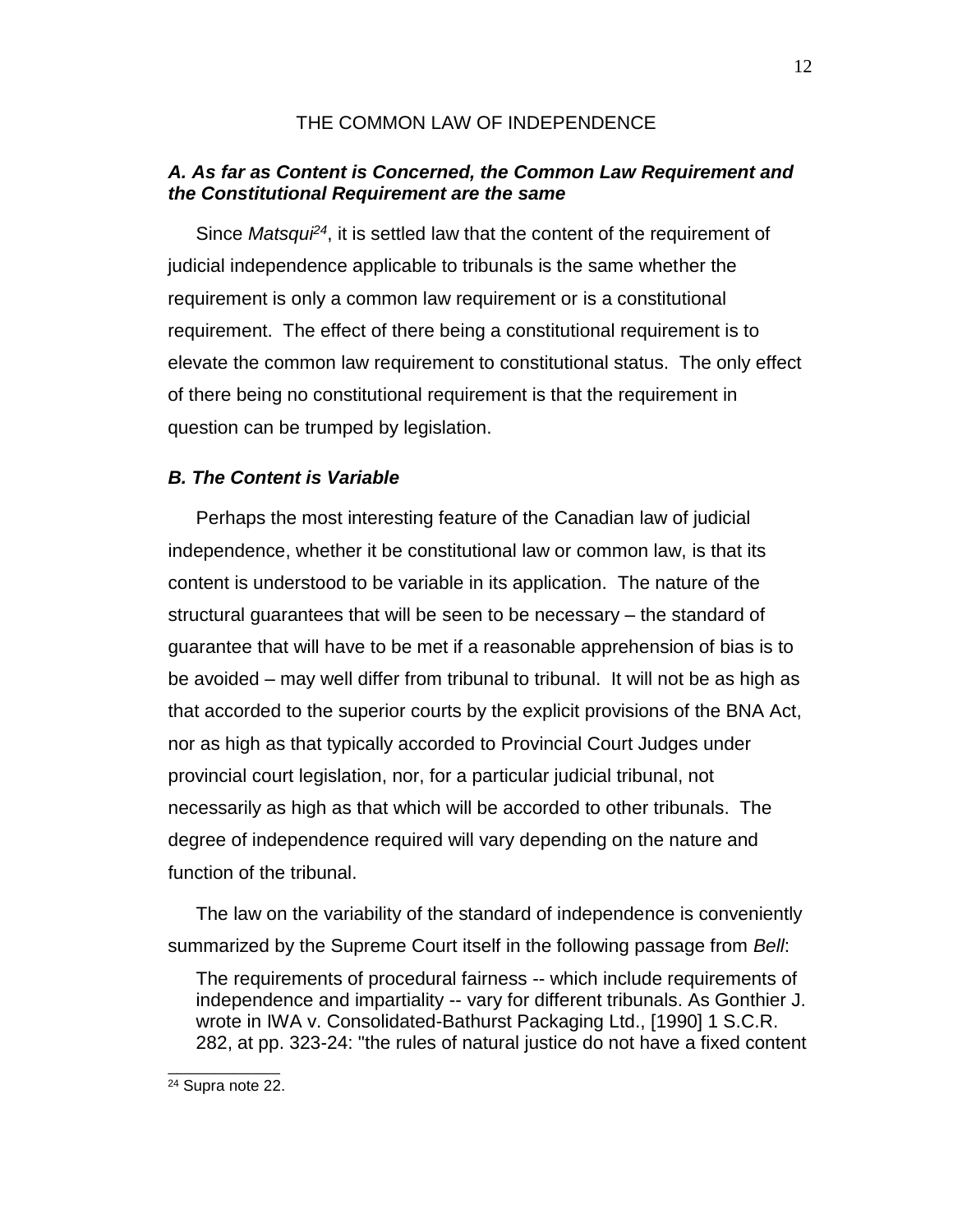THE COMMON LAW OF INDEPENDENCE

### *A. As far as Content is Concerned, the Common Law Requirement and the Constitutional Requirement are the same*

Since *Matsqui*[24], it is settled law that the content of the requirement of judicial independence applicable to tribunals is the same whether the requirement is only a common law requirement or is a constitutional requirement. The effect of there being a constitutional requirement is to elevate the common law requirement to constitutional status. The only effect of there being no constitutional requirement is that the requirement in question can be trumped by legislation.

### *B. The Content is Variable*

Perhaps the most interesting feature of the Canadian law of judicial independence, whether it be constitutional law or common law, is that its content is understood to be variable in its application. The nature of the structural guarantees that will be seen to be necessary – the standard of guarantee that will have to be met if a reasonable apprehension of bias is to be avoided – may well differ from tribunal to tribunal. It will not be as high as that accorded to the superior courts by the explicit provisions of the BNA Act, nor as high as that typically accorded to Provincial Court Judges under provincial court legislation, nor, for a particular judicial tribunal, not necessarily as high as that which will be accorded to other tribunals. The degree of independence required will vary depending on the nature and function of the tribunal.

The law on the variability of the standard of independence is conveniently summarized by the Supreme Court itself in the following passage from *Bell*:

> The requirements of procedural fairness -- which include requirements of independence and impartiality -- vary for different tribunals. As Gonthier J. wrote in IWA v. Consolidated-Bathurst Packaging Ltd., [1990] 1 S.C.R. 282, at pp. 323-24: "the rules of natural justice do not have a fixed content

---

[24] Supra note 22.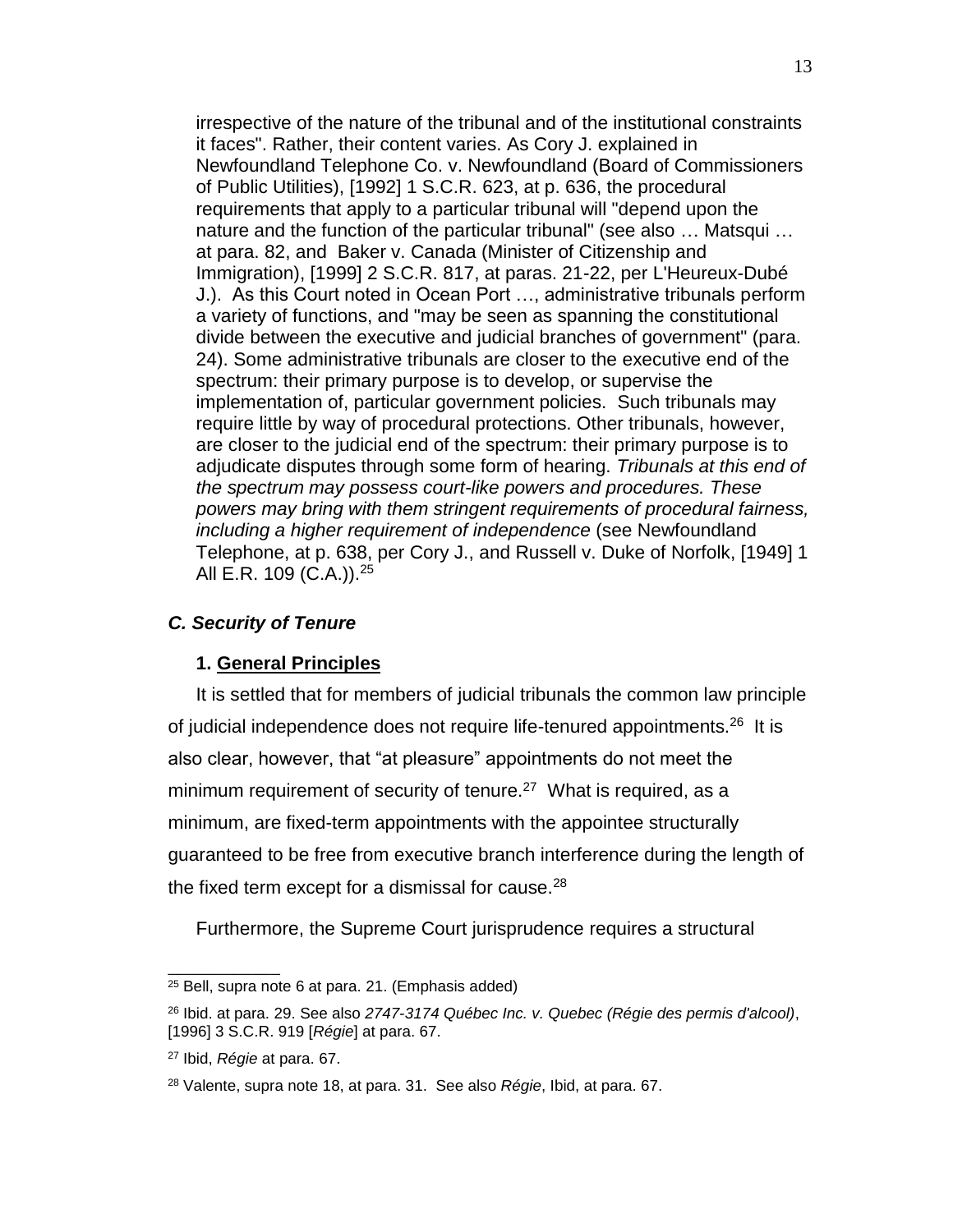irrespective of the nature of the tribunal and of the institutional constraints it faces". Rather, their content varies. As Cory J. explained in Newfoundland Telephone Co. v. Newfoundland (Board of Commissioners of Public Utilities), [1992] 1 S.C.R. 623, at p. 636, the procedural requirements that apply to a particular tribunal will "depend upon the nature and the function of the particular tribunal" (see also … Matsqui … at para. 82, and Baker v. Canada (Minister of Citizenship and Immigration), [1999] 2 S.C.R. 817, at paras. 21-22, per L'Heureux-Dubé J.). As this Court noted in Ocean Port …, administrative tribunals perform a variety of functions, and "may be seen as spanning the constitutional divide between the executive and judicial branches of government" (para. 24). Some administrative tribunals are closer to the executive end of the spectrum: their primary purpose is to develop, or supervise the implementation of, particular government policies. Such tribunals may require little by way of procedural protections. Other tribunals, however, are closer to the judicial end of the spectrum: their primary purpose is to adjudicate disputes through some form of hearing. *Tribunals at this end of the spectrum may possess court-like powers and procedures. These powers may bring with them stringent requirements of procedural fairness, including a higher requirement of independence* (see Newfoundland Telephone, at p. 638, per Cory J., and Russell v. Duke of Norfolk, [1949] 1 All E.R. 109 (C.A.)).[25]

### *C. Security of Tenure*

#### 1. General Principles

It is settled that for members of judicial tribunals the common law principle of judicial independence does not require life-tenured appointments.[26] It is also clear, however, that "at pleasure" appointments do not meet the minimum requirement of security of tenure.[27] What is required, as a minimum, are fixed-term appointments with the appointee structurally guaranteed to be free from executive branch interference during the length of the fixed term except for a dismissal for cause.[28]

Furthermore, the Supreme Court jurisprudence requires a structural

---

[25] Bell, supra note 6 at para. 21. (Emphasis added)

[26] Ibid. at para. 29. See also *2747-3174 Québec Inc. v. Quebec (Régie des permis d'alcool)*, [1996] 3 S.C.R. 919 [*Régie*] at para. 67.

[27] Ibid, *Régie* at para. 67.

[28] Valente, supra note 18, at para. 31. See also *Régie*, Ibid, at para. 67.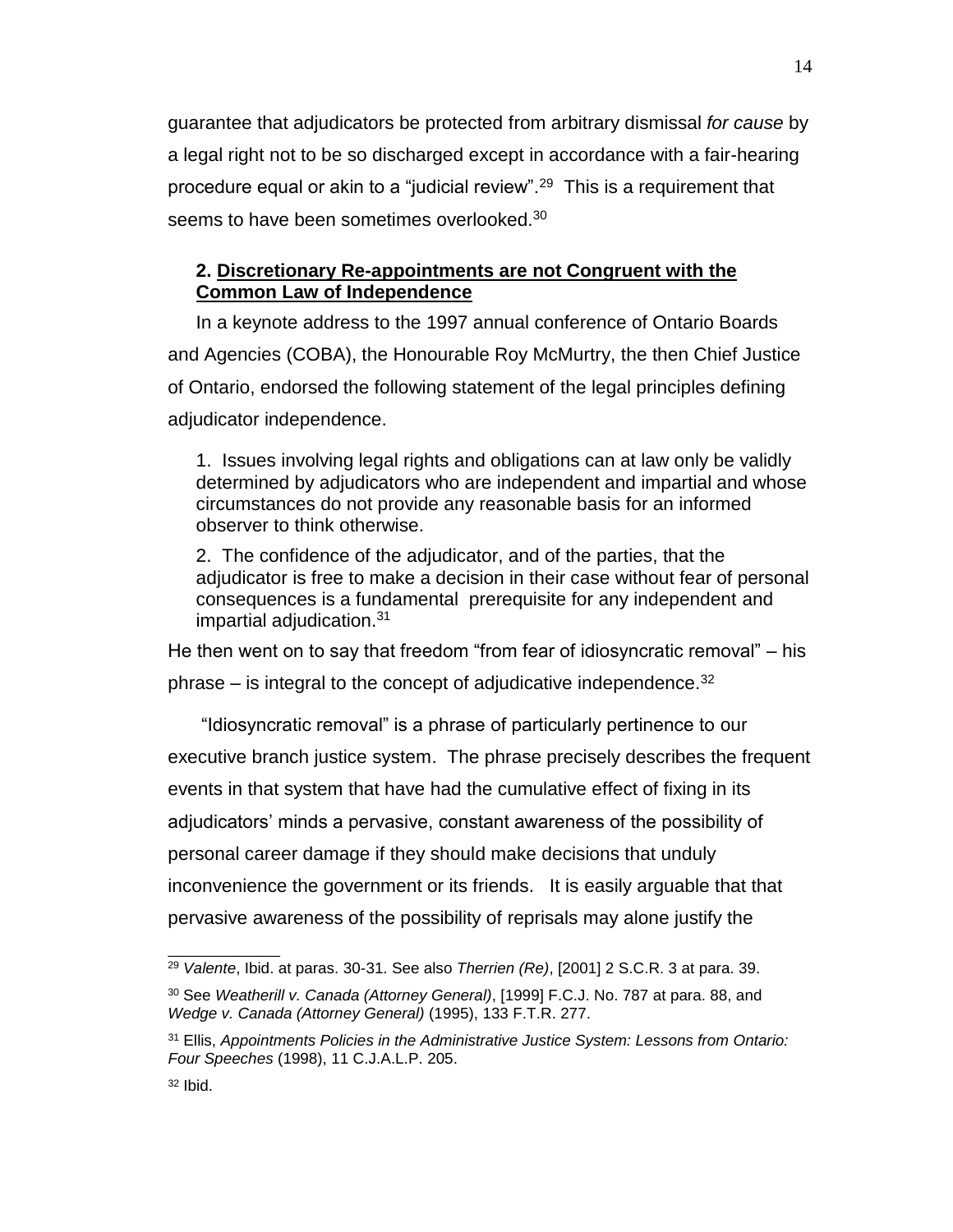guarantee that adjudicators be protected from arbitrary dismissal *for cause* by a legal right not to be so discharged except in accordance with a fair-hearing procedure equal or akin to a "judicial review".[29] This is a requirement that seems to have been sometimes overlooked.[30]

## 2. Discretionary Re-appointments are not Congruent with the Common Law of Independence

In a keynote address to the 1997 annual conference of Ontario Boards and Agencies (COBA), the Honourable Roy McMurtry, the then Chief Justice of Ontario, endorsed the following statement of the legal principles defining adjudicator independence.

> 1. Issues involving legal rights and obligations can at law only be validly determined by adjudicators who are independent and impartial and whose circumstances do not provide any reasonable basis for an informed observer to think otherwise.
>
> 2. The confidence of the adjudicator, and of the parties, that the adjudicator is free to make a decision in their case without fear of personal consequences is a fundamental prerequisite for any independent and impartial adjudication.[31]

He then went on to say that freedom "from fear of idiosyncratic removal" – his phrase – is integral to the concept of adjudicative independence.[32]

"Idiosyncratic removal" is a phrase of particularly pertinence to our executive branch justice system. The phrase precisely describes the frequent events in that system that have had the cumulative effect of fixing in its adjudicators' minds a pervasive, constant awareness of the possibility of personal career damage if they should make decisions that unduly inconvenience the government or its friends. It is easily arguable that that pervasive awareness of the possibility of reprisals may alone justify the

---

[29] *Valente*, Ibid. at paras. 30-31. See also *Therrien (Re)*, [2001] 2 S.C.R. 3 at para. 39.

[30] See *Weatherill v. Canada (Attorney General)*, [1999] F.C.J. No. 787 at para. 88, and *Wedge v. Canada (Attorney General)* (1995), 133 F.T.R. 277.

[31] Ellis, *Appointments Policies in the Administrative Justice System: Lessons from Ontario: Four Speeches* (1998), 11 C.J.A.L.P. 205.

[32] Ibid.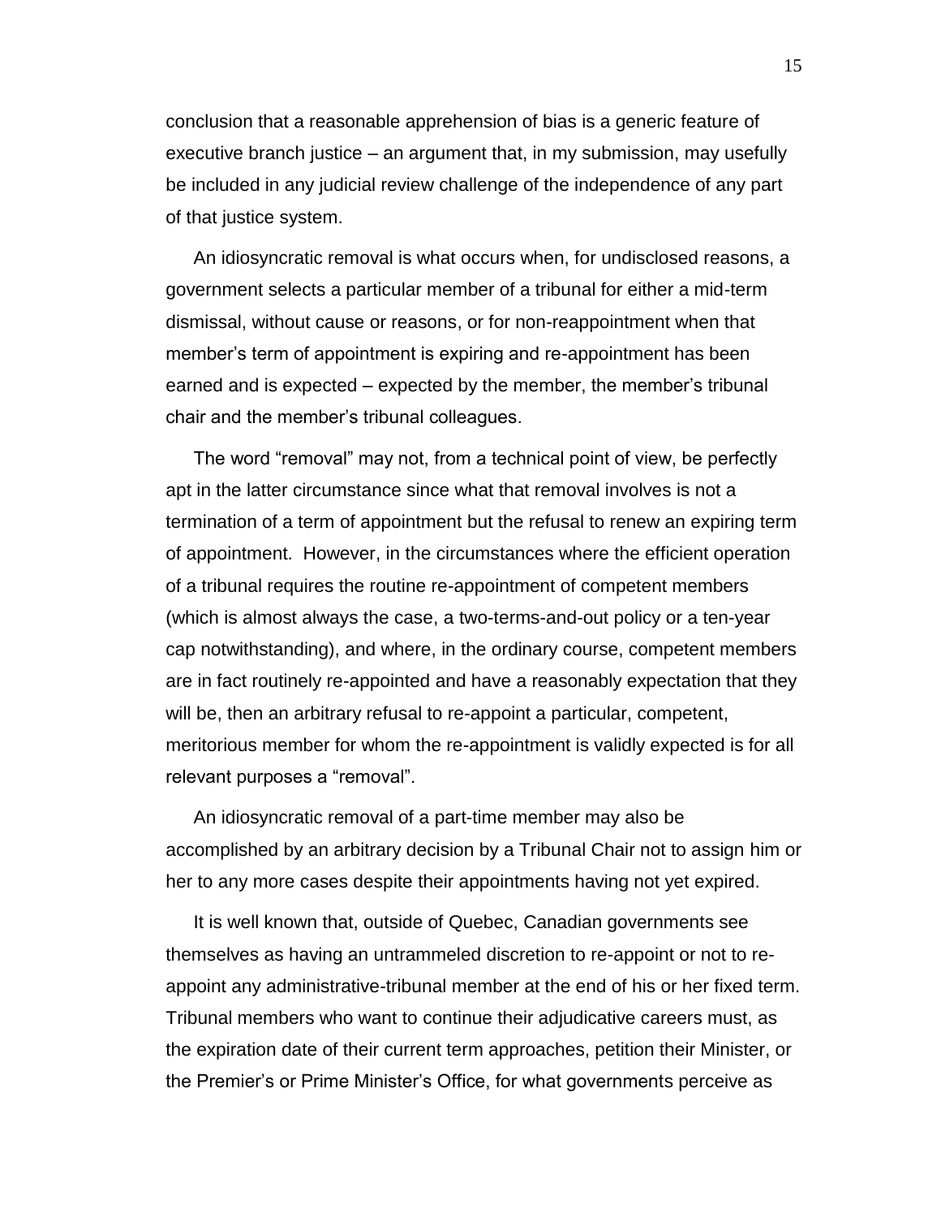conclusion that a reasonable apprehension of bias is a generic feature of executive branch justice – an argument that, in my submission, may usefully be included in any judicial review challenge of the independence of any part of that justice system.

An idiosyncratic removal is what occurs when, for undisclosed reasons, a government selects a particular member of a tribunal for either a mid-term dismissal, without cause or reasons, or for non-reappointment when that member's term of appointment is expiring and re-appointment has been earned and is expected – expected by the member, the member's tribunal chair and the member's tribunal colleagues.

The word "removal" may not, from a technical point of view, be perfectly apt in the latter circumstance since what that removal involves is not a termination of a term of appointment but the refusal to renew an expiring term of appointment. However, in the circumstances where the efficient operation of a tribunal requires the routine re-appointment of competent members (which is almost always the case, a two-terms-and-out policy or a ten-year cap notwithstanding), and where, in the ordinary course, competent members are in fact routinely re-appointed and have a reasonably expectation that they will be, then an arbitrary refusal to re-appoint a particular, competent, meritorious member for whom the re-appointment is validly expected is for all relevant purposes a "removal".

An idiosyncratic removal of a part-time member may also be accomplished by an arbitrary decision by a Tribunal Chair not to assign him or her to any more cases despite their appointments having not yet expired.

It is well known that, outside of Quebec, Canadian governments see themselves as having an untrammeled discretion to re-appoint or not to re-appoint any administrative-tribunal member at the end of his or her fixed term. Tribunal members who want to continue their adjudicative careers must, as the expiration date of their current term approaches, petition their Minister, or the Premier's or Prime Minister's Office, for what governments perceive as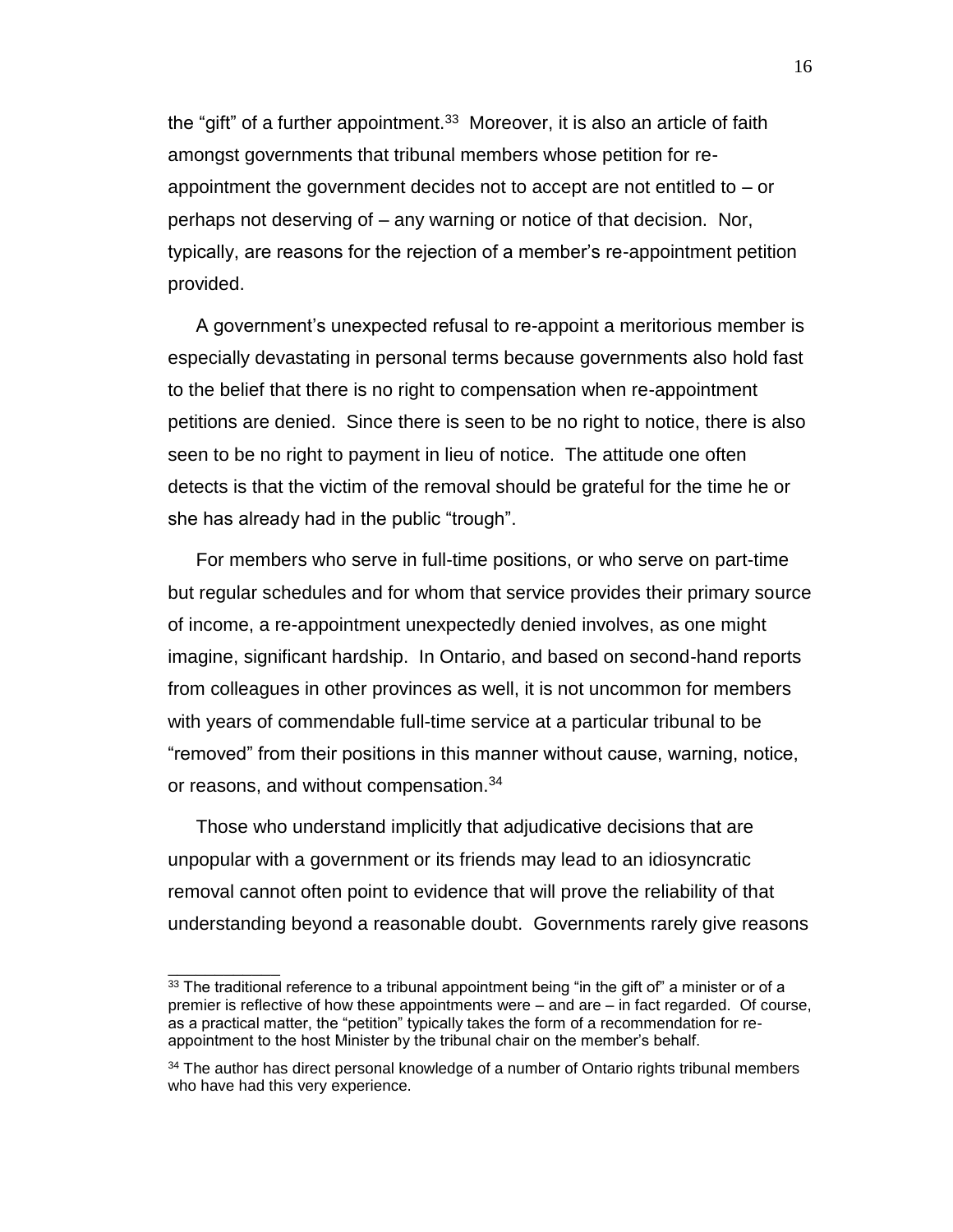the "gift" of a further appointment.[33] Moreover, it is also an article of faith amongst governments that tribunal members whose petition for re-appointment the government decides not to accept are not entitled to – or perhaps not deserving of – any warning or notice of that decision. Nor, typically, are reasons for the rejection of a member's re-appointment petition provided.

A government's unexpected refusal to re-appoint a meritorious member is especially devastating in personal terms because governments also hold fast to the belief that there is no right to compensation when re-appointment petitions are denied. Since there is seen to be no right to notice, there is also seen to be no right to payment in lieu of notice. The attitude one often detects is that the victim of the removal should be grateful for the time he or she has already had in the public "trough".

For members who serve in full-time positions, or who serve on part-time but regular schedules and for whom that service provides their primary source of income, a re-appointment unexpectedly denied involves, as one might imagine, significant hardship. In Ontario, and based on second-hand reports from colleagues in other provinces as well, it is not uncommon for members with years of commendable full-time service at a particular tribunal to be "removed" from their positions in this manner without cause, warning, notice, or reasons, and without compensation.[34]

Those who understand implicitly that adjudicative decisions that are unpopular with a government or its friends may lead to an idiosyncratic removal cannot often point to evidence that will prove the reliability of that understanding beyond a reasonable doubt. Governments rarely give reasons

---

[33] The traditional reference to a tribunal appointment being "in the gift of" a minister or of a premier is reflective of how these appointments were – and are – in fact regarded. Of course, as a practical matter, the "petition" typically takes the form of a recommendation for re-appointment to the host Minister by the tribunal chair on the member's behalf.

[34] The author has direct personal knowledge of a number of Ontario rights tribunal members who have had this very experience.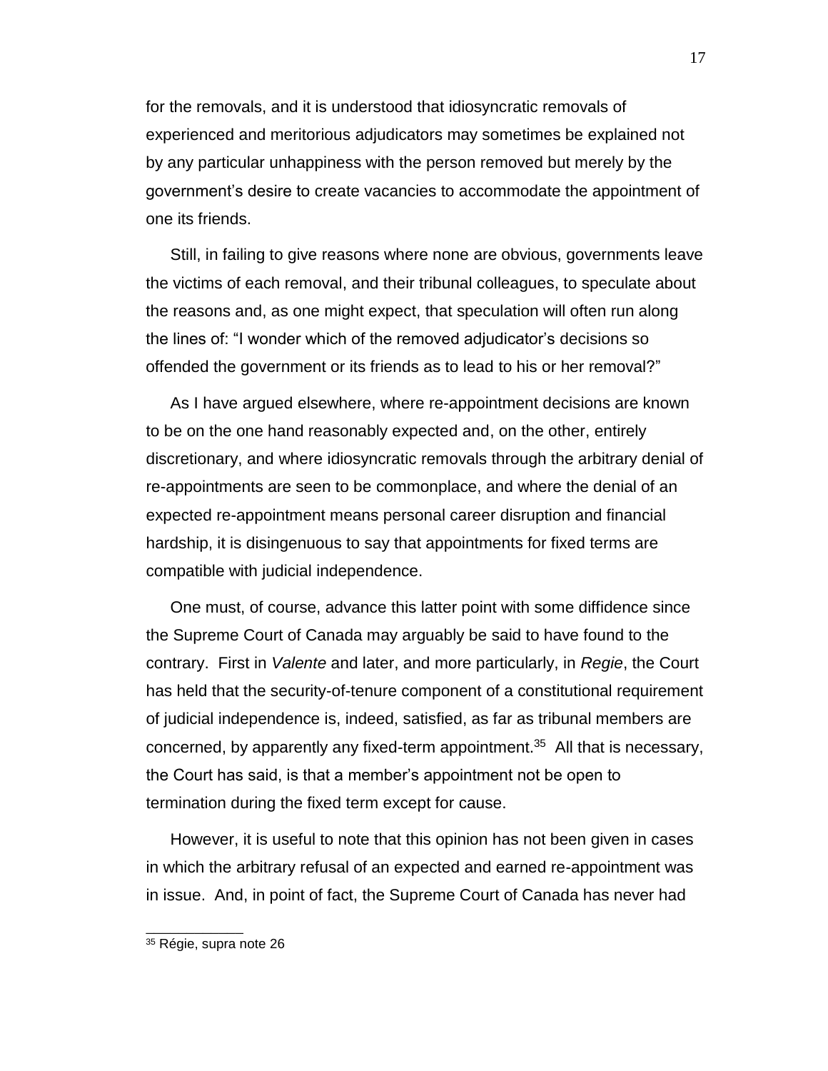for the removals, and it is understood that idiosyncratic removals of experienced and meritorious adjudicators may sometimes be explained not by any particular unhappiness with the person removed but merely by the government's desire to create vacancies to accommodate the appointment of one its friends.

Still, in failing to give reasons where none are obvious, governments leave the victims of each removal, and their tribunal colleagues, to speculate about the reasons and, as one might expect, that speculation will often run along the lines of: "I wonder which of the removed adjudicator's decisions so offended the government or its friends as to lead to his or her removal?"

As I have argued elsewhere, where re-appointment decisions are known to be on the one hand reasonably expected and, on the other, entirely discretionary, and where idiosyncratic removals through the arbitrary denial of re-appointments are seen to be commonplace, and where the denial of an expected re-appointment means personal career disruption and financial hardship, it is disingenuous to say that appointments for fixed terms are compatible with judicial independence.

One must, of course, advance this latter point with some diffidence since the Supreme Court of Canada may arguably be said to have found to the contrary. First in *Valente* and later, and more particularly, in *Regie*, the Court has held that the security-of-tenure component of a constitutional requirement of judicial independence is, indeed, satisfied, as far as tribunal members are concerned, by apparently any fixed-term appointment.[35] All that is necessary, the Court has said, is that a member's appointment not be open to termination during the fixed term except for cause.

However, it is useful to note that this opinion has not been given in cases in which the arbitrary refusal of an expected and earned re-appointment was in issue. And, in point of fact, the Supreme Court of Canada has never had

[35] Régie, supra note 26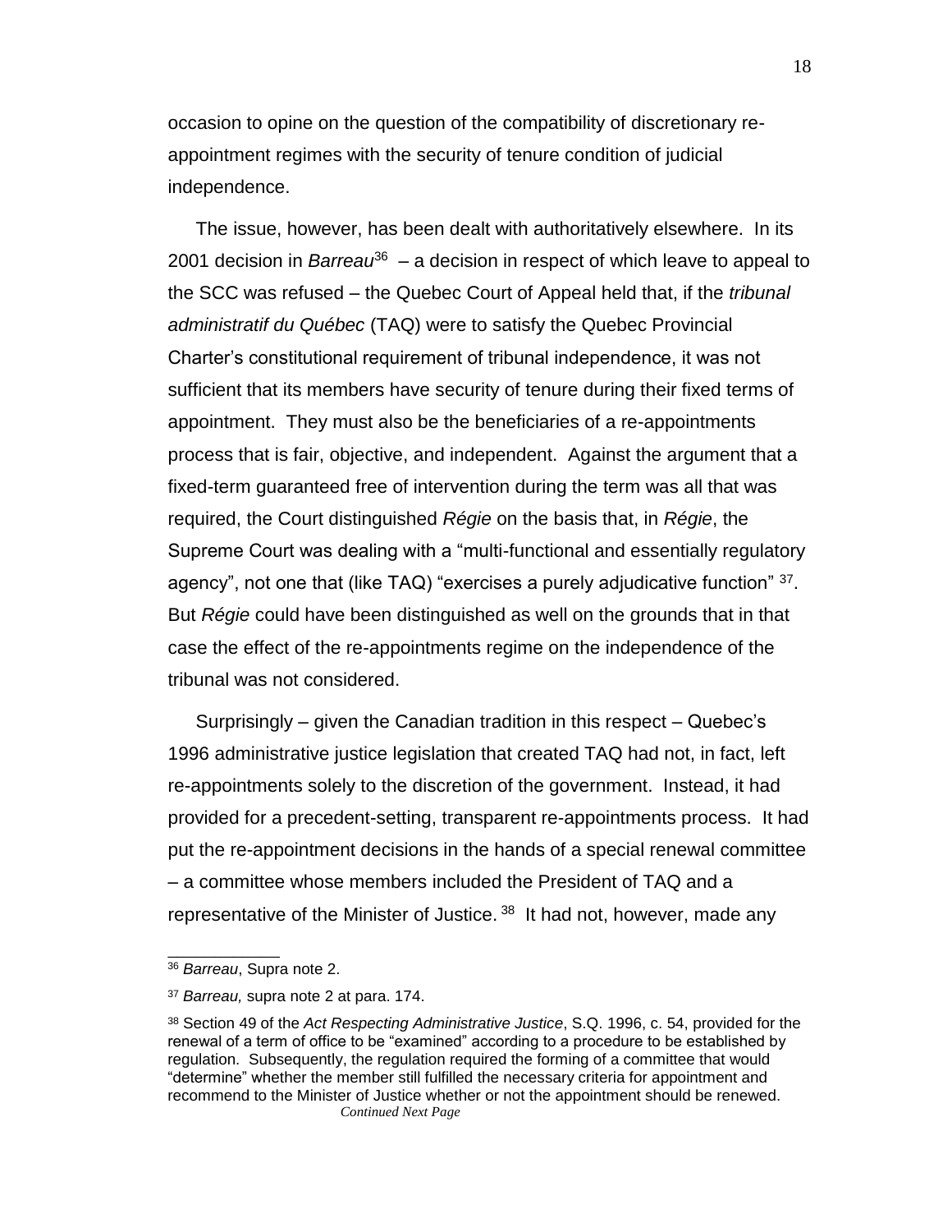occasion to opine on the question of the compatibility of discretionary re-appointment regimes with the security of tenure condition of judicial independence.

The issue, however, has been dealt with authoritatively elsewhere. In its 2001 decision in *Barreau*[36] – a decision in respect of which leave to appeal to the SCC was refused – the Quebec Court of Appeal held that, if the *tribunal administratif du Québec* (TAQ) were to satisfy the Quebec Provincial Charter's constitutional requirement of tribunal independence, it was not sufficient that its members have security of tenure during their fixed terms of appointment. They must also be the beneficiaries of a re-appointments process that is fair, objective, and independent. Against the argument that a fixed-term guaranteed free of intervention during the term was all that was required, the Court distinguished *Régie* on the basis that, in *Régie*, the Supreme Court was dealing with a "multi-functional and essentially regulatory agency", not one that (like TAQ) "exercises a purely adjudicative function" [37]. But *Régie* could have been distinguished as well on the grounds that in that case the effect of the re-appointments regime on the independence of the tribunal was not considered.

Surprisingly – given the Canadian tradition in this respect – Quebec's 1996 administrative justice legislation that created TAQ had not, in fact, left re-appointments solely to the discretion of the government. Instead, it had provided for a precedent-setting, transparent re-appointments process. It had put the re-appointment decisions in the hands of a special renewal committee – a committee whose members included the President of TAQ and a representative of the Minister of Justice.[38] It had not, however, made any

---

[36] *Barreau*, Supra note 2.

[37] *Barreau,* supra note 2 at para. 174.

[38] Section 49 of the *Act Respecting Administrative Justice*, S.Q. 1996, c. 54, provided for the renewal of a term of office to be "examined" according to a procedure to be established by regulation. Subsequently, the regulation required the forming of a committee that would "determine" whether the member still fulfilled the necessary criteria for appointment and recommend to the Minister of Justice whether or not the appointment should be renewed.

*Continued Next Page*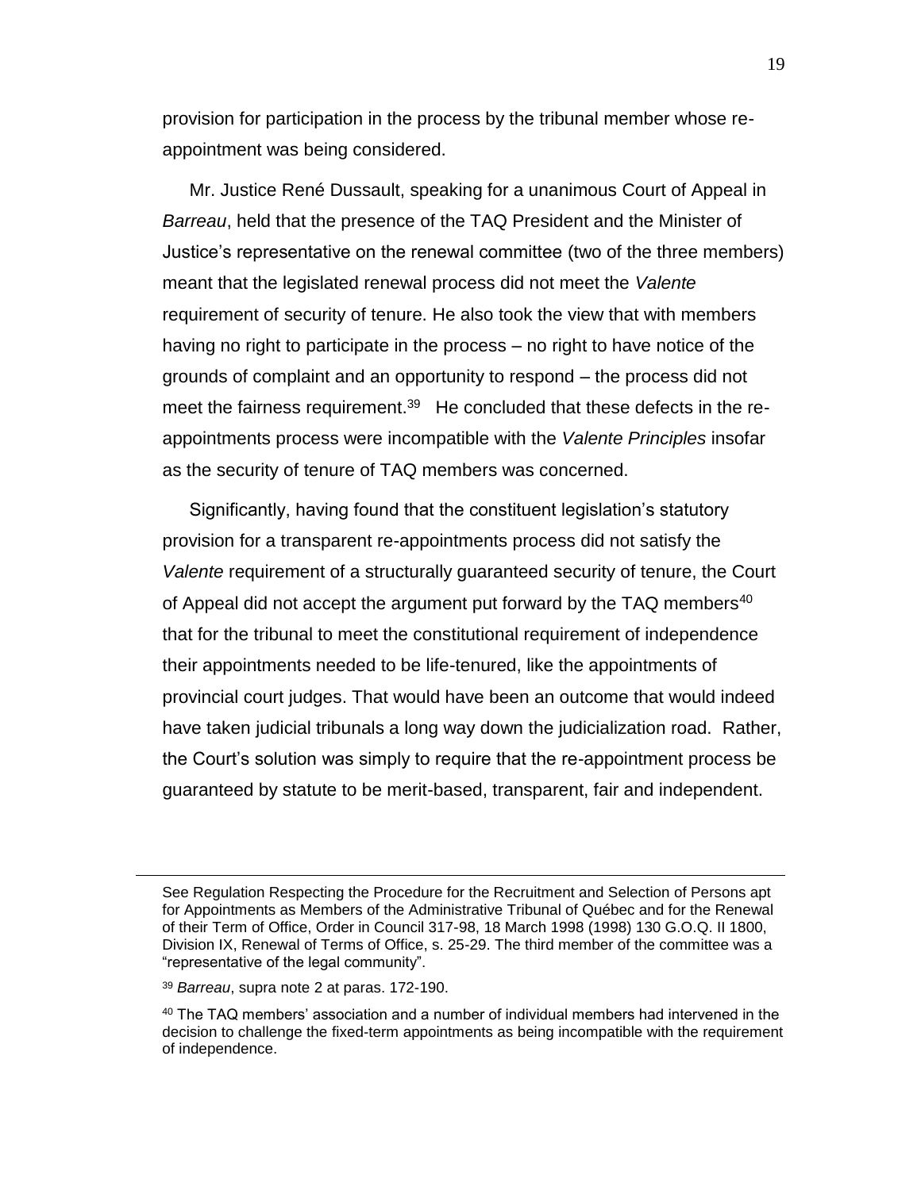provision for participation in the process by the tribunal member whose re-appointment was being considered.

Mr. Justice René Dussault, speaking for a unanimous Court of Appeal in *Barreau*, held that the presence of the TAQ President and the Minister of Justice's representative on the renewal committee (two of the three members) meant that the legislated renewal process did not meet the *Valente* requirement of security of tenure. He also took the view that with members having no right to participate in the process – no right to have notice of the grounds of complaint and an opportunity to respond – the process did not meet the fairness requirement.[39] He concluded that these defects in the re-appointments process were incompatible with the *Valente Principles* insofar as the security of tenure of TAQ members was concerned.

Significantly, having found that the constituent legislation's statutory provision for a transparent re-appointments process did not satisfy the *Valente* requirement of a structurally guaranteed security of tenure, the Court of Appeal did not accept the argument put forward by the TAQ members[40] that for the tribunal to meet the constitutional requirement of independence their appointments needed to be life-tenured, like the appointments of provincial court judges. That would have been an outcome that would indeed have taken judicial tribunals a long way down the judicialization road. Rather, the Court's solution was simply to require that the re-appointment process be guaranteed by statute to be merit-based, transparent, fair and independent.

---

See Regulation Respecting the Procedure for the Recruitment and Selection of Persons apt for Appointments as Members of the Administrative Tribunal of Québec and for the Renewal of their Term of Office, Order in Council 317-98, 18 March 1998 (1998) 130 G.O.Q. II 1800, Division IX, Renewal of Terms of Office, s. 25-29. The third member of the committee was a "representative of the legal community".

[39] *Barreau*, supra note 2 at paras. 172-190.

[40] The TAQ members' association and a number of individual members had intervened in the decision to challenge the fixed-term appointments as being incompatible with the requirement of independence.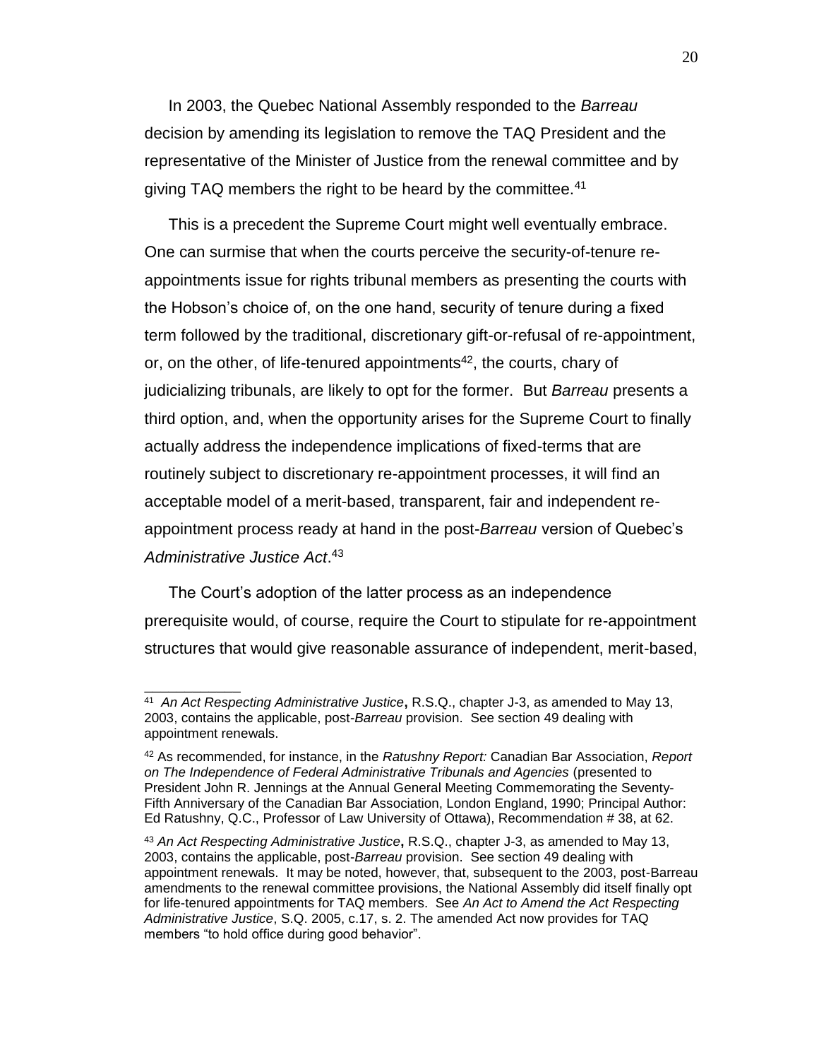In 2003, the Quebec National Assembly responded to the *Barreau* decision by amending its legislation to remove the TAQ President and the representative of the Minister of Justice from the renewal committee and by giving TAQ members the right to be heard by the committee.[41]

This is a precedent the Supreme Court might well eventually embrace. One can surmise that when the courts perceive the security-of-tenure re-appointments issue for rights tribunal members as presenting the courts with the Hobson's choice of, on the one hand, security of tenure during a fixed term followed by the traditional, discretionary gift-or-refusal of re-appointment, or, on the other, of life-tenured appointments[42], the courts, chary of judicializing tribunals, are likely to opt for the former. But *Barreau* presents a third option, and, when the opportunity arises for the Supreme Court to finally actually address the independence implications of fixed-terms that are routinely subject to discretionary re-appointment processes, it will find an acceptable model of a merit-based, transparent, fair and independent re-appointment process ready at hand in the post-*Barreau* version of Quebec's *Administrative Justice Act*.[43]

The Court's adoption of the latter process as an independence prerequisite would, of course, require the Court to stipulate for re-appointment structures that would give reasonable assurance of independent, merit-based,

---

[41] *An Act Respecting Administrative Justice*, R.S.Q., chapter J-3, as amended to May 13, 2003, contains the applicable, post-*Barreau* provision. See section 49 dealing with appointment renewals.

[42] As recommended, for instance, in the *Ratushny Report:* Canadian Bar Association, *Report on The Independence of Federal Administrative Tribunals and Agencies* (presented to President John R. Jennings at the Annual General Meeting Commemorating the Seventy-Fifth Anniversary of the Canadian Bar Association, London England, 1990; Principal Author: Ed Ratushny, Q.C., Professor of Law University of Ottawa), Recommendation # 38, at 62.

[43] *An Act Respecting Administrative Justice*, R.S.Q., chapter J-3, as amended to May 13, 2003, contains the applicable, post-*Barreau* provision. See section 49 dealing with appointment renewals. It may be noted, however, that, subsequent to the 2003, post-Barreau amendments to the renewal committee provisions, the National Assembly did itself finally opt for life-tenured appointments for TAQ members. See *An Act to Amend the Act Respecting Administrative Justice*, S.Q. 2005, c.17, s. 2. The amended Act now provides for TAQ members "to hold office during good behavior".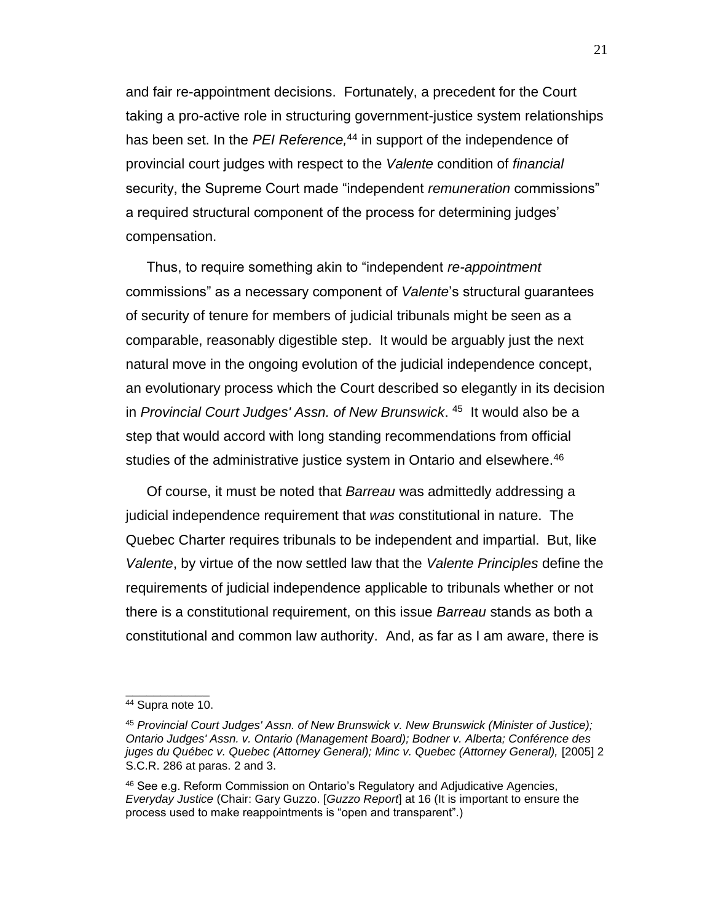and fair re-appointment decisions. Fortunately, a precedent for the Court taking a pro-active role in structuring government-justice system relationships has been set. In the *PEI Reference,*[44] in support of the independence of provincial court judges with respect to the *Valente* condition of *financial* security, the Supreme Court made "independent *remuneration* commissions" a required structural component of the process for determining judges' compensation.

Thus, to require something akin to "independent *re-appointment* commissions" as a necessary component of *Valente*'s structural guarantees of security of tenure for members of judicial tribunals might be seen as a comparable, reasonably digestible step. It would be arguably just the next natural move in the ongoing evolution of the judicial independence concept, an evolutionary process which the Court described so elegantly in its decision in *Provincial Court Judges' Assn. of New Brunswick*.[45] It would also be a step that would accord with long standing recommendations from official studies of the administrative justice system in Ontario and elsewhere.[46]

Of course, it must be noted that *Barreau* was admittedly addressing a judicial independence requirement that *was* constitutional in nature. The Quebec Charter requires tribunals to be independent and impartial. But, like *Valente*, by virtue of the now settled law that the *Valente Principles* define the requirements of judicial independence applicable to tribunals whether or not there is a constitutional requirement, on this issue *Barreau* stands as both a constitutional and common law authority. And, as far as I am aware, there is

---

[44] Supra note 10.

[45] *Provincial Court Judges' Assn. of New Brunswick v. New Brunswick (Minister of Justice); Ontario Judges' Assn. v. Ontario (Management Board); Bodner v. Alberta; Conférence des juges du Québec v. Quebec (Attorney General); Minc v. Quebec (Attorney General),* [2005] 2 S.C.R. 286 at paras. 2 and 3.

[46] See e.g. Reform Commission on Ontario's Regulatory and Adjudicative Agencies, *Everyday Justice* (Chair: Gary Guzzo. [*Guzzo Report*] at 16 (It is important to ensure the process used to make reappointments is "open and transparent".)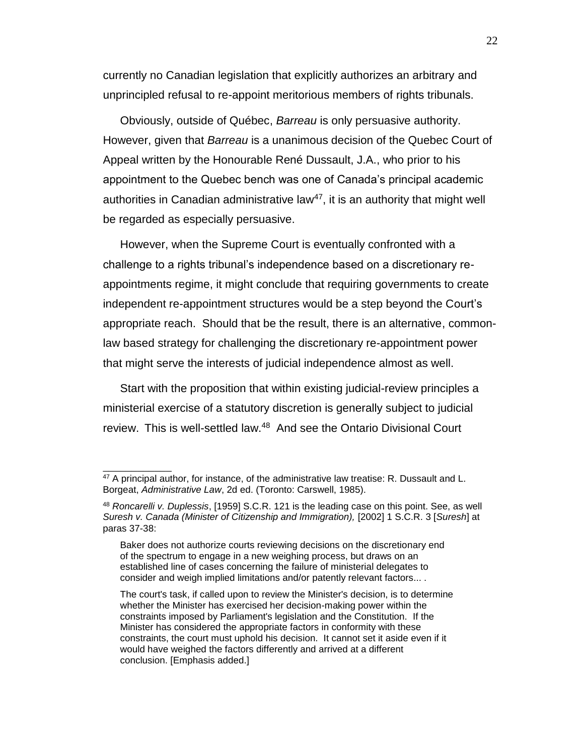currently no Canadian legislation that explicitly authorizes an arbitrary and unprincipled refusal to re-appoint meritorious members of rights tribunals.

Obviously, outside of Québec, *Barreau* is only persuasive authority. However, given that *Barreau* is a unanimous decision of the Quebec Court of Appeal written by the Honourable René Dussault, J.A., who prior to his appointment to the Quebec bench was one of Canada's principal academic authorities in Canadian administrative law[47], it is an authority that might well be regarded as especially persuasive.

However, when the Supreme Court is eventually confronted with a challenge to a rights tribunal's independence based on a discretionary re-appointments regime, it might conclude that requiring governments to create independent re-appointment structures would be a step beyond the Court's appropriate reach. Should that be the result, there is an alternative, common-law based strategy for challenging the discretionary re-appointment power that might serve the interests of judicial independence almost as well.

Start with the proposition that within existing judicial-review principles a ministerial exercise of a statutory discretion is generally subject to judicial review. This is well-settled law.[48] And see the Ontario Divisional Court

---

[47] A principal author, for instance, of the administrative law treatise: R. Dussault and L. Borgeat, *Administrative Law*, 2d ed. (Toronto: Carswell, 1985).

[48] *Roncarelli v. Duplessis*, [1959] S.C.R. 121 is the leading case on this point. See, as well *Suresh v. Canada (Minister of Citizenship and Immigration),* [2002] 1 S.C.R. 3 [*Suresh*] at paras 37-38:

> Baker does not authorize courts reviewing decisions on the discretionary end of the spectrum to engage in a new weighing process, but draws on an established line of cases concerning the failure of ministerial delegates to consider and weigh implied limitations and/or patently relevant factors... .
>
> The court's task, if called upon to review the Minister's decision, is to determine whether the Minister has exercised her decision-making power within the constraints imposed by Parliament's legislation and the Constitution. If the Minister has considered the appropriate factors in conformity with these constraints, the court must uphold his decision. It cannot set it aside even if it would have weighed the factors differently and arrived at a different conclusion. [Emphasis added.]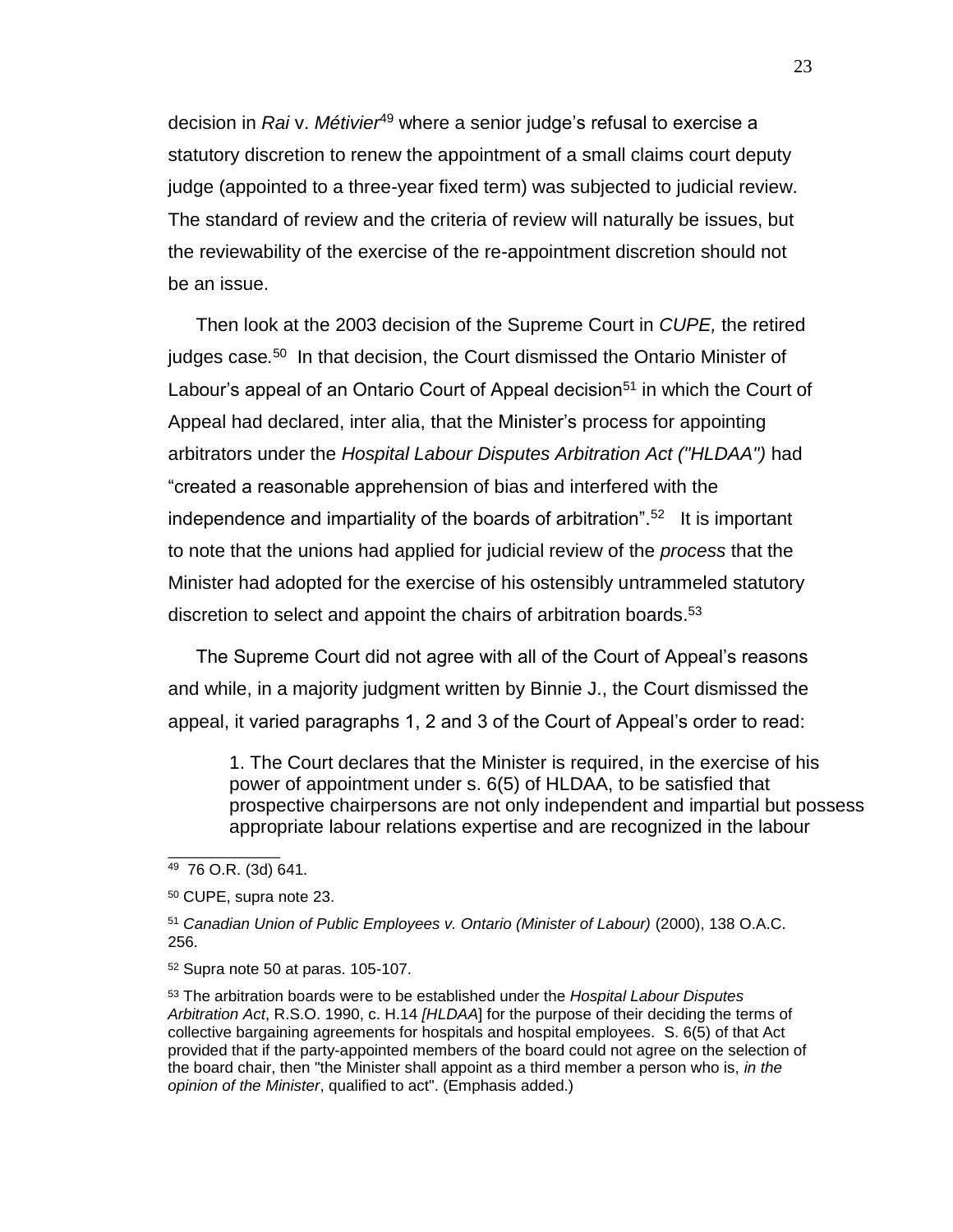decision in *Rai* v. *Métivier*[49] where a senior judge's refusal to exercise a statutory discretion to renew the appointment of a small claims court deputy judge (appointed to a three-year fixed term) was subjected to judicial review. The standard of review and the criteria of review will naturally be issues, but the reviewability of the exercise of the re-appointment discretion should not be an issue.

Then look at the 2003 decision of the Supreme Court in *CUPE,* the retired judges case.[50] In that decision, the Court dismissed the Ontario Minister of Labour's appeal of an Ontario Court of Appeal decision[51] in which the Court of Appeal had declared, inter alia, that the Minister's process for appointing arbitrators under the *Hospital Labour Disputes Arbitration Act ("HLDAA")* had "created a reasonable apprehension of bias and interfered with the independence and impartiality of the boards of arbitration".[52] It is important to note that the unions had applied for judicial review of the *process* that the Minister had adopted for the exercise of his ostensibly untrammeled statutory discretion to select and appoint the chairs of arbitration boards.[53]

The Supreme Court did not agree with all of the Court of Appeal's reasons and while, in a majority judgment written by Binnie J., the Court dismissed the appeal, it varied paragraphs 1, 2 and 3 of the Court of Appeal's order to read:

> 1. The Court declares that the Minister is required, in the exercise of his power of appointment under s. 6(5) of HLDAA, to be satisfied that prospective chairpersons are not only independent and impartial but possess appropriate labour relations expertise and are recognized in the labour

---

[49] 76 O.R. (3d) 641.

[50] CUPE, supra note 23.

[51] *Canadian Union of Public Employees v. Ontario (Minister of Labour)* (2000), 138 O.A.C. 256.

[52] Supra note 50 at paras. 105-107.

[53] The arbitration boards were to be established under the *Hospital Labour Disputes Arbitration Act*, R.S.O. 1990, c. H.14 *[HLDAA*] for the purpose of their deciding the terms of collective bargaining agreements for hospitals and hospital employees. S. 6(5) of that Act provided that if the party-appointed members of the board could not agree on the selection of the board chair, then "the Minister shall appoint as a third member a person who is, *in the opinion of the Minister*, qualified to act". (Emphasis added.)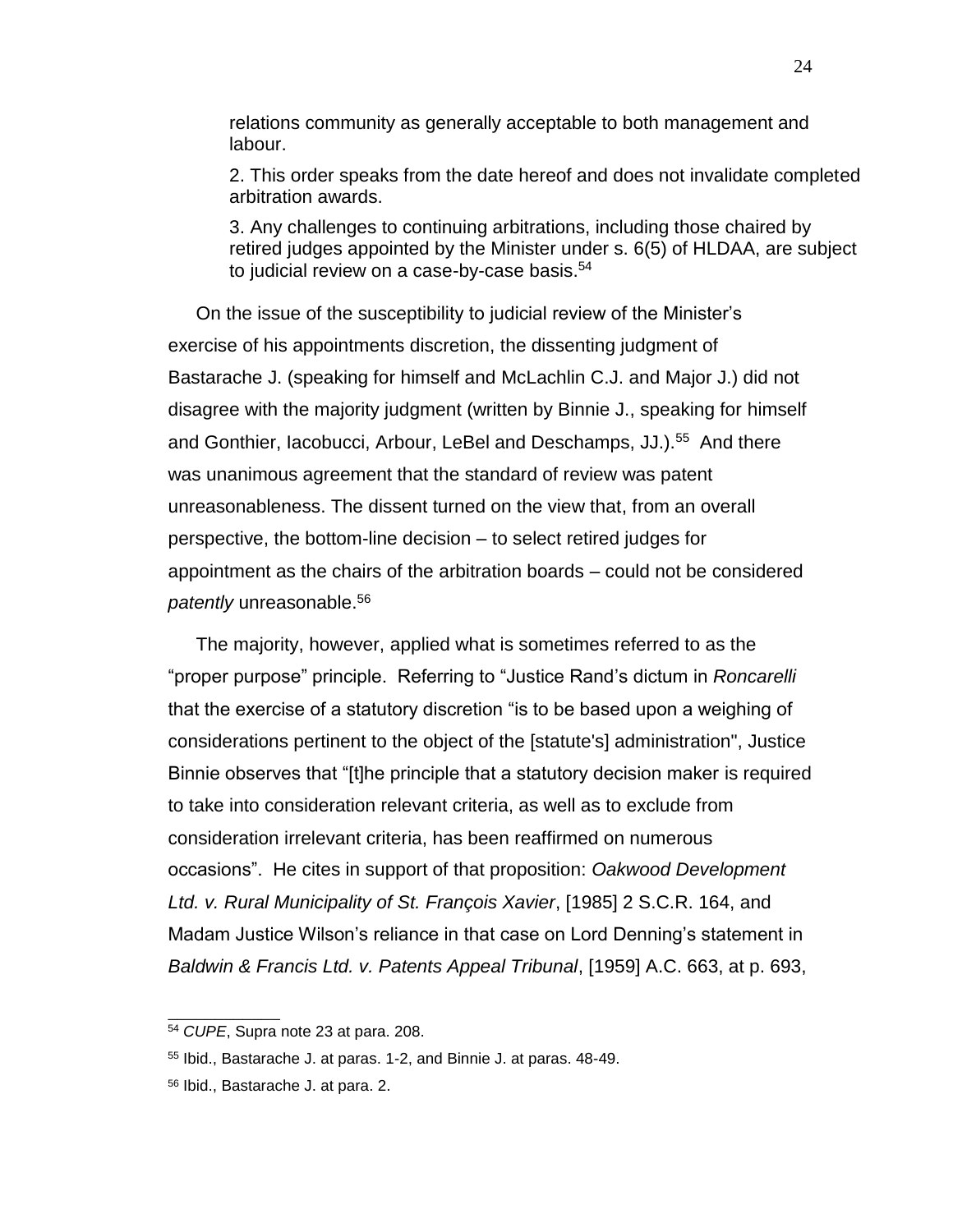> relations community as generally acceptable to both management and labour.
>
> 2. This order speaks from the date hereof and does not invalidate completed arbitration awards.
>
> 3. Any challenges to continuing arbitrations, including those chaired by retired judges appointed by the Minister under s. 6(5) of HLDAA, are subject to judicial review on a case-by-case basis.[54]

On the issue of the susceptibility to judicial review of the Minister's exercise of his appointments discretion, the dissenting judgment of Bastarache J. (speaking for himself and McLachlin C.J. and Major J.) did not disagree with the majority judgment (written by Binnie J., speaking for himself and Gonthier, Iacobucci, Arbour, LeBel and Deschamps, JJ.).[55] And there was unanimous agreement that the standard of review was patent unreasonableness. The dissent turned on the view that, from an overall perspective, the bottom-line decision – to select retired judges for appointment as the chairs of the arbitration boards – could not be considered *patently* unreasonable.[56]

The majority, however, applied what is sometimes referred to as the "proper purpose" principle. Referring to "Justice Rand's dictum in *Roncarelli* that the exercise of a statutory discretion "is to be based upon a weighing of considerations pertinent to the object of the [statute's] administration", Justice Binnie observes that "[t]he principle that a statutory decision maker is required to take into consideration relevant criteria, as well as to exclude from consideration irrelevant criteria, has been reaffirmed on numerous occasions". He cites in support of that proposition: *Oakwood Development Ltd. v. Rural Municipality of St. François Xavier*, [1985] 2 S.C.R. 164, and Madam Justice Wilson's reliance in that case on Lord Denning's statement in *Baldwin & Francis Ltd. v. Patents Appeal Tribunal*, [1959] A.C. 663, at p. 693,

---

[54] *CUPE*, Supra note 23 at para. 208.

[55] Ibid., Bastarache J. at paras. 1-2, and Binnie J. at paras. 48-49.

[56] Ibid., Bastarache J. at para. 2.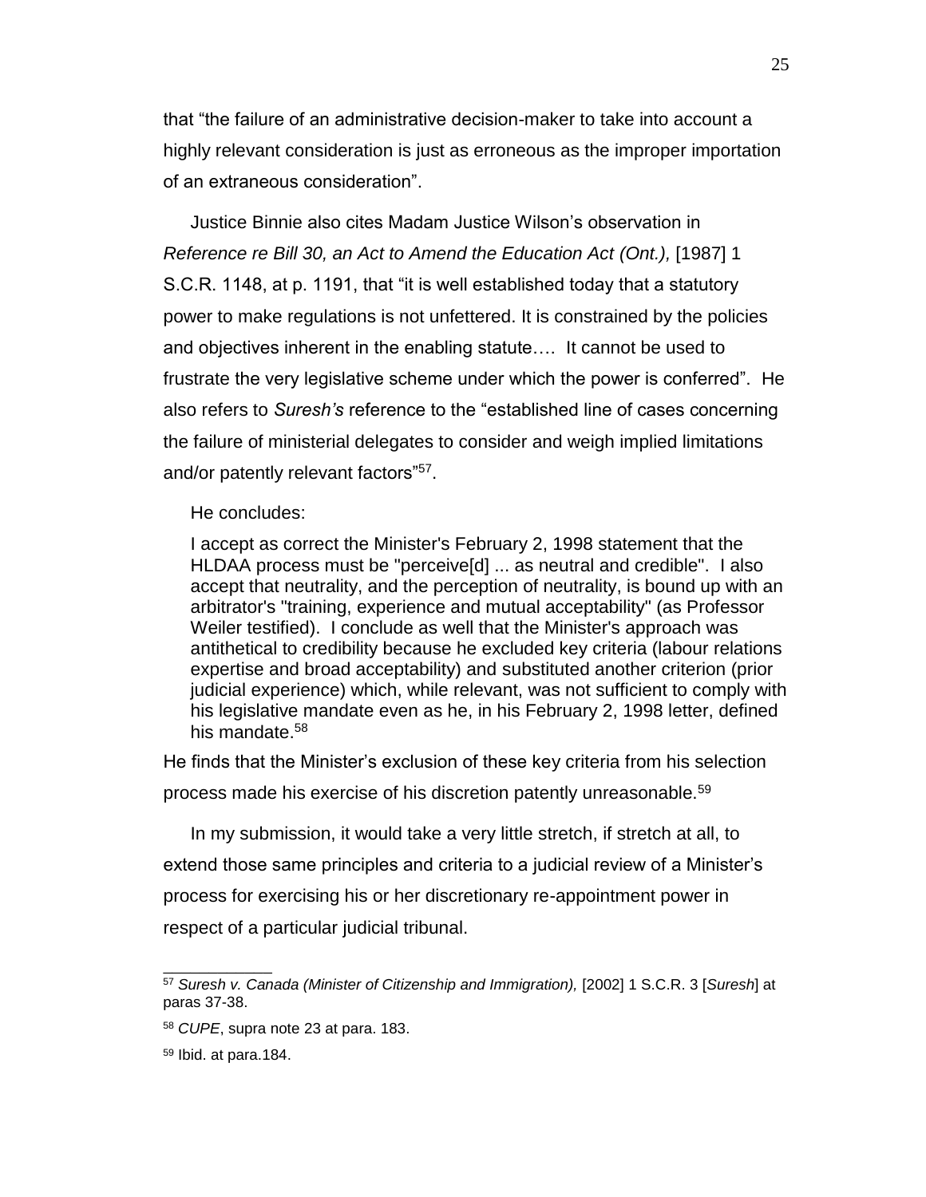that “the failure of an administrative decision-maker to take into account a highly relevant consideration is just as erroneous as the improper importation of an extraneous consideration”.

Justice Binnie also cites Madam Justice Wilson’s observation in *Reference re Bill 30, an Act to Amend the Education Act (Ont.),* [1987] 1 S.C.R. 1148, at p. 1191, that “it is well established today that a statutory power to make regulations is not unfettered. It is constrained by the policies and objectives inherent in the enabling statute…. It cannot be used to frustrate the very legislative scheme under which the power is conferred”. He also refers to *Suresh’s* reference to the “established line of cases concerning the failure of ministerial delegates to consider and weigh implied limitations and/or patently relevant factors”[57].

He concludes:

> I accept as correct the Minister's February 2, 1998 statement that the HLDAA process must be "perceive[d] ... as neutral and credible". I also accept that neutrality, and the perception of neutrality, is bound up with an arbitrator's "training, experience and mutual acceptability" (as Professor Weiler testified). I conclude as well that the Minister's approach was antithetical to credibility because he excluded key criteria (labour relations expertise and broad acceptability) and substituted another criterion (prior judicial experience) which, while relevant, was not sufficient to comply with his legislative mandate even as he, in his February 2, 1998 letter, defined his mandate.[58]

He finds that the Minister’s exclusion of these key criteria from his selection process made his exercise of his discretion patently unreasonable.[59]

In my submission, it would take a very little stretch, if stretch at all, to extend those same principles and criteria to a judicial review of a Minister’s process for exercising his or her discretionary re-appointment power in respect of a particular judicial tribunal.

---

[57] *Suresh v. Canada (Minister of Citizenship and Immigration),* [2002] 1 S.C.R. 3 [*Suresh*] at paras 37-38.

[58] *CUPE*, supra note 23 at para. 183.

[59] Ibid. at para.184.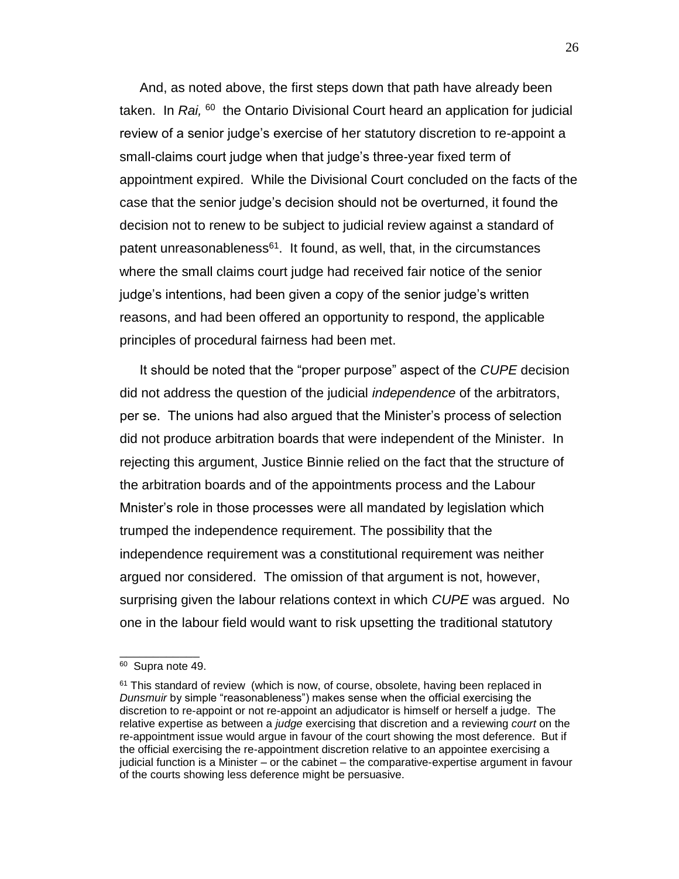And, as noted above, the first steps down that path have already been taken. In *Rai,* [60] the Ontario Divisional Court heard an application for judicial review of a senior judge's exercise of her statutory discretion to re-appoint a small-claims court judge when that judge's three-year fixed term of appointment expired. While the Divisional Court concluded on the facts of the case that the senior judge's decision should not be overturned, it found the decision not to renew to be subject to judicial review against a standard of patent unreasonableness[61]. It found, as well, that, in the circumstances where the small claims court judge had received fair notice of the senior judge's intentions, had been given a copy of the senior judge's written reasons, and had been offered an opportunity to respond, the applicable principles of procedural fairness had been met.

It should be noted that the "proper purpose" aspect of the *CUPE* decision did not address the question of the judicial *independence* of the arbitrators, per se. The unions had also argued that the Minister's process of selection did not produce arbitration boards that were independent of the Minister. In rejecting this argument, Justice Binnie relied on the fact that the structure of the arbitration boards and of the appointments process and the Labour Mnister's role in those processes were all mandated by legislation which trumped the independence requirement. The possibility that the independence requirement was a constitutional requirement was neither argued nor considered. The omission of that argument is not, however, surprising given the labour relations context in which *CUPE* was argued. No one in the labour field would want to risk upsetting the traditional statutory

---

[60] Supra note 49.

[61] This standard of review (which is now, of course, obsolete, having been replaced in *Dunsmuir* by simple "reasonableness") makes sense when the official exercising the discretion to re-appoint or not re-appoint an adjudicator is himself or herself a judge. The relative expertise as between a *judge* exercising that discretion and a reviewing *court* on the re-appointment issue would argue in favour of the court showing the most deference. But if the official exercising the re-appointment discretion relative to an appointee exercising a judicial function is a Minister – or the cabinet – the comparative-expertise argument in favour of the courts showing less deference might be persuasive.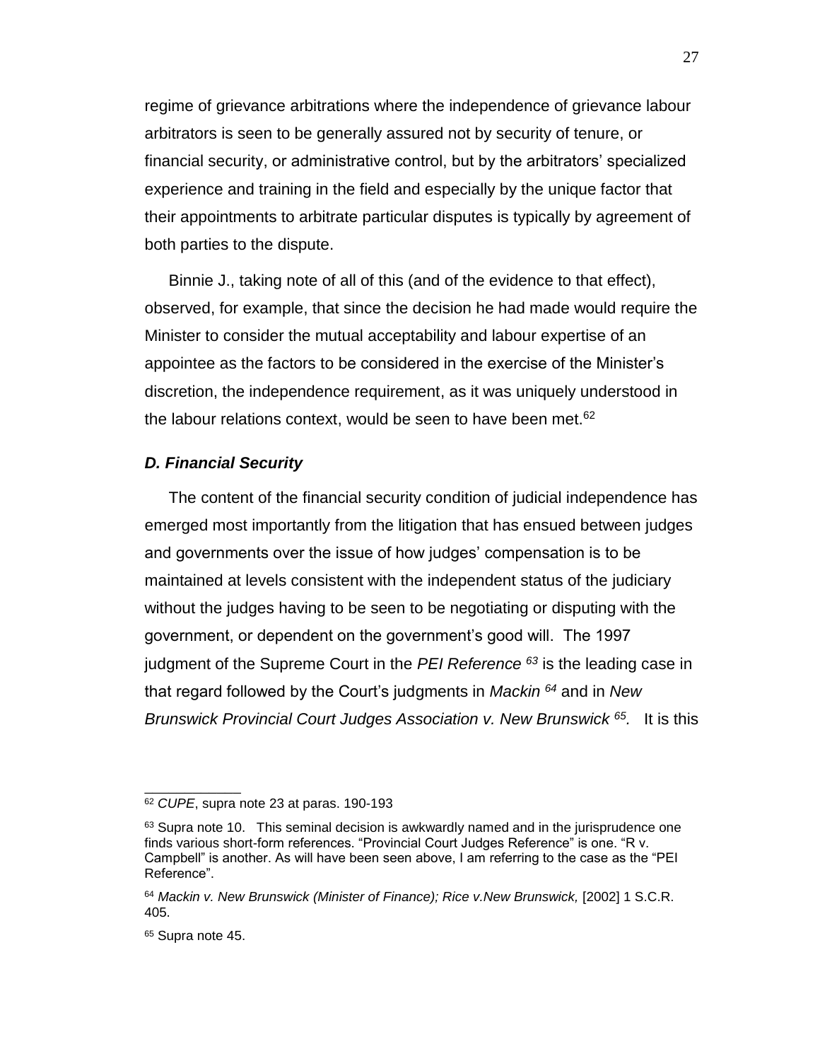regime of grievance arbitrations where the independence of grievance labour arbitrators is seen to be generally assured not by security of tenure, or financial security, or administrative control, but by the arbitrators' specialized experience and training in the field and especially by the unique factor that their appointments to arbitrate particular disputes is typically by agreement of both parties to the dispute.

Binnie J., taking note of all of this (and of the evidence to that effect), observed, for example, that since the decision he had made would require the Minister to consider the mutual acceptability and labour expertise of an appointee as the factors to be considered in the exercise of the Minister's discretion, the independence requirement, as it was uniquely understood in the labour relations context, would be seen to have been met.[62]

### *D. Financial Security*

The content of the financial security condition of judicial independence has emerged most importantly from the litigation that has ensued between judges and governments over the issue of how judges' compensation is to be maintained at levels consistent with the independent status of the judiciary without the judges having to be seen to be negotiating or disputing with the government, or dependent on the government's good will. The 1997 judgment of the Supreme Court in the *PEI Reference* [63] is the leading case in that regard followed by the Court's judgments in *Mackin* [64] and in *New Brunswick Provincial Court Judges Association v. New Brunswick* [65]. It is this

---

[62] *CUPE*, supra note 23 at paras. 190-193

[63] Supra note 10. This seminal decision is awkwardly named and in the jurisprudence one finds various short-form references. "Provincial Court Judges Reference" is one. "R v. Campbell" is another. As will have been seen above, I am referring to the case as the "PEI Reference".

[64] *Mackin v. New Brunswick (Minister of Finance); Rice v.New Brunswick,* [2002] 1 S.C.R. 405.

[65] Supra note 45.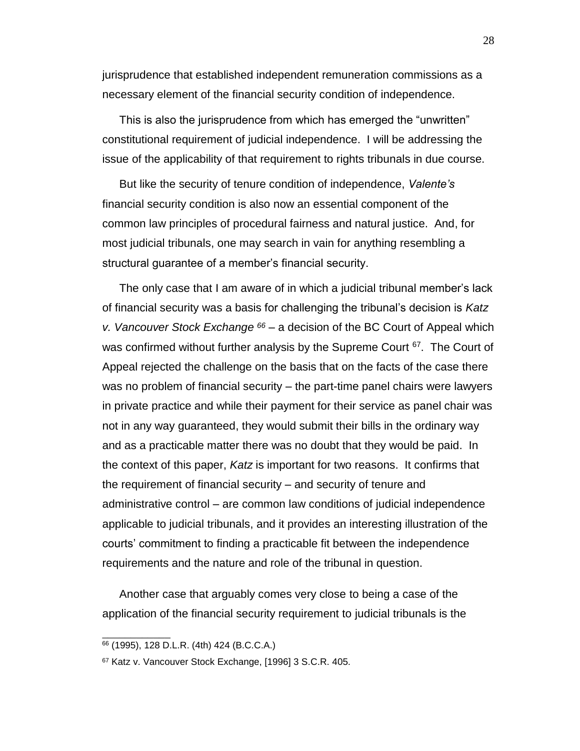jurisprudence that established independent remuneration commissions as a necessary element of the financial security condition of independence.

This is also the jurisprudence from which has emerged the "unwritten" constitutional requirement of judicial independence. I will be addressing the issue of the applicability of that requirement to rights tribunals in due course.

But like the security of tenure condition of independence, *Valente's* financial security condition is also now an essential component of the common law principles of procedural fairness and natural justice. And, for most judicial tribunals, one may search in vain for anything resembling a structural guarantee of a member's financial security.

The only case that I am aware of in which a judicial tribunal member's lack of financial security was a basis for challenging the tribunal's decision is *Katz v. Vancouver Stock Exchange* [66] – a decision of the BC Court of Appeal which was confirmed without further analysis by the Supreme Court [67]. The Court of Appeal rejected the challenge on the basis that on the facts of the case there was no problem of financial security – the part-time panel chairs were lawyers in private practice and while their payment for their service as panel chair was not in any way guaranteed, they would submit their bills in the ordinary way and as a practicable matter there was no doubt that they would be paid. In the context of this paper, *Katz* is important for two reasons. It confirms that the requirement of financial security – and security of tenure and administrative control – are common law conditions of judicial independence applicable to judicial tribunals, and it provides an interesting illustration of the courts' commitment to finding a practicable fit between the independence requirements and the nature and role of the tribunal in question.

Another case that arguably comes very close to being a case of the application of the financial security requirement to judicial tribunals is the

---

[66] (1995), 128 D.L.R. (4th) 424 (B.C.C.A.)

[67] Katz v. Vancouver Stock Exchange, [1996] 3 S.C.R. 405.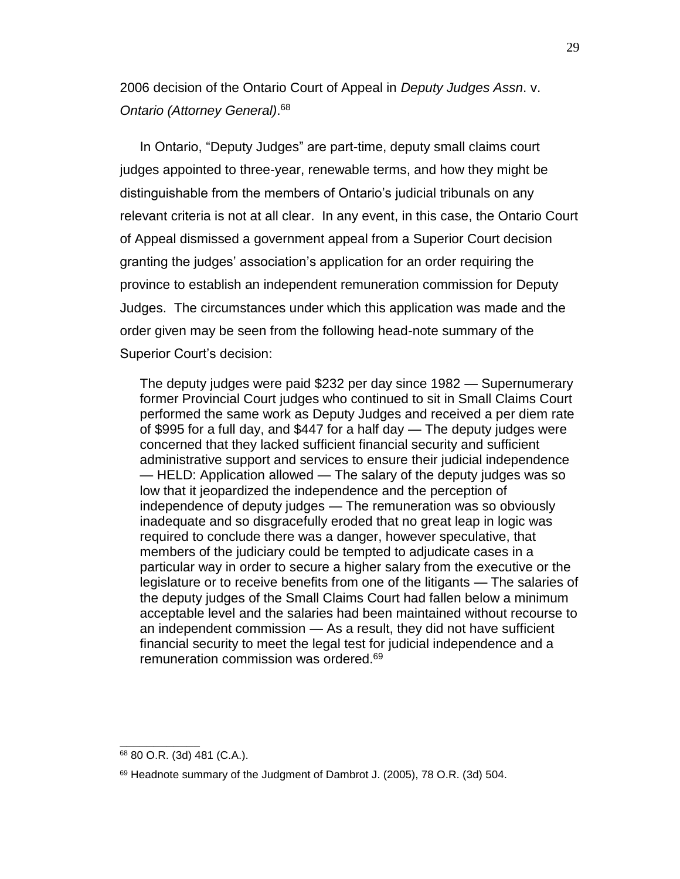2006 decision of the Ontario Court of Appeal in *Deputy Judges Assn*. v. *Ontario (Attorney General)*.[68]

In Ontario, "Deputy Judges" are part-time, deputy small claims court judges appointed to three-year, renewable terms, and how they might be distinguishable from the members of Ontario's judicial tribunals on any relevant criteria is not at all clear. In any event, in this case, the Ontario Court of Appeal dismissed a government appeal from a Superior Court decision granting the judges' association's application for an order requiring the province to establish an independent remuneration commission for Deputy Judges. The circumstances under which this application was made and the order given may be seen from the following head-note summary of the Superior Court's decision:

> The deputy judges were paid $232 per day since 1982 — Supernumerary former Provincial Court judges who continued to sit in Small Claims Court performed the same work as Deputy Judges and received a per diem rate of $995 for a full day, and $447 for a half day — The deputy judges were concerned that they lacked sufficient financial security and sufficient administrative support and services to ensure their judicial independence — HELD: Application allowed — The salary of the deputy judges was so low that it jeopardized the independence and the perception of independence of deputy judges — The remuneration was so obviously inadequate and so disgracefully eroded that no great leap in logic was required to conclude there was a danger, however speculative, that members of the judiciary could be tempted to adjudicate cases in a particular way in order to secure a higher salary from the executive or the legislature or to receive benefits from one of the litigants — The salaries of the deputy judges of the Small Claims Court had fallen below a minimum acceptable level and the salaries had been maintained without recourse to an independent commission — As a result, they did not have sufficient financial security to meet the legal test for judicial independence and a remuneration commission was ordered.[69]

---

[68] 80 O.R. (3d) 481 (C.A.).

[69] Headnote summary of the Judgment of Dambrot J. (2005), 78 O.R. (3d) 504.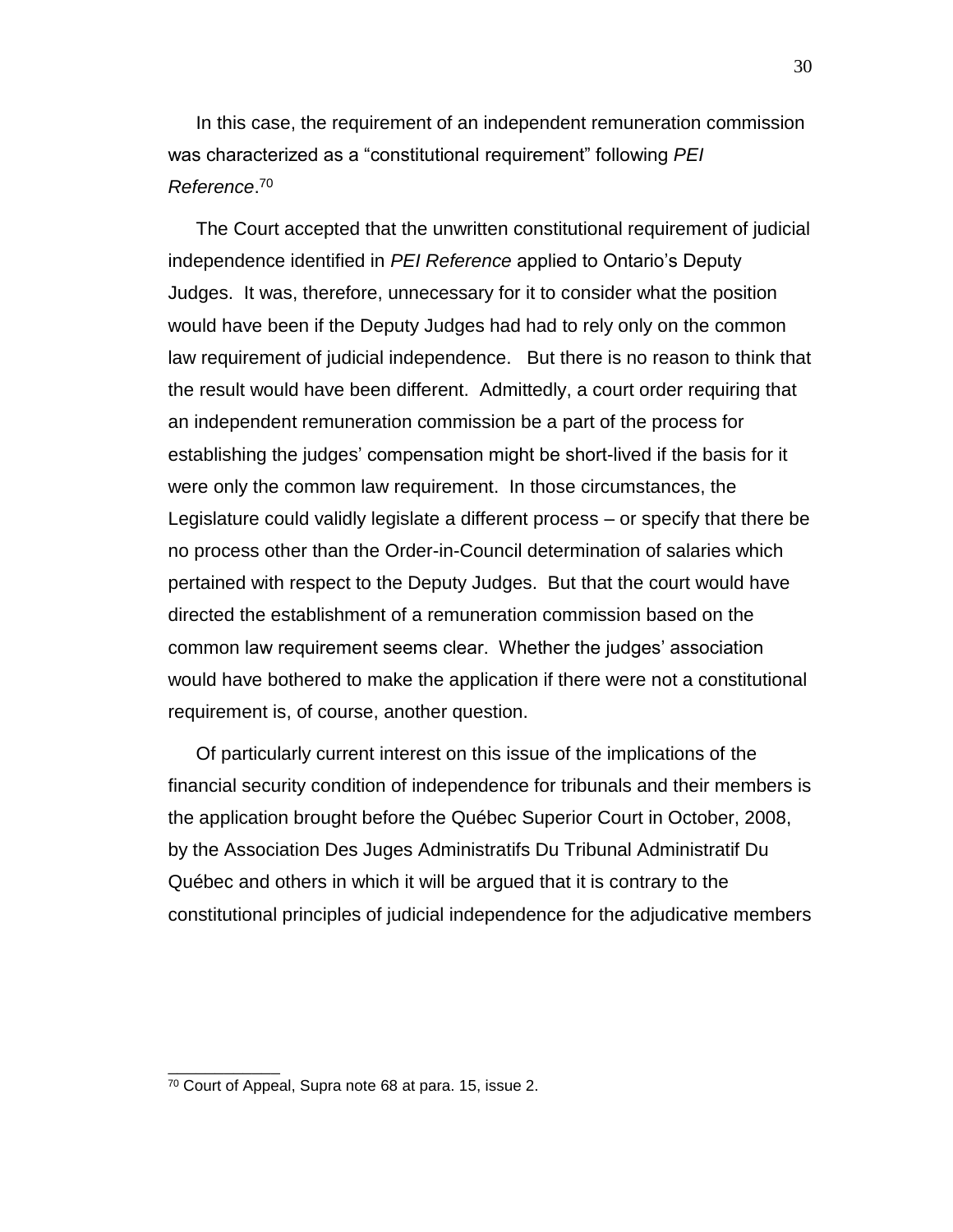In this case, the requirement of an independent remuneration commission was characterized as a "constitutional requirement" following *PEI Reference*.[70]

The Court accepted that the unwritten constitutional requirement of judicial independence identified in *PEI Reference* applied to Ontario's Deputy Judges. It was, therefore, unnecessary for it to consider what the position would have been if the Deputy Judges had had to rely only on the common law requirement of judicial independence. But there is no reason to think that the result would have been different. Admittedly, a court order requiring that an independent remuneration commission be a part of the process for establishing the judges' compensation might be short-lived if the basis for it were only the common law requirement. In those circumstances, the Legislature could validly legislate a different process – or specify that there be no process other than the Order-in-Council determination of salaries which pertained with respect to the Deputy Judges. But that the court would have directed the establishment of a remuneration commission based on the common law requirement seems clear. Whether the judges' association would have bothered to make the application if there were not a constitutional requirement is, of course, another question.

Of particularly current interest on this issue of the implications of the financial security condition of independence for tribunals and their members is the application brought before the Québec Superior Court in October, 2008, by the Association Des Juges Administratifs Du Tribunal Administratif Du Québec and others in which it will be argued that it is contrary to the constitutional principles of judicial independence for the adjudicative members

---

[70] Court of Appeal, Supra note 68 at para. 15, issue 2.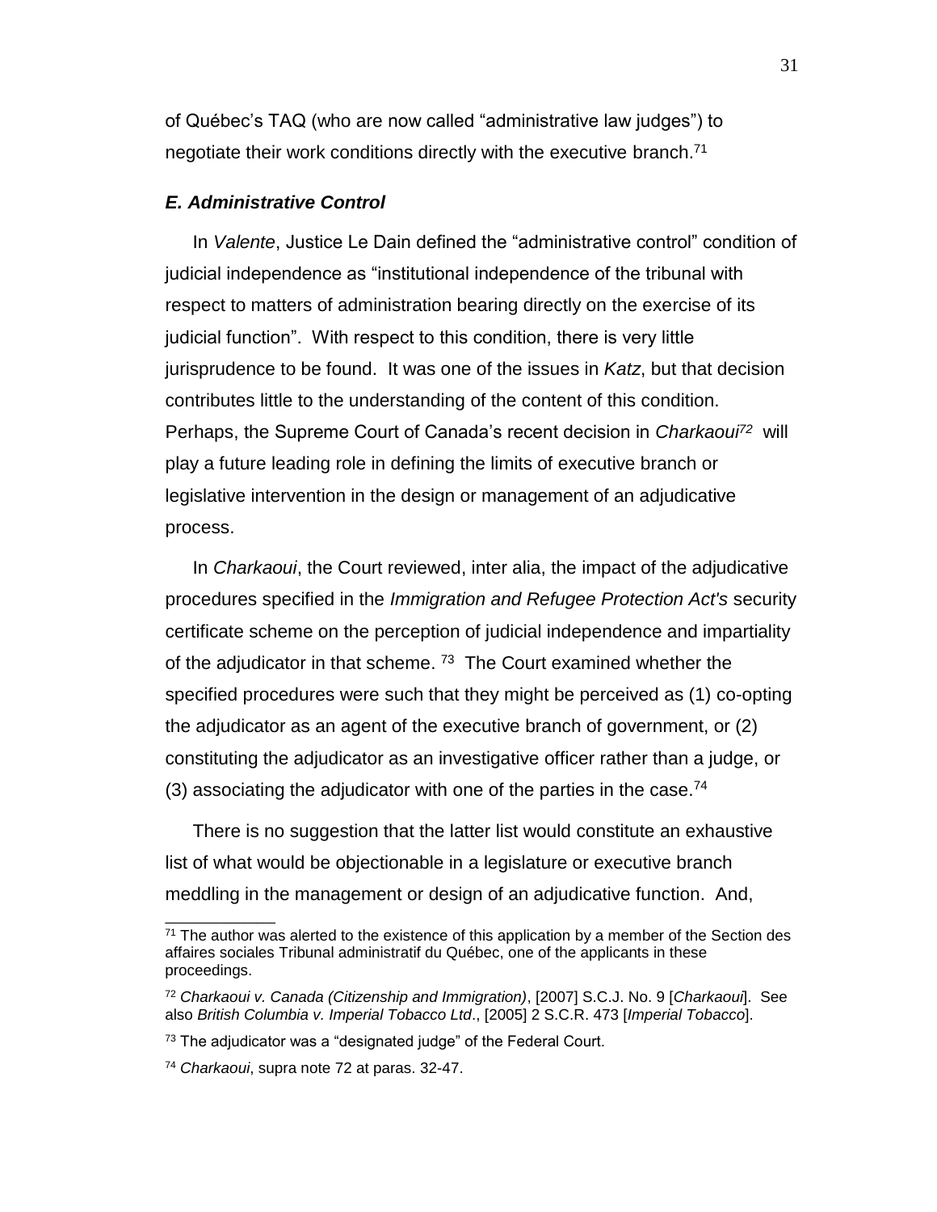of Québec's TAQ (who are now called "administrative law judges") to negotiate their work conditions directly with the executive branch.[71]

### *E. Administrative Control*

In *Valente*, Justice Le Dain defined the "administrative control" condition of judicial independence as "institutional independence of the tribunal with respect to matters of administration bearing directly on the exercise of its judicial function". With respect to this condition, there is very little jurisprudence to be found. It was one of the issues in *Katz*, but that decision contributes little to the understanding of the content of this condition. Perhaps, the Supreme Court of Canada's recent decision in *Charkaoui*[72] will play a future leading role in defining the limits of executive branch or legislative intervention in the design or management of an adjudicative process.

In *Charkaoui*, the Court reviewed, inter alia, the impact of the adjudicative procedures specified in the *Immigration and Refugee Protection Act's* security certificate scheme on the perception of judicial independence and impartiality of the adjudicator in that scheme.[73] The Court examined whether the specified procedures were such that they might be perceived as (1) co-opting the adjudicator as an agent of the executive branch of government, or (2) constituting the adjudicator as an investigative officer rather than a judge, or (3) associating the adjudicator with one of the parties in the case.[74]

There is no suggestion that the latter list would constitute an exhaustive list of what would be objectionable in a legislature or executive branch meddling in the management or design of an adjudicative function. And,

---

[71] The author was alerted to the existence of this application by a member of the Section des affaires sociales Tribunal administratif du Québec, one of the applicants in these proceedings.

[72] *Charkaoui v. Canada (Citizenship and Immigration)*, [2007] S.C.J. No. 9 [*Charkaoui*]. See also *British Columbia v. Imperial Tobacco Ltd*., [2005] 2 S.C.R. 473 [*Imperial Tobacco*].

[73] The adjudicator was a "designated judge" of the Federal Court.

[74] *Charkaoui*, supra note 72 at paras. 32-47.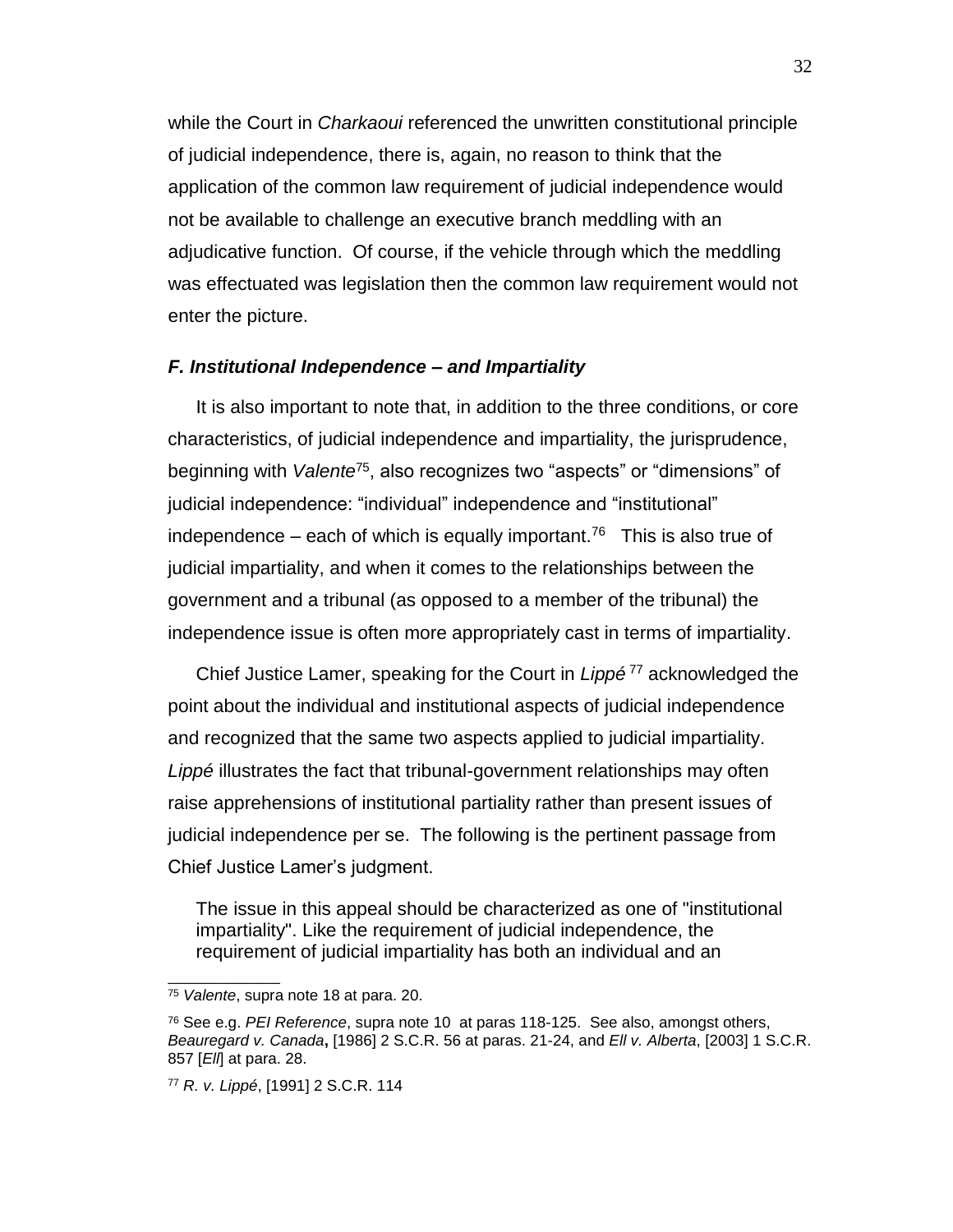while the Court in *Charkaoui* referenced the unwritten constitutional principle of judicial independence, there is, again, no reason to think that the application of the common law requirement of judicial independence would not be available to challenge an executive branch meddling with an adjudicative function. Of course, if the vehicle through which the meddling was effectuated was legislation then the common law requirement would not enter the picture.

### *F. Institutional Independence – and Impartiality*

It is also important to note that, in addition to the three conditions, or core characteristics, of judicial independence and impartiality, the jurisprudence, beginning with *Valente*[75], also recognizes two "aspects" or "dimensions" of judicial independence: "individual" independence and "institutional" independence – each of which is equally important.[76] This is also true of judicial impartiality, and when it comes to the relationships between the government and a tribunal (as opposed to a member of the tribunal) the independence issue is often more appropriately cast in terms of impartiality.

Chief Justice Lamer, speaking for the Court in *Lippé*[77] acknowledged the point about the individual and institutional aspects of judicial independence and recognized that the same two aspects applied to judicial impartiality. *Lippé* illustrates the fact that tribunal-government relationships may often raise apprehensions of institutional partiality rather than present issues of judicial independence per se. The following is the pertinent passage from Chief Justice Lamer's judgment.

> The issue in this appeal should be characterized as one of "institutional impartiality". Like the requirement of judicial independence, the requirement of judicial impartiality has both an individual and an

---

[75] *Valente*, supra note 18 at para. 20.

[76] See e.g. *PEI Reference*, supra note 10 at paras 118-125. See also, amongst others, *Beauregard v. Canada*, [1986] 2 S.C.R. 56 at paras. 21-24, and *Ell v. Alberta*, [2003] 1 S.C.R. 857 [*Ell*] at para. 28.

[77] *R. v. Lippé*, [1991] 2 S.C.R. 114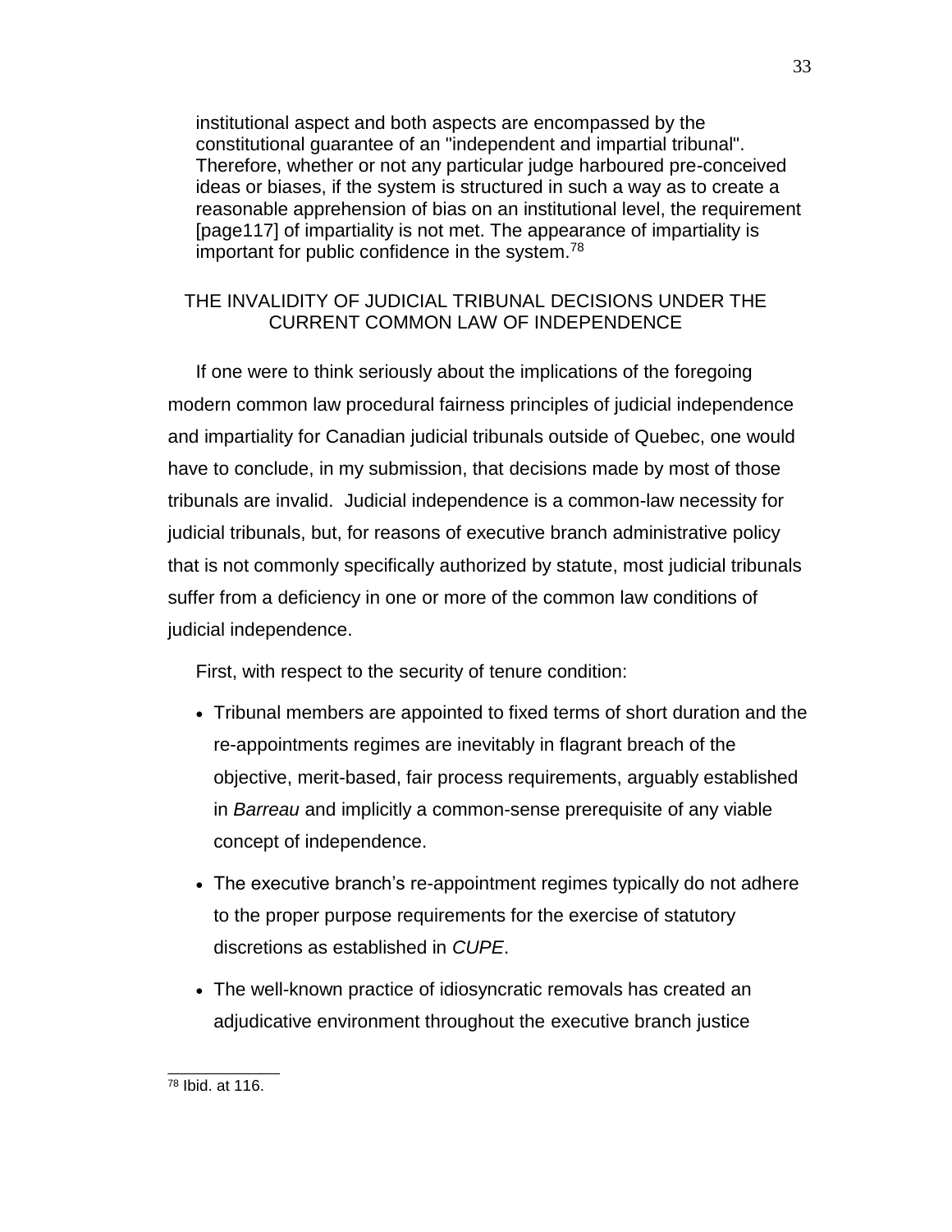institutional aspect and both aspects are encompassed by the constitutional guarantee of an "independent and impartial tribunal". Therefore, whether or not any particular judge harboured pre-conceived ideas or biases, if the system is structured in such a way as to create a reasonable apprehension of bias on an institutional level, the requirement [page117] of impartiality is not met. The appearance of impartiality is important for public confidence in the system.[78]

## THE INVALIDITY OF JUDICIAL TRIBUNAL DECISIONS UNDER THE CURRENT COMMON LAW OF INDEPENDENCE

If one were to think seriously about the implications of the foregoing modern common law procedural fairness principles of judicial independence and impartiality for Canadian judicial tribunals outside of Quebec, one would have to conclude, in my submission, that decisions made by most of those tribunals are invalid. Judicial independence is a common-law necessity for judicial tribunals, but, for reasons of executive branch administrative policy that is not commonly specifically authorized by statute, most judicial tribunals suffer from a deficiency in one or more of the common law conditions of judicial independence.

First, with respect to the security of tenure condition:

- Tribunal members are appointed to fixed terms of short duration and the re-appointments regimes are inevitably in flagrant breach of the objective, merit-based, fair process requirements, arguably established in *Barreau* and implicitly a common-sense prerequisite of any viable concept of independence.
- The executive branch's re-appointment regimes typically do not adhere to the proper purpose requirements for the exercise of statutory discretions as established in *CUPE*.
- The well-known practice of idiosyncratic removals has created an adjudicative environment throughout the executive branch justice

[78] Ibid. at 116.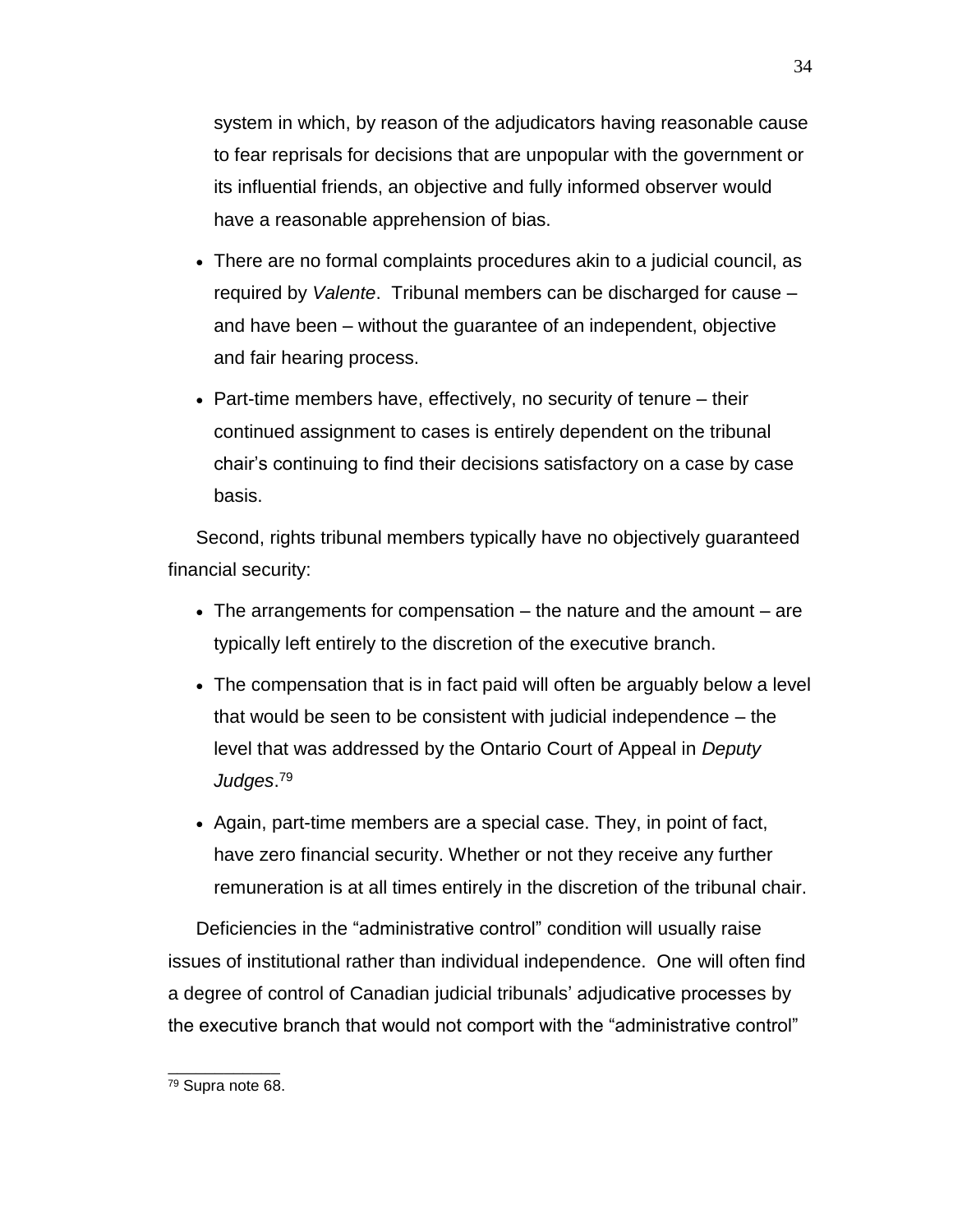system in which, by reason of the adjudicators having reasonable cause to fear reprisals for decisions that are unpopular with the government or its influential friends, an objective and fully informed observer would have a reasonable apprehension of bias.

- There are no formal complaints procedures akin to a judicial council, as required by *Valente*. Tribunal members can be discharged for cause – and have been – without the guarantee of an independent, objective and fair hearing process.
- Part-time members have, effectively, no security of tenure – their continued assignment to cases is entirely dependent on the tribunal chair's continuing to find their decisions satisfactory on a case by case basis.

Second, rights tribunal members typically have no objectively guaranteed financial security:

- The arrangements for compensation – the nature and the amount – are typically left entirely to the discretion of the executive branch.
- The compensation that is in fact paid will often be arguably below a level that would be seen to be consistent with judicial independence – the level that was addressed by the Ontario Court of Appeal in *Deputy Judges*.[79]
- Again, part-time members are a special case. They, in point of fact, have zero financial security. Whether or not they receive any further remuneration is at all times entirely in the discretion of the tribunal chair.

Deficiencies in the "administrative control" condition will usually raise issues of institutional rather than individual independence. One will often find a degree of control of Canadian judicial tribunals' adjudicative processes by the executive branch that would not comport with the "administrative control"

---

[79] Supra note 68.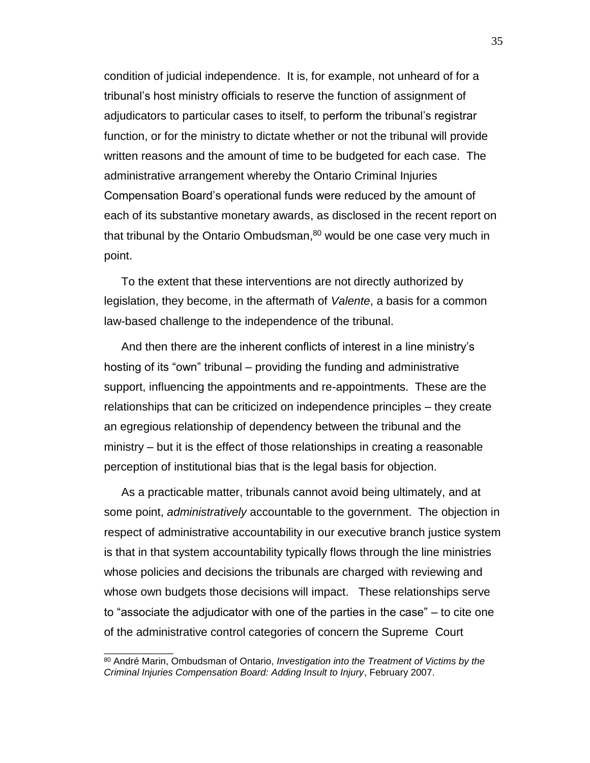condition of judicial independence. It is, for example, not unheard of for a tribunal's host ministry officials to reserve the function of assignment of adjudicators to particular cases to itself, to perform the tribunal's registrar function, or for the ministry to dictate whether or not the tribunal will provide written reasons and the amount of time to be budgeted for each case. The administrative arrangement whereby the Ontario Criminal Injuries Compensation Board's operational funds were reduced by the amount of each of its substantive monetary awards, as disclosed in the recent report on that tribunal by the Ontario Ombudsman,[80] would be one case very much in point.

To the extent that these interventions are not directly authorized by legislation, they become, in the aftermath of *Valente*, a basis for a common law-based challenge to the independence of the tribunal.

And then there are the inherent conflicts of interest in a line ministry's hosting of its "own" tribunal – providing the funding and administrative support, influencing the appointments and re-appointments. These are the relationships that can be criticized on independence principles – they create an egregious relationship of dependency between the tribunal and the ministry – but it is the effect of those relationships in creating a reasonable perception of institutional bias that is the legal basis for objection.

As a practicable matter, tribunals cannot avoid being ultimately, and at some point, *administratively* accountable to the government. The objection in respect of administrative accountability in our executive branch justice system is that in that system accountability typically flows through the line ministries whose policies and decisions the tribunals are charged with reviewing and whose own budgets those decisions will impact. These relationships serve to "associate the adjudicator with one of the parties in the case" – to cite one of the administrative control categories of concern the Supreme Court

---

[80] André Marin, Ombudsman of Ontario, *Investigation into the Treatment of Victims by the Criminal Injuries Compensation Board: Adding Insult to Injury*, February 2007.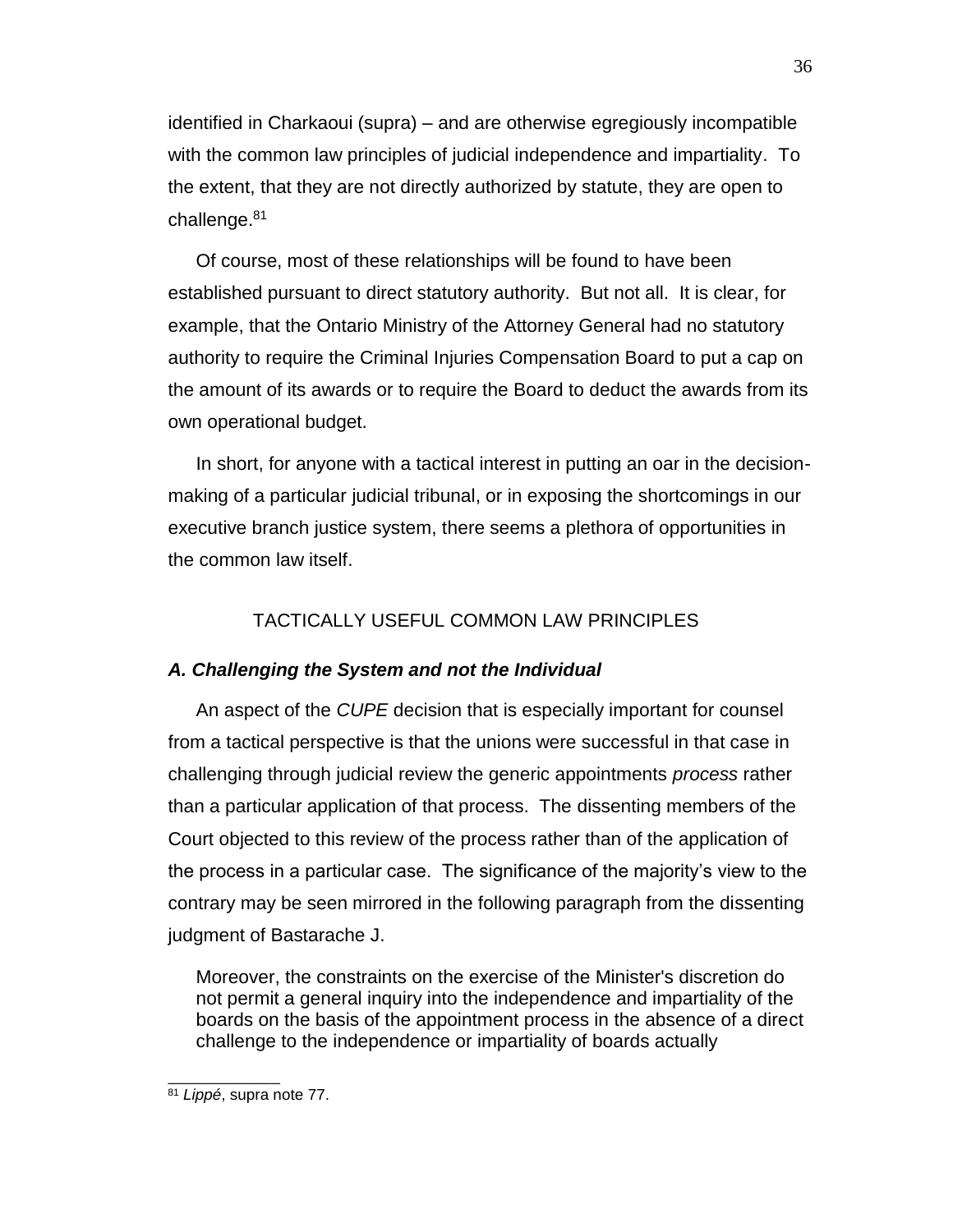identified in Charkaoui (supra) – and are otherwise egregiously incompatible with the common law principles of judicial independence and impartiality. To the extent, that they are not directly authorized by statute, they are open to challenge.[81]

Of course, most of these relationships will be found to have been established pursuant to direct statutory authority. But not all. It is clear, for example, that the Ontario Ministry of the Attorney General had no statutory authority to require the Criminal Injuries Compensation Board to put a cap on the amount of its awards or to require the Board to deduct the awards from its own operational budget.

In short, for anyone with a tactical interest in putting an oar in the decision-making of a particular judicial tribunal, or in exposing the shortcomings in our executive branch justice system, there seems a plethora of opportunities in the common law itself.

## TACTICALLY USEFUL COMMON LAW PRINCIPLES

### *A. Challenging the System and not the Individual*

An aspect of the *CUPE* decision that is especially important for counsel from a tactical perspective is that the unions were successful in that case in challenging through judicial review the generic appointments *process* rather than a particular application of that process. The dissenting members of the Court objected to this review of the process rather than of the application of the process in a particular case. The significance of the majority's view to the contrary may be seen mirrored in the following paragraph from the dissenting judgment of Bastarache J.

> Moreover, the constraints on the exercise of the Minister's discretion do not permit a general inquiry into the independence and impartiality of the boards on the basis of the appointment process in the absence of a direct challenge to the independence or impartiality of boards actually

---

[81] *Lippé*, supra note 77.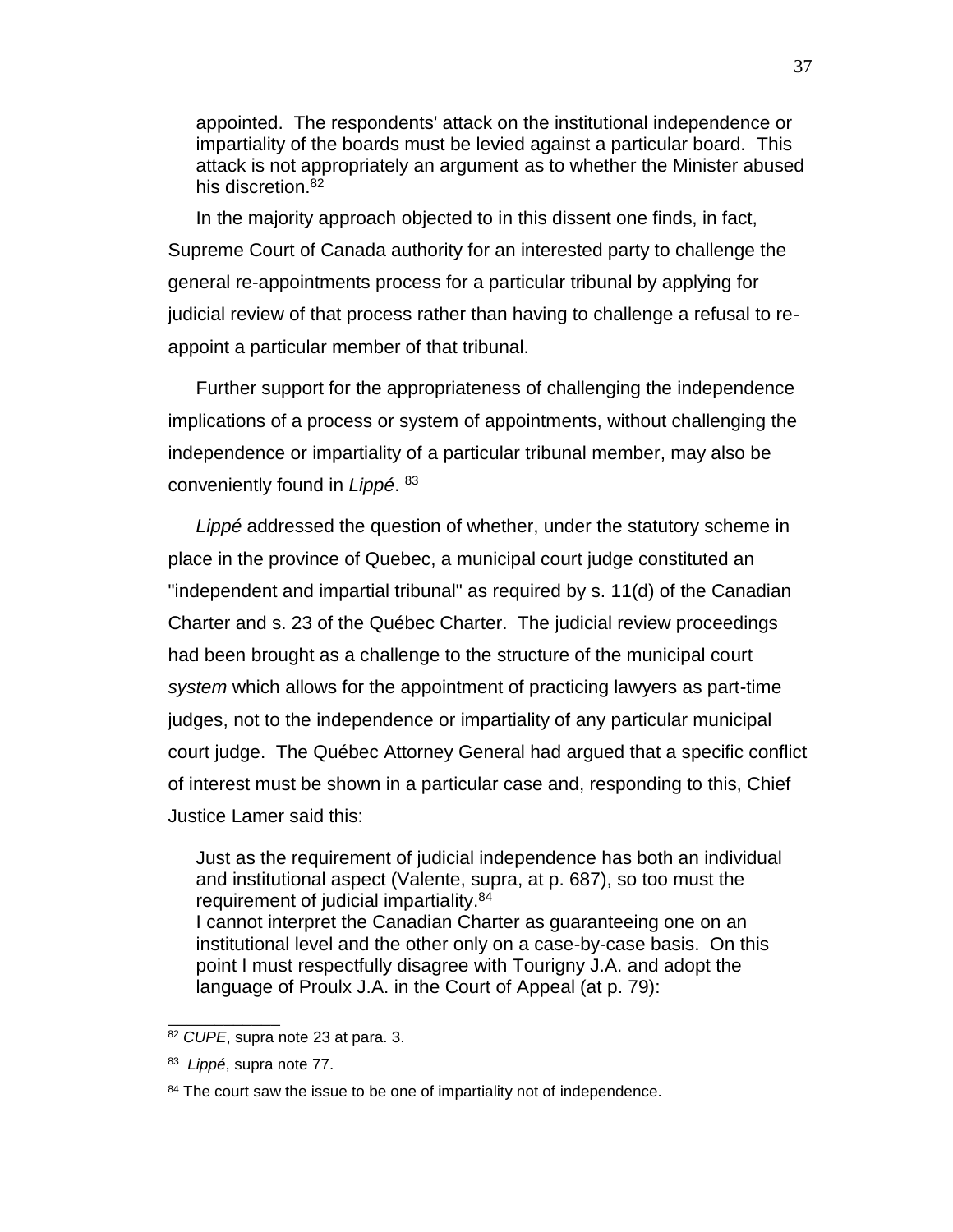> appointed. The respondents' attack on the institutional independence or impartiality of the boards must be levied against a particular board. This attack is not appropriately an argument as to whether the Minister abused his discretion.[82]

In the majority approach objected to in this dissent one finds, in fact, Supreme Court of Canada authority for an interested party to challenge the general re-appointments process for a particular tribunal by applying for judicial review of that process rather than having to challenge a refusal to re-appoint a particular member of that tribunal.

Further support for the appropriateness of challenging the independence implications of a process or system of appointments, without challenging the independence or impartiality of a particular tribunal member, may also be conveniently found in *Lippé*. [83]

*Lippé* addressed the question of whether, under the statutory scheme in place in the province of Quebec, a municipal court judge constituted an "independent and impartial tribunal" as required by s. 11(d) of the Canadian Charter and s. 23 of the Québec Charter. The judicial review proceedings had been brought as a challenge to the structure of the municipal court *system* which allows for the appointment of practicing lawyers as part-time judges, not to the independence or impartiality of any particular municipal court judge. The Québec Attorney General had argued that a specific conflict of interest must be shown in a particular case and, responding to this, Chief Justice Lamer said this:

> Just as the requirement of judicial independence has both an individual and institutional aspect (Valente, supra, at p. 687), so too must the requirement of judicial impartiality.[84]
> I cannot interpret the Canadian Charter as guaranteeing one on an institutional level and the other only on a case-by-case basis. On this point I must respectfully disagree with Tourigny J.A. and adopt the language of Proulx J.A. in the Court of Appeal (at p. 79):

---

[82] *CUPE*, supra note 23 at para. 3.

[83] *Lippé*, supra note 77.

[84] The court saw the issue to be one of impartiality not of independence.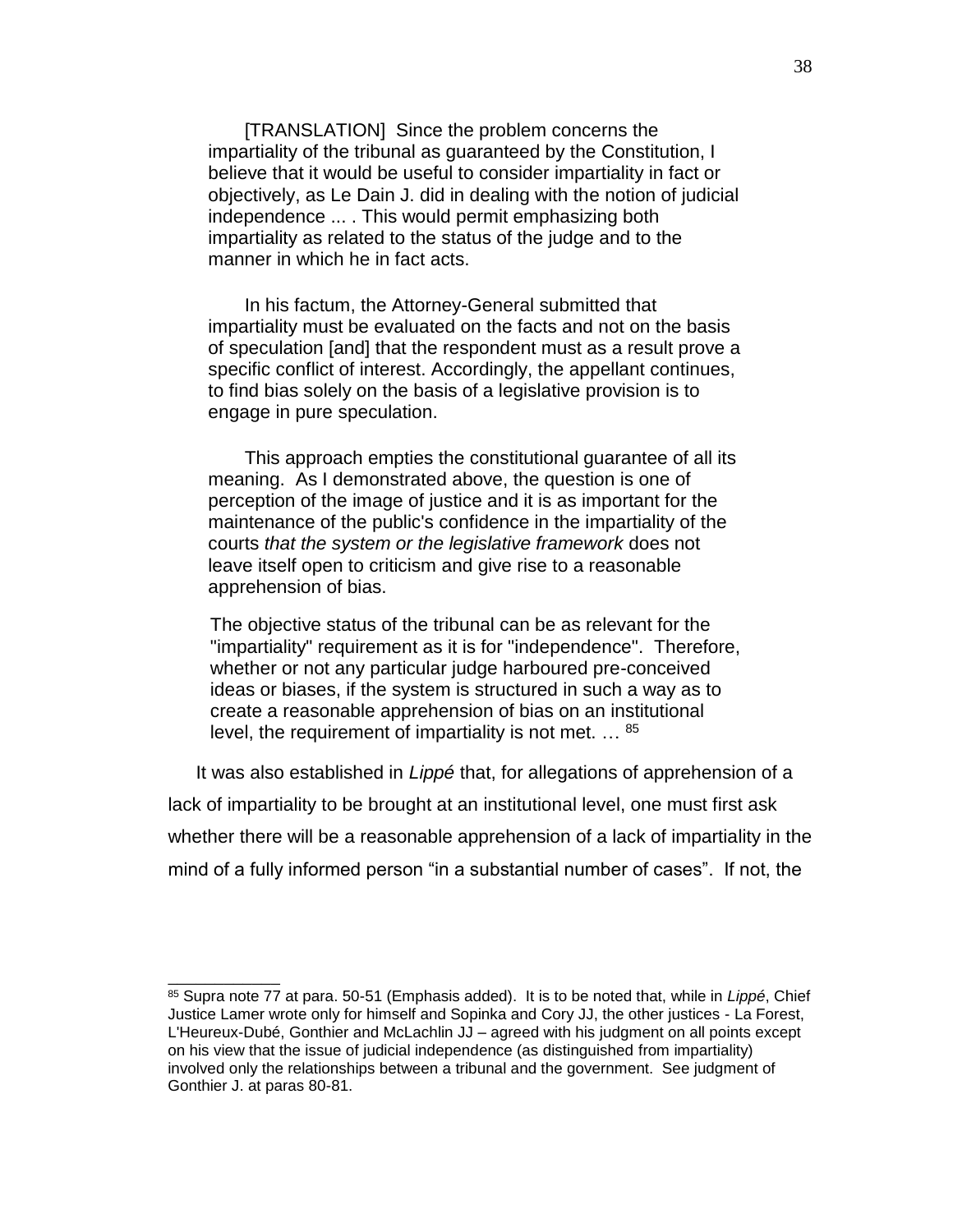> [TRANSLATION] Since the problem concerns the impartiality of the tribunal as guaranteed by the Constitution, I believe that it would be useful to consider impartiality in fact or objectively, as Le Dain J. did in dealing with the notion of judicial independence ... . This would permit emphasizing both impartiality as related to the status of the judge and to the manner in which he in fact acts.
>
> In his factum, the Attorney-General submitted that impartiality must be evaluated on the facts and not on the basis of speculation [and] that the respondent must as a result prove a specific conflict of interest. Accordingly, the appellant continues, to find bias solely on the basis of a legislative provision is to engage in pure speculation.
>
> This approach empties the constitutional guarantee of all its meaning. As I demonstrated above, the question is one of perception of the image of justice and it is as important for the maintenance of the public's confidence in the impartiality of the courts *that the system or the legislative framework* does not leave itself open to criticism and give rise to a reasonable apprehension of bias.
>
> The objective status of the tribunal can be as relevant for the "impartiality" requirement as it is for "independence". Therefore, whether or not any particular judge harboured pre-conceived ideas or biases, if the system is structured in such a way as to create a reasonable apprehension of bias on an institutional level, the requirement of impartiality is not met. … [85]

It was also established in *Lippé* that, for allegations of apprehension of a lack of impartiality to be brought at an institutional level, one must first ask whether there will be a reasonable apprehension of a lack of impartiality in the mind of a fully informed person "in a substantial number of cases". If not, the

---

[85] Supra note 77 at para. 50-51 (Emphasis added). It is to be noted that, while in *Lippé*, Chief Justice Lamer wrote only for himself and Sopinka and Cory JJ, the other justices - La Forest, L'Heureux-Dubé, Gonthier and McLachlin JJ – agreed with his judgment on all points except on his view that the issue of judicial independence (as distinguished from impartiality) involved only the relationships between a tribunal and the government. See judgment of Gonthier J. at paras 80-81.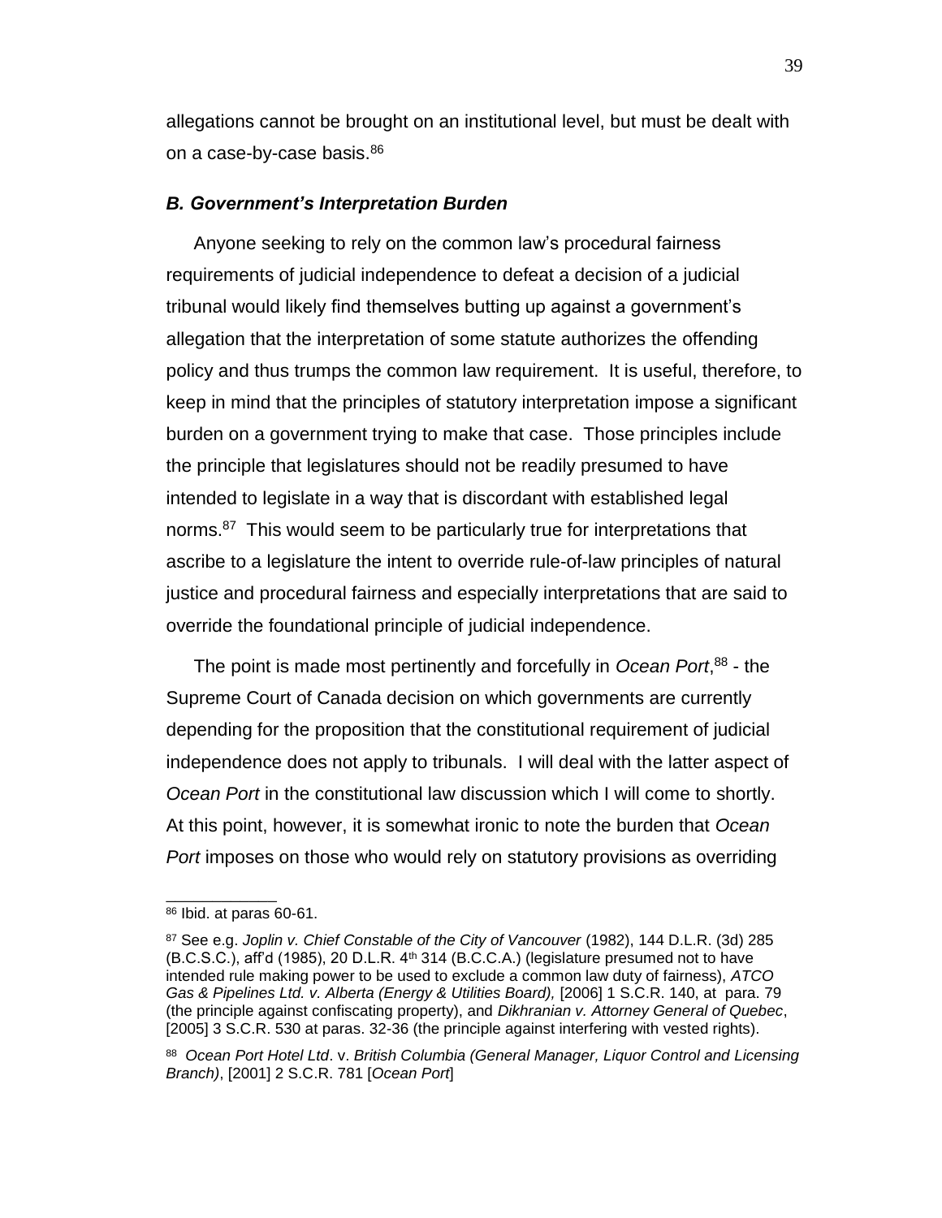allegations cannot be brought on an institutional level, but must be dealt with on a case-by-case basis.[86]

### *B. Government's Interpretation Burden*

Anyone seeking to rely on the common law's procedural fairness requirements of judicial independence to defeat a decision of a judicial tribunal would likely find themselves butting up against a government's allegation that the interpretation of some statute authorizes the offending policy and thus trumps the common law requirement. It is useful, therefore, to keep in mind that the principles of statutory interpretation impose a significant burden on a government trying to make that case. Those principles include the principle that legislatures should not be readily presumed to have intended to legislate in a way that is discordant with established legal norms.[87] This would seem to be particularly true for interpretations that ascribe to a legislature the intent to override rule-of-law principles of natural justice and procedural fairness and especially interpretations that are said to override the foundational principle of judicial independence.

The point is made most pertinently and forcefully in *Ocean Port*,[88] - the Supreme Court of Canada decision on which governments are currently depending for the proposition that the constitutional requirement of judicial independence does not apply to tribunals. I will deal with the latter aspect of *Ocean Port* in the constitutional law discussion which I will come to shortly. At this point, however, it is somewhat ironic to note the burden that *Ocean Port* imposes on those who would rely on statutory provisions as overriding

---

[86] Ibid. at paras 60-61.

[87] See e.g. *Joplin v. Chief Constable of the City of Vancouver* (1982), 144 D.L.R. (3d) 285 (B.C.S.C.), aff'd (1985), 20 D.L.R. 4th 314 (B.C.C.A.) (legislature presumed not to have intended rule making power to be used to exclude a common law duty of fairness), *ATCO Gas & Pipelines Ltd. v. Alberta (Energy & Utilities Board),* [2006] 1 S.C.R. 140, at para. 79 (the principle against confiscating property), and *Dikhranian v. Attorney General of Quebec*, [2005] 3 S.C.R. 530 at paras. 32-36 (the principle against interfering with vested rights).

[88] *Ocean Port Hotel Ltd*. v. *British Columbia (General Manager, Liquor Control and Licensing Branch)*, [2001] 2 S.C.R. 781 [*Ocean Port*]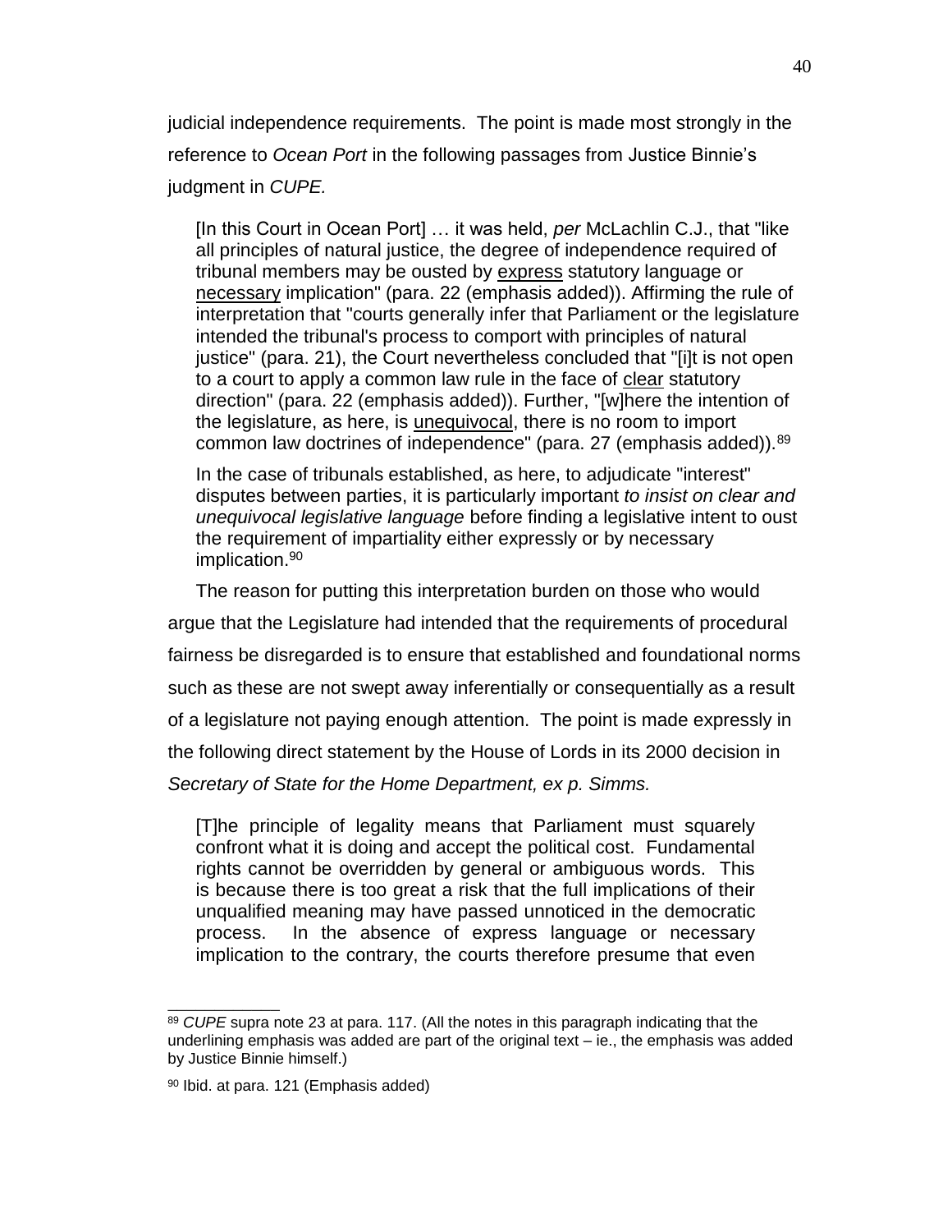judicial independence requirements. The point is made most strongly in the reference to *Ocean Port* in the following passages from Justice Binnie's judgment in *CUPE.*

> [In this Court in Ocean Port] … it was held, *per* McLachlin C.J., that "like all principles of natural justice, the degree of independence required of tribunal members may be ousted by <u>express</u> statutory language or <u>necessary</u> implication" (para. 22 (emphasis added)). Affirming the rule of interpretation that "courts generally infer that Parliament or the legislature intended the tribunal's process to comport with principles of natural justice" (para. 21), the Court nevertheless concluded that "[i]t is not open to a court to apply a common law rule in the face of <u>clear</u> statutory direction" (para. 22 (emphasis added)). Further, "[w]here the intention of the legislature, as here, is <u>unequivocal</u>, there is no room to import common law doctrines of independence" (para. 27 (emphasis added)).[89]
>
> In the case of tribunals established, as here, to adjudicate "interest" disputes between parties, it is particularly important *to insist on clear and unequivocal legislative language* before finding a legislative intent to oust the requirement of impartiality either expressly or by necessary implication.[90]

The reason for putting this interpretation burden on those who would argue that the Legislature had intended that the requirements of procedural fairness be disregarded is to ensure that established and foundational norms such as these are not swept away inferentially or consequentially as a result of a legislature not paying enough attention. The point is made expressly in the following direct statement by the House of Lords in its 2000 decision in *Secretary of State for the Home Department, ex p. Simms.*

> [T]he principle of legality means that Parliament must squarely confront what it is doing and accept the political cost. Fundamental rights cannot be overridden by general or ambiguous words. This is because there is too great a risk that the full implications of their unqualified meaning may have passed unnoticed in the democratic process. In the absence of express language or necessary implication to the contrary, the courts therefore presume that even

---

[89] *CUPE* supra note 23 at para. 117. (All the notes in this paragraph indicating that the underlining emphasis was added are part of the original text – ie., the emphasis was added by Justice Binnie himself.)

[90] Ibid. at para. 121 (Emphasis added)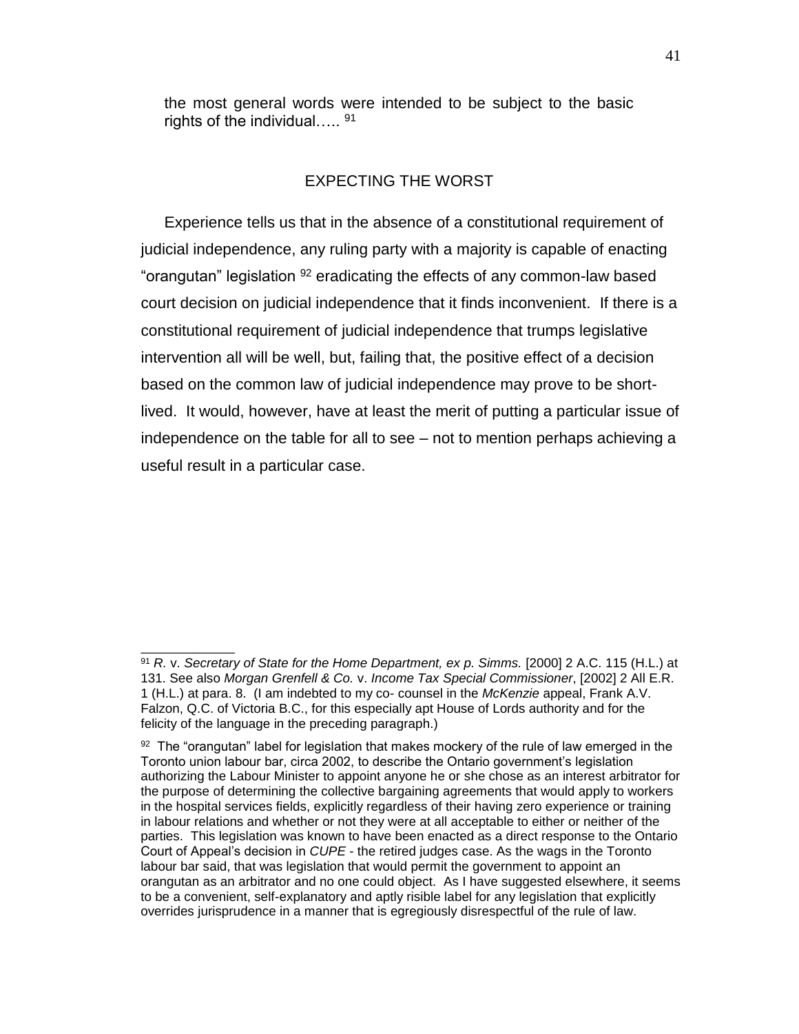the most general words were intended to be subject to the basic rights of the individual….. [91]

## EXPECTING THE WORST

Experience tells us that in the absence of a constitutional requirement of judicial independence, any ruling party with a majority is capable of enacting "orangutan" legislation [92] eradicating the effects of any common-law based court decision on judicial independence that it finds inconvenient. If there is a constitutional requirement of judicial independence that trumps legislative intervention all will be well, but, failing that, the positive effect of a decision based on the common law of judicial independence may prove to be short-lived. It would, however, have at least the merit of putting a particular issue of independence on the table for all to see – not to mention perhaps achieving a useful result in a particular case.

---

[91] *R.* v. *Secretary of State for the Home Department, ex p. Simms.* [2000] 2 A.C. 115 (H.L.) at 131. See also *Morgan Grenfell & Co.* v. *Income Tax Special Commissioner*, [2002] 2 All E.R. 1 (H.L.) at para. 8. (I am indebted to my co- counsel in the *McKenzie* appeal, Frank A.V. Falzon, Q.C. of Victoria B.C., for this especially apt House of Lords authority and for the felicity of the language in the preceding paragraph.)

[92] The "orangutan" label for legislation that makes mockery of the rule of law emerged in the Toronto union labour bar, circa 2002, to describe the Ontario government's legislation authorizing the Labour Minister to appoint anyone he or she chose as an interest arbitrator for the purpose of determining the collective bargaining agreements that would apply to workers in the hospital services fields, explicitly regardless of their having zero experience or training in labour relations and whether or not they were at all acceptable to either or neither of the parties. This legislation was known to have been enacted as a direct response to the Ontario Court of Appeal's decision in *CUPE* - the retired judges case. As the wags in the Toronto labour bar said, that was legislation that would permit the government to appoint an orangutan as an arbitrator and no one could object. As I have suggested elsewhere, it seems to be a convenient, self-explanatory and aptly risible label for any legislation that explicitly overrides jurisprudence in a manner that is egregiously disrespectful of the rule of law.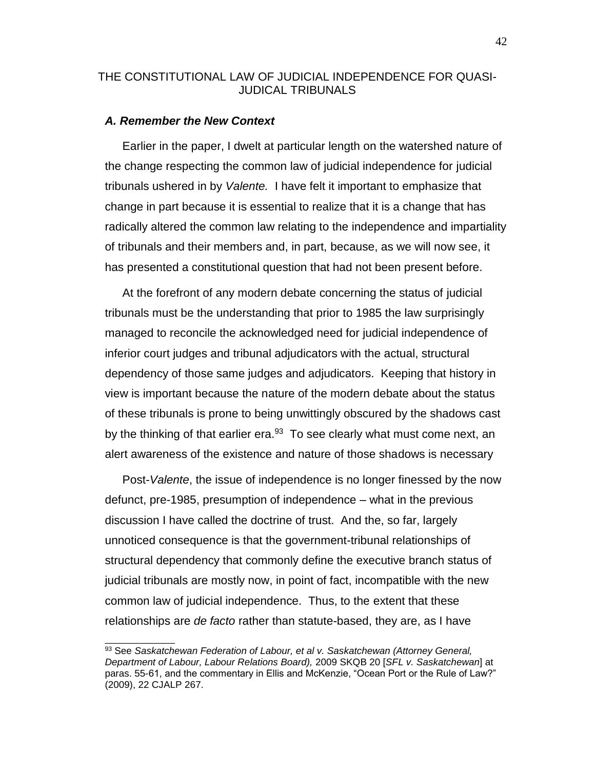## THE CONSTITUTIONAL LAW OF JUDICIAL INDEPENDENCE FOR QUASI-JUDICIAL TRIBUNALS

### *A. Remember the New Context*

Earlier in the paper, I dwelt at particular length on the watershed nature of the change respecting the common law of judicial independence for judicial tribunals ushered in by *Valente.* I have felt it important to emphasize that change in part because it is essential to realize that it is a change that has radically altered the common law relating to the independence and impartiality of tribunals and their members and, in part, because, as we will now see, it has presented a constitutional question that had not been present before.

At the forefront of any modern debate concerning the status of judicial tribunals must be the understanding that prior to 1985 the law surprisingly managed to reconcile the acknowledged need for judicial independence of inferior court judges and tribunal adjudicators with the actual, structural dependency of those same judges and adjudicators. Keeping that history in view is important because the nature of the modern debate about the status of these tribunals is prone to being unwittingly obscured by the shadows cast by the thinking of that earlier era.[93] To see clearly what must come next, an alert awareness of the existence and nature of those shadows is necessary

Post-*Valente*, the issue of independence is no longer finessed by the now defunct, pre-1985, presumption of independence – what in the previous discussion I have called the doctrine of trust. And the, so far, largely unnoticed consequence is that the government-tribunal relationships of structural dependency that commonly define the executive branch status of judicial tribunals are mostly now, in point of fact, incompatible with the new common law of judicial independence. Thus, to the extent that these relationships are *de facto* rather than statute-based, they are, as I have

---

[93] See *Saskatchewan Federation of Labour, et al v. Saskatchewan (Attorney General, Department of Labour, Labour Relations Board),* 2009 SKQB 20 [*SFL v. Saskatchewan*] at paras. 55-61, and the commentary in Ellis and McKenzie, "Ocean Port or the Rule of Law?" (2009), 22 CJALP 267.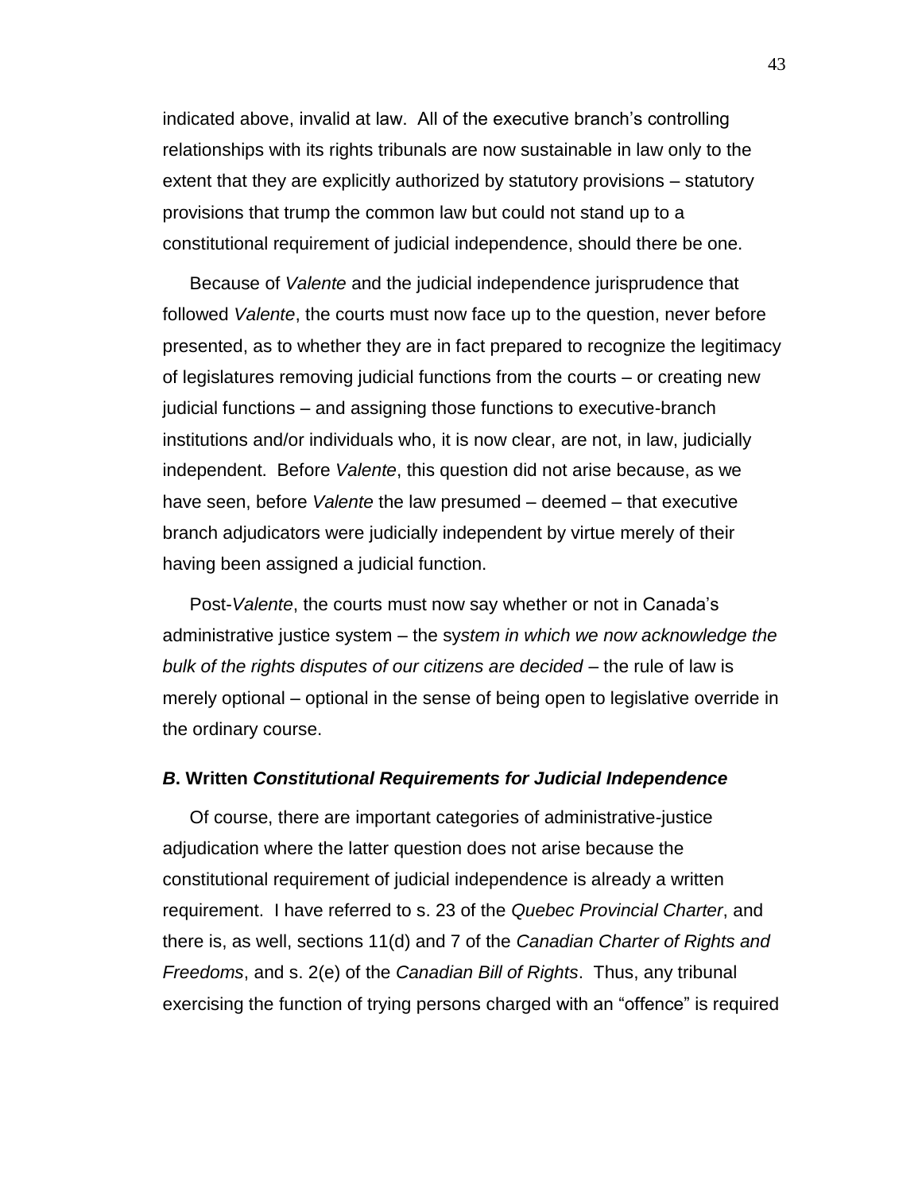indicated above, invalid at law. All of the executive branch's controlling relationships with its rights tribunals are now sustainable in law only to the extent that they are explicitly authorized by statutory provisions – statutory provisions that trump the common law but could not stand up to a constitutional requirement of judicial independence, should there be one.

Because of *Valente* and the judicial independence jurisprudence that followed *Valente*, the courts must now face up to the question, never before presented, as to whether they are in fact prepared to recognize the legitimacy of legislatures removing judicial functions from the courts – or creating new judicial functions – and assigning those functions to executive-branch institutions and/or individuals who, it is now clear, are not, in law, judicially independent. Before *Valente*, this question did not arise because, as we have seen, before *Valente* the law presumed – deemed – that executive branch adjudicators were judicially independent by virtue merely of their having been assigned a judicial function.

Post-*Valente*, the courts must now say whether or not in Canada's administrative justice system – the sy*stem in which we now acknowledge the bulk of the rights disputes of our citizens are decided* – the rule of law is merely optional – optional in the sense of being open to legislative override in the ordinary course.

### ***B*. Written *Constitutional Requirements for Judicial Independence***

Of course, there are important categories of administrative-justice adjudication where the latter question does not arise because the constitutional requirement of judicial independence is already a written requirement. I have referred to s. 23 of the *Quebec Provincial Charter*, and there is, as well, sections 11(d) and 7 of the *Canadian Charter of Rights and Freedoms*, and s. 2(e) of the *Canadian Bill of Rights*. Thus, any tribunal exercising the function of trying persons charged with an "offence" is required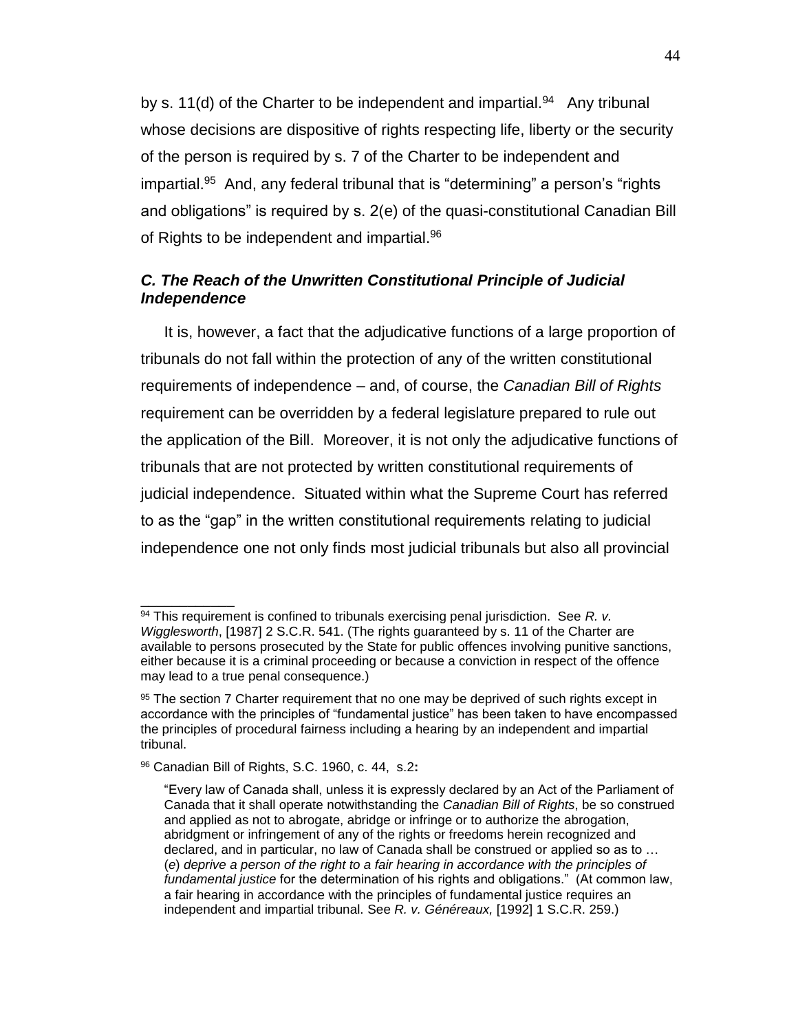by s. 11(d) of the Charter to be independent and impartial.[94] Any tribunal whose decisions are dispositive of rights respecting life, liberty or the security of the person is required by s. 7 of the Charter to be independent and impartial.[95] And, any federal tribunal that is "determining" a person's "rights and obligations" is required by s. 2(e) of the quasi-constitutional Canadian Bill of Rights to be independent and impartial.[96]

### *C. The Reach of the Unwritten Constitutional Principle of Judicial Independence*

It is, however, a fact that the adjudicative functions of a large proportion of tribunals do not fall within the protection of any of the written constitutional requirements of independence – and, of course, the *Canadian Bill of Rights* requirement can be overridden by a federal legislature prepared to rule out the application of the Bill. Moreover, it is not only the adjudicative functions of tribunals that are not protected by written constitutional requirements of judicial independence. Situated within what the Supreme Court has referred to as the "gap" in the written constitutional requirements relating to judicial independence one not only finds most judicial tribunals but also all provincial

---

[94] This requirement is confined to tribunals exercising penal jurisdiction. See *R. v. Wigglesworth*, [1987] 2 S.C.R. 541. (The rights guaranteed by s. 11 of the Charter are available to persons prosecuted by the State for public offences involving punitive sanctions, either because it is a criminal proceeding or because a conviction in respect of the offence may lead to a true penal consequence.)

[95] The section 7 Charter requirement that no one may be deprived of such rights except in accordance with the principles of "fundamental justice" has been taken to have encompassed the principles of procedural fairness including a hearing by an independent and impartial tribunal.

[96] Canadian Bill of Rights, S.C. 1960, c. 44, s.2**:**

> "Every law of Canada shall, unless it is expressly declared by an Act of the Parliament of Canada that it shall operate notwithstanding the *Canadian Bill of Rights*, be so construed and applied as not to abrogate, abridge or infringe or to authorize the abrogation, abridgment or infringement of any of the rights or freedoms herein recognized and declared, and in particular, no law of Canada shall be construed or applied so as to … (*e*) *deprive a person of the right to a fair hearing in accordance with the principles of fundamental justice* for the determination of his rights and obligations." (At common law, a fair hearing in accordance with the principles of fundamental justice requires an independent and impartial tribunal. See *R. v. Généreaux,* [1992] 1 S.C.R. 259.)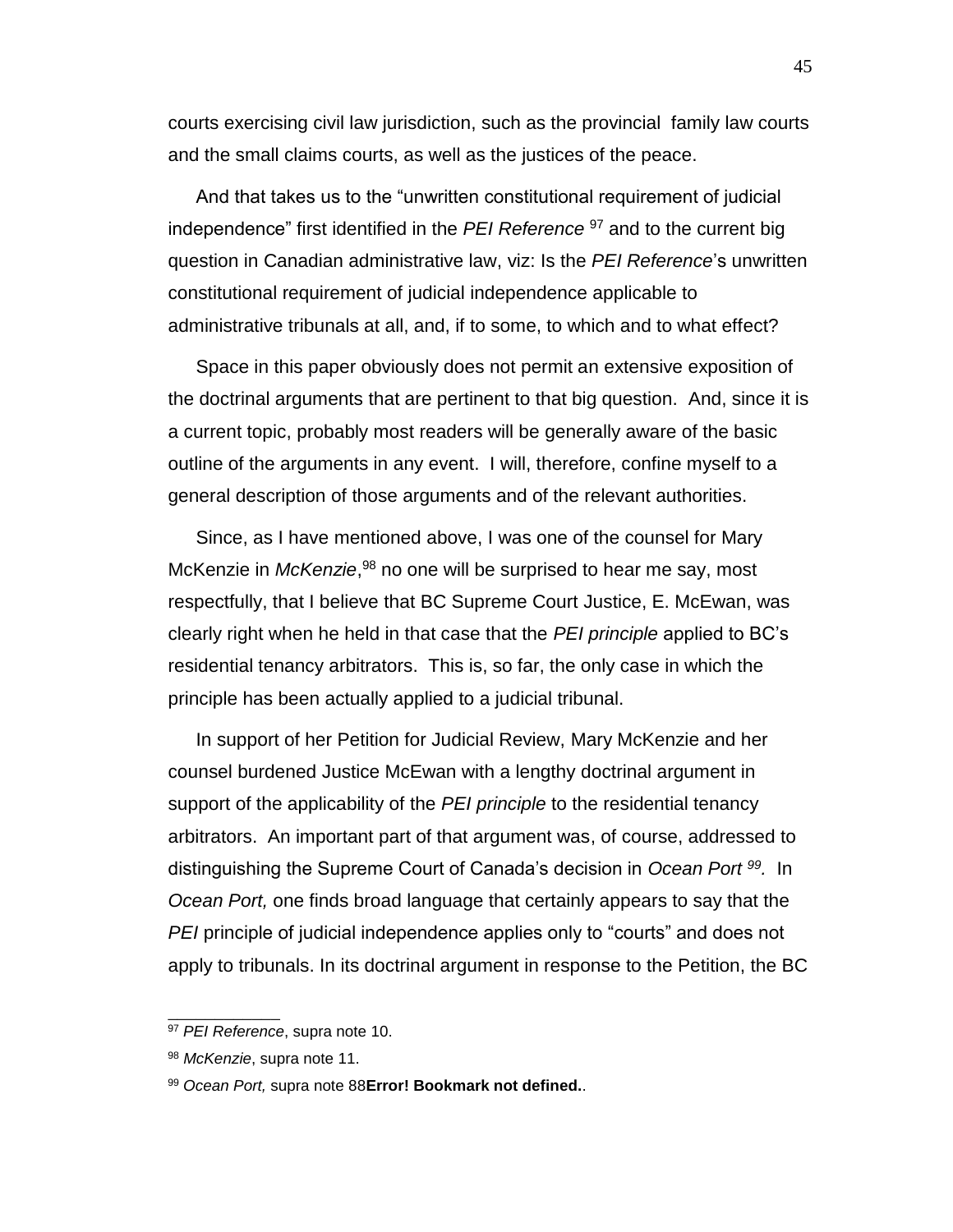courts exercising civil law jurisdiction, such as the provincial family law courts and the small claims courts, as well as the justices of the peace.

And that takes us to the "unwritten constitutional requirement of judicial independence" first identified in the *PEI Reference* [97] and to the current big question in Canadian administrative law, viz: Is the *PEI Reference*'s unwritten constitutional requirement of judicial independence applicable to administrative tribunals at all, and, if to some, to which and to what effect?

Space in this paper obviously does not permit an extensive exposition of the doctrinal arguments that are pertinent to that big question. And, since it is a current topic, probably most readers will be generally aware of the basic outline of the arguments in any event. I will, therefore, confine myself to a general description of those arguments and of the relevant authorities.

Since, as I have mentioned above, I was one of the counsel for Mary McKenzie in *McKenzie*,[98] no one will be surprised to hear me say, most respectfully, that I believe that BC Supreme Court Justice, E. McEwan, was clearly right when he held in that case that the *PEI principle* applied to BC's residential tenancy arbitrators. This is, so far, the only case in which the principle has been actually applied to a judicial tribunal.

In support of her Petition for Judicial Review, Mary McKenzie and her counsel burdened Justice McEwan with a lengthy doctrinal argument in support of the applicability of the *PEI principle* to the residential tenancy arbitrators. An important part of that argument was, of course, addressed to distinguishing the Supreme Court of Canada's decision in *Ocean Port* [99]. In *Ocean Port,* one finds broad language that certainly appears to say that the *PEI* principle of judicial independence applies only to "courts" and does not apply to tribunals. In its doctrinal argument in response to the Petition, the BC

---

[97] *PEI Reference*, supra note 10.

[98] *McKenzie*, supra note 11.

[99] *Ocean Port,* supra note 88**Error! Bookmark not defined.**.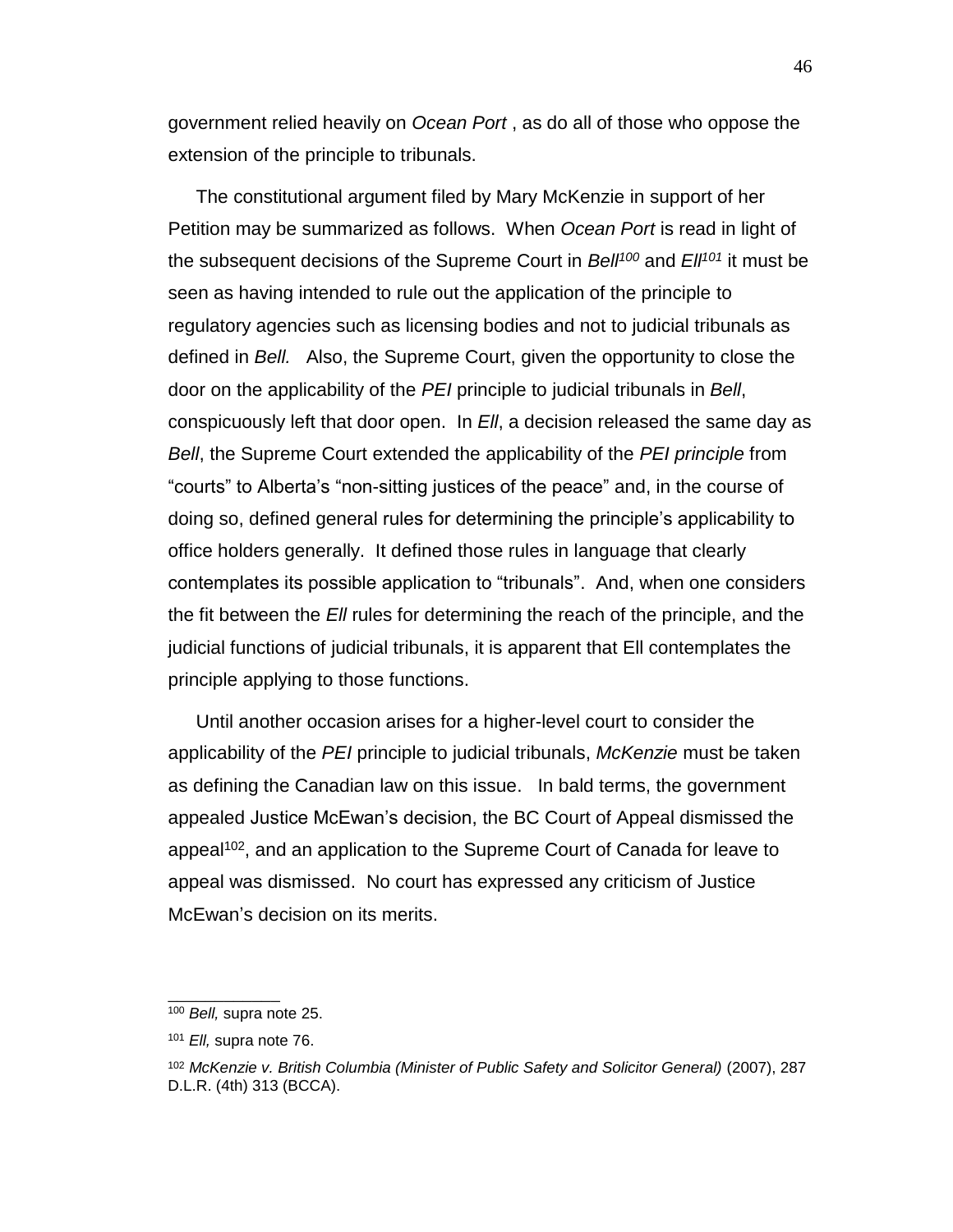government relied heavily on *Ocean Port* , as do all of those who oppose the extension of the principle to tribunals.

The constitutional argument filed by Mary McKenzie in support of her Petition may be summarized as follows. When *Ocean Port* is read in light of the subsequent decisions of the Supreme Court in *Bell*[100] and *Ell*[101] it must be seen as having intended to rule out the application of the principle to regulatory agencies such as licensing bodies and not to judicial tribunals as defined in *Bell.* Also, the Supreme Court, given the opportunity to close the door on the applicability of the *PEI* principle to judicial tribunals in *Bell*, conspicuously left that door open. In *Ell*, a decision released the same day as *Bell*, the Supreme Court extended the applicability of the *PEI principle* from "courts" to Alberta's "non-sitting justices of the peace" and, in the course of doing so, defined general rules for determining the principle's applicability to office holders generally. It defined those rules in language that clearly contemplates its possible application to "tribunals". And, when one considers the fit between the *Ell* rules for determining the reach of the principle, and the judicial functions of judicial tribunals, it is apparent that Ell contemplates the principle applying to those functions.

Until another occasion arises for a higher-level court to consider the applicability of the *PEI* principle to judicial tribunals, *McKenzie* must be taken as defining the Canadian law on this issue. In bald terms, the government appealed Justice McEwan's decision, the BC Court of Appeal dismissed the appeal[102], and an application to the Supreme Court of Canada for leave to appeal was dismissed. No court has expressed any criticism of Justice McEwan's decision on its merits.

---

[100] *Bell,* supra note 25.

[101] *Ell,* supra note 76.

[102] *McKenzie v. British Columbia (Minister of Public Safety and Solicitor General)* (2007), 287 D.L.R. (4th) 313 (BCCA).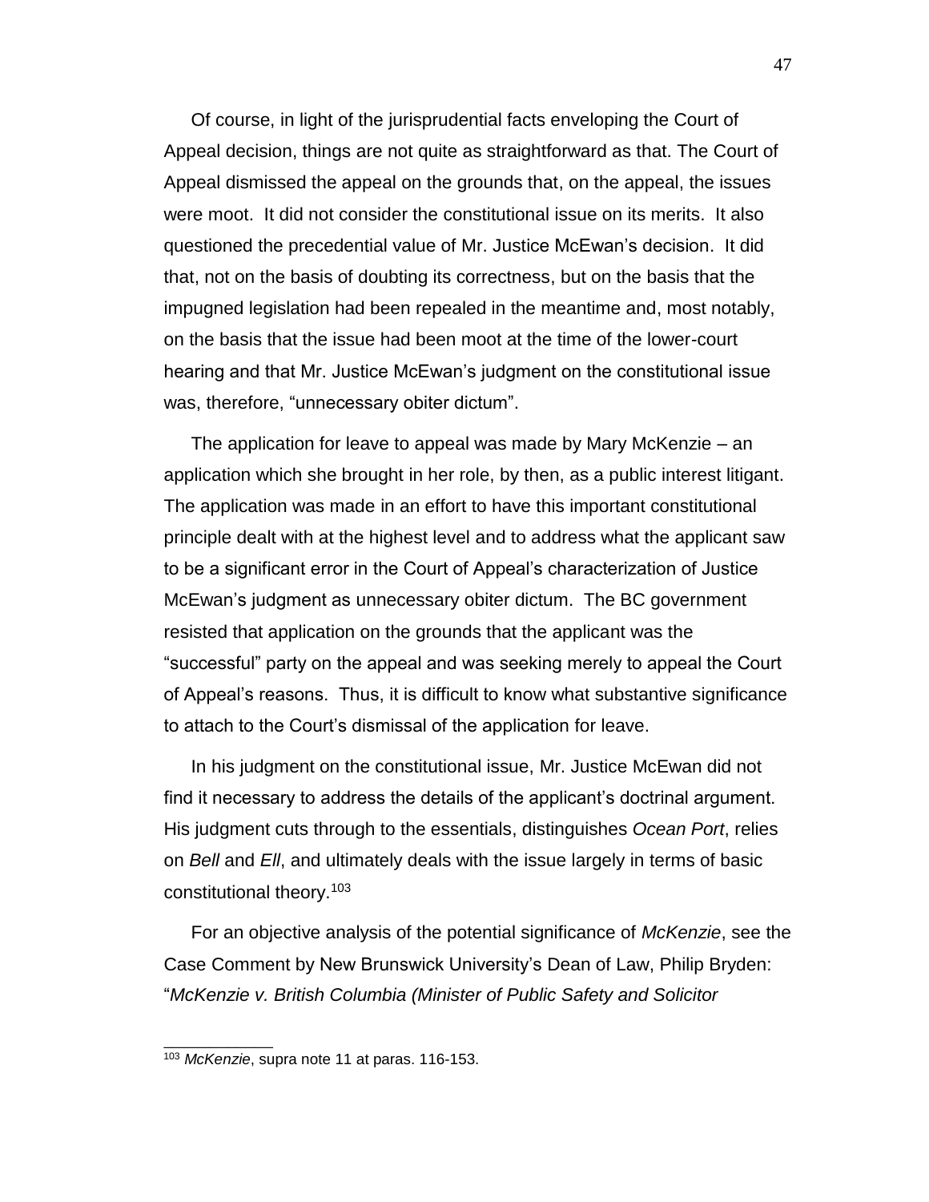Of course, in light of the jurisprudential facts enveloping the Court of Appeal decision, things are not quite as straightforward as that. The Court of Appeal dismissed the appeal on the grounds that, on the appeal, the issues were moot. It did not consider the constitutional issue on its merits. It also questioned the precedential value of Mr. Justice McEwan's decision. It did that, not on the basis of doubting its correctness, but on the basis that the impugned legislation had been repealed in the meantime and, most notably, on the basis that the issue had been moot at the time of the lower-court hearing and that Mr. Justice McEwan's judgment on the constitutional issue was, therefore, "unnecessary obiter dictum".

The application for leave to appeal was made by Mary McKenzie – an application which she brought in her role, by then, as a public interest litigant. The application was made in an effort to have this important constitutional principle dealt with at the highest level and to address what the applicant saw to be a significant error in the Court of Appeal's characterization of Justice McEwan's judgment as unnecessary obiter dictum. The BC government resisted that application on the grounds that the applicant was the "successful" party on the appeal and was seeking merely to appeal the Court of Appeal's reasons. Thus, it is difficult to know what substantive significance to attach to the Court's dismissal of the application for leave.

In his judgment on the constitutional issue, Mr. Justice McEwan did not find it necessary to address the details of the applicant's doctrinal argument. His judgment cuts through to the essentials, distinguishes *Ocean Port*, relies on *Bell* and *Ell*, and ultimately deals with the issue largely in terms of basic constitutional theory.[103]

For an objective analysis of the potential significance of *McKenzie*, see the Case Comment by New Brunswick University's Dean of Law, Philip Bryden: "*McKenzie v. British Columbia (Minister of Public Safety and Solicitor*

---

[103] *McKenzie*, supra note 11 at paras. 116-153.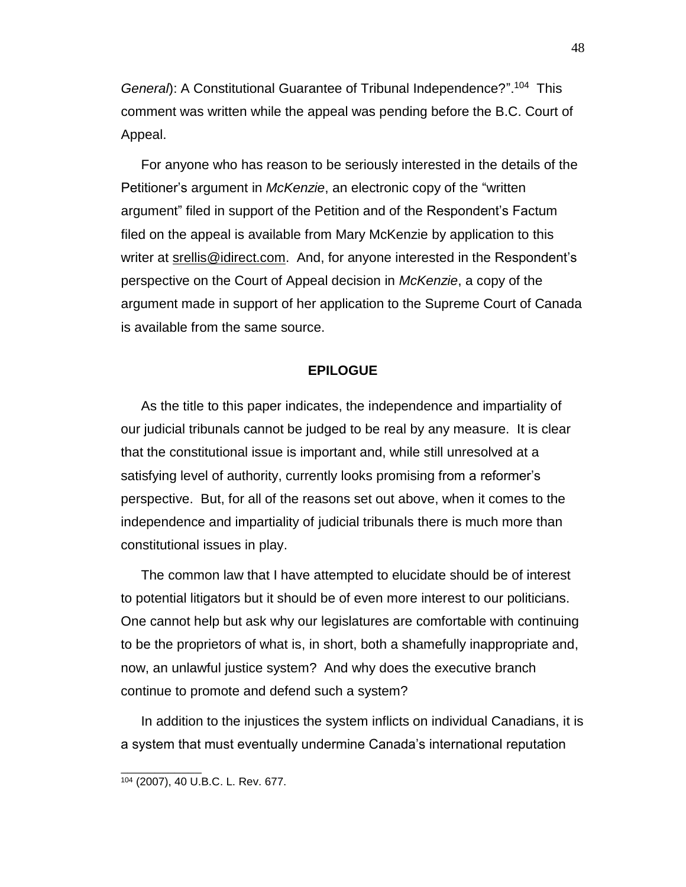*General*): A Constitutional Guarantee of Tribunal Independence?".[104] This comment was written while the appeal was pending before the B.C. Court of Appeal.

For anyone who has reason to be seriously interested in the details of the Petitioner's argument in *McKenzie*, an electronic copy of the "written argument" filed in support of the Petition and of the Respondent's Factum filed on the appeal is available from Mary McKenzie by application to this writer at srellis@idirect.com. And, for anyone interested in the Respondent's perspective on the Court of Appeal decision in *McKenzie*, a copy of the argument made in support of her application to the Supreme Court of Canada is available from the same source.

## EPILOGUE

As the title to this paper indicates, the independence and impartiality of our judicial tribunals cannot be judged to be real by any measure. It is clear that the constitutional issue is important and, while still unresolved at a satisfying level of authority, currently looks promising from a reformer's perspective. But, for all of the reasons set out above, when it comes to the independence and impartiality of judicial tribunals there is much more than constitutional issues in play.

The common law that I have attempted to elucidate should be of interest to potential litigators but it should be of even more interest to our politicians. One cannot help but ask why our legislatures are comfortable with continuing to be the proprietors of what is, in short, both a shamefully inappropriate and, now, an unlawful justice system? And why does the executive branch continue to promote and defend such a system?

In addition to the injustices the system inflicts on individual Canadians, it is a system that must eventually undermine Canada's international reputation

[104] (2007), 40 U.B.C. L. Rev. 677.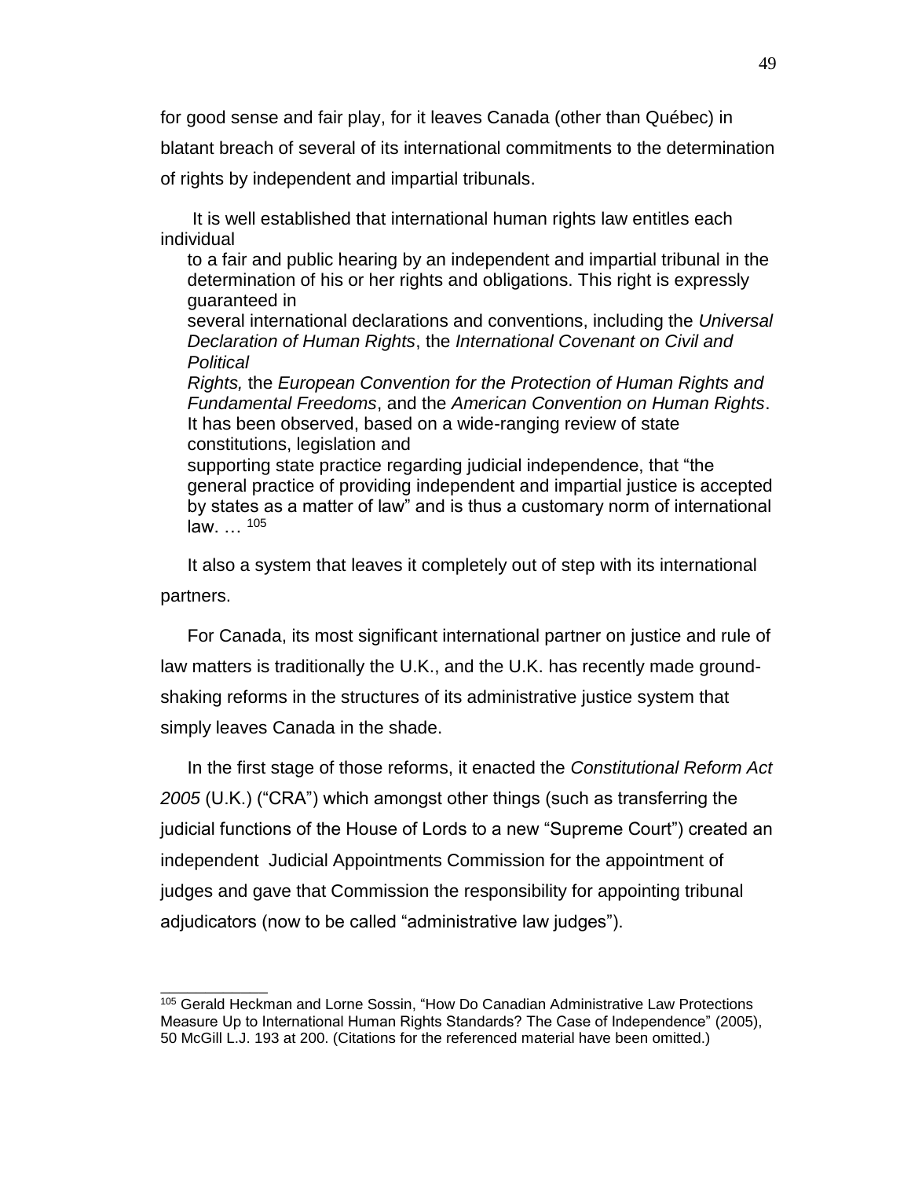for good sense and fair play, for it leaves Canada (other than Québec) in blatant breach of several of its international commitments to the determination of rights by independent and impartial tribunals.

> It is well established that international human rights law entitles each individual to a fair and public hearing by an independent and impartial tribunal in the determination of his or her rights and obligations. This right is expressly guaranteed in several international declarations and conventions, including the *Universal Declaration of Human Rights*, the *International Covenant on Civil and Political Rights,* the *European Convention for the Protection of Human Rights and Fundamental Freedoms*, and the *American Convention on Human Rights*. It has been observed, based on a wide-ranging review of state constitutions, legislation and supporting state practice regarding judicial independence, that "the general practice of providing independent and impartial justice is accepted by states as a matter of law" and is thus a customary norm of international law. … [105]

It also a system that leaves it completely out of step with its international partners.

For Canada, its most significant international partner on justice and rule of law matters is traditionally the U.K., and the U.K. has recently made ground-shaking reforms in the structures of its administrative justice system that simply leaves Canada in the shade.

In the first stage of those reforms, it enacted the *Constitutional Reform Act 2005* (U.K.) ("CRA") which amongst other things (such as transferring the judicial functions of the House of Lords to a new "Supreme Court") created an independent Judicial Appointments Commission for the appointment of judges and gave that Commission the responsibility for appointing tribunal adjudicators (now to be called "administrative law judges").

---

[105] Gerald Heckman and Lorne Sossin, "How Do Canadian Administrative Law Protections Measure Up to International Human Rights Standards? The Case of Independence" (2005), 50 McGill L.J. 193 at 200. (Citations for the referenced material have been omitted.)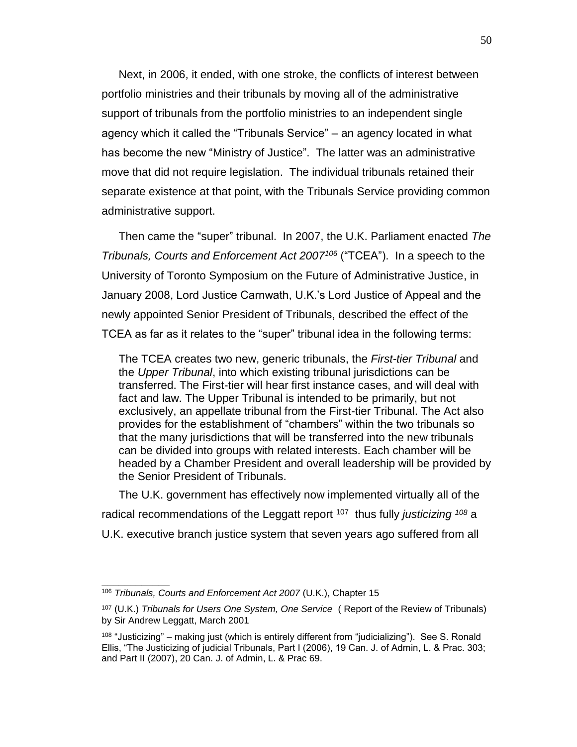Next, in 2006, it ended, with one stroke, the conflicts of interest between portfolio ministries and their tribunals by moving all of the administrative support of tribunals from the portfolio ministries to an independent single agency which it called the "Tribunals Service" – an agency located in what has become the new "Ministry of Justice". The latter was an administrative move that did not require legislation. The individual tribunals retained their separate existence at that point, with the Tribunals Service providing common administrative support.

Then came the "super" tribunal. In 2007, the U.K. Parliament enacted *The Tribunals, Courts and Enforcement Act 2007*[106] ("TCEA"). In a speech to the University of Toronto Symposium on the Future of Administrative Justice, in January 2008, Lord Justice Carnwath, U.K.'s Lord Justice of Appeal and the newly appointed Senior President of Tribunals, described the effect of the TCEA as far as it relates to the "super" tribunal idea in the following terms:

> The TCEA creates two new, generic tribunals, the *First-tier Tribunal* and the *Upper Tribunal*, into which existing tribunal jurisdictions can be transferred. The First-tier will hear first instance cases, and will deal with fact and law. The Upper Tribunal is intended to be primarily, but not exclusively, an appellate tribunal from the First-tier Tribunal. The Act also provides for the establishment of "chambers" within the two tribunals so that the many jurisdictions that will be transferred into the new tribunals can be divided into groups with related interests. Each chamber will be headed by a Chamber President and overall leadership will be provided by the Senior President of Tribunals.

The U.K. government has effectively now implemented virtually all of the radical recommendations of the Leggatt report [107] thus fully *justicizing* [108] a U.K. executive branch justice system that seven years ago suffered from all

---

[106] *Tribunals, Courts and Enforcement Act 2007* (U.K.), Chapter 15

[107] (U.K.) *Tribunals for Users One System, One Service* ( Report of the Review of Tribunals) by Sir Andrew Leggatt, March 2001

[108] "Justicizing" – making just (which is entirely different from "judicializing"). See S. Ronald Ellis, "The Justicizing of judicial Tribunals, Part I (2006), 19 Can. J. of Admin, L. & Prac. 303; and Part II (2007), 20 Can. J. of Admin, L. & Prac 69.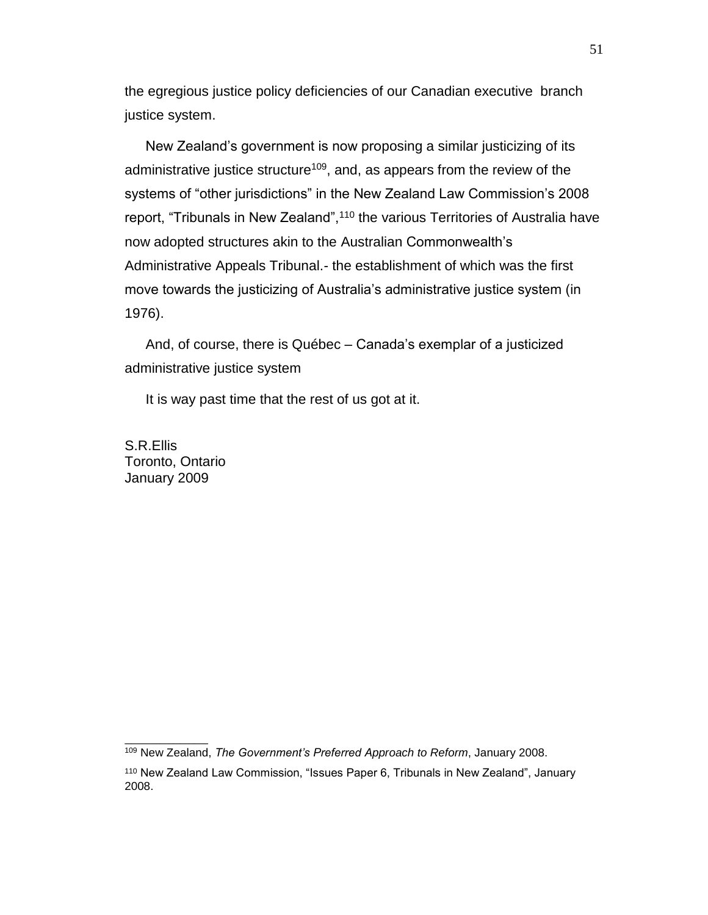the egregious justice policy deficiencies of our Canadian executive  branch justice system.

New Zealand's government is now proposing a similar justicizing of its administrative justice structure[109], and, as appears from the review of the systems of "other jurisdictions" in the New Zealand Law Commission's 2008 report, "Tribunals in New Zealand",[110] the various Territories of Australia have now adopted structures akin to the Australian Commonwealth's Administrative Appeals Tribunal.- the establishment of which was the first move towards the justicizing of Australia's administrative justice system (in 1976).

And, of course, there is Québec – Canada's exemplar of a justicized administrative justice system

It is way past time that the rest of us got at it.

S.R.Ellis
Toronto, Ontario
January 2009

---

[109] New Zealand, *The Government's Preferred Approach to Reform*, January 2008.

[110] New Zealand Law Commission, "Issues Paper 6, Tribunals in New Zealand", January 2008.